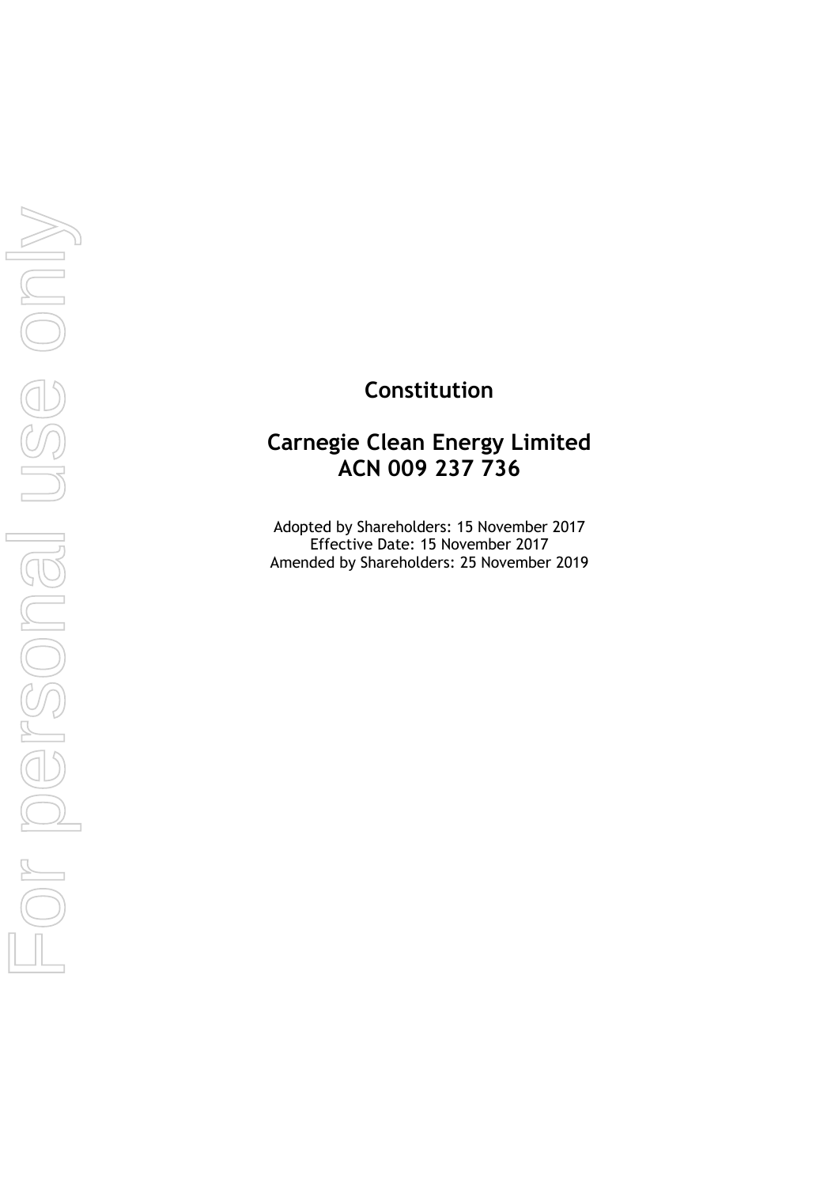# Constitution

# Carnegie Clean Energy Limited
# ACN 009 237 736

Adopted by Shareholders: 15 November 2017
Effective Date: 15 November 2017
Amended by Shareholders: 25 November 2019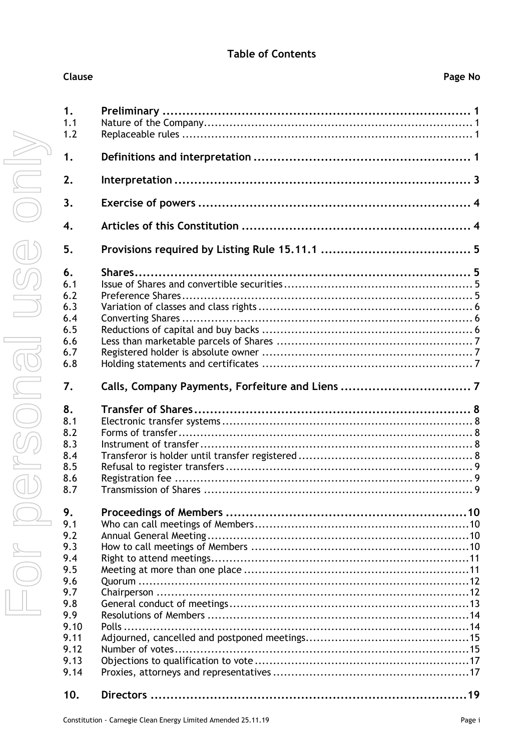# Table of Contents

| Clause | | Page No |
|---|---|---|
| **1.** | **Preliminary** | **1** |
| 1.1 | Nature of the Company | 1 |
| 1.2 | Replaceable rules | 1 |
| **1.** | **Definitions and interpretation** | **1** |
| **2.** | **Interpretation** | **3** |
| **3.** | **Exercise of powers** | **4** |
| **4.** | **Articles of this Constitution** | **4** |
| **5.** | **Provisions required by Listing Rule 15.11.1** | **5** |
| **6.** | **Shares** | **5** |
| 6.1 | Issue of Shares and convertible securities | 5 |
| 6.2 | Preference Shares | 5 |
| 6.3 | Variation of classes and class rights | 6 |
| 6.4 | Converting Shares | 6 |
| 6.5 | Reductions of capital and buy backs | 6 |
| 6.6 | Less than marketable parcels of Shares | 7 |
| 6.7 | Registered holder is absolute owner | 7 |
| 6.8 | Holding statements and certificates | 7 |
| **7.** | **Calls, Company Payments, Forfeiture and Liens** | **7** |
| **8.** | **Transfer of Shares** | **8** |
| 8.1 | Electronic transfer systems | 8 |
| 8.2 | Forms of transfer | 8 |
| 8.3 | Instrument of transfer | 8 |
| 8.4 | Transferor is holder until transfer registered | 8 |
| 8.5 | Refusal to register transfers | 9 |
| 8.6 | Registration fee | 9 |
| 8.7 | Transmission of Shares | 9 |
| **9.** | **Proceedings of Members** | **10** |
| 9.1 | Who can call meetings of Members | 10 |
| 9.2 | Annual General Meeting | 10 |
| 9.3 | How to call meetings of Members | 10 |
| 9.4 | Right to attend meetings | 11 |
| 9.5 | Meeting at more than one place | 11 |
| 9.6 | Quorum | 12 |
| 9.7 | Chairperson | 12 |
| 9.8 | General conduct of meetings | 13 |
| 9.9 | Resolutions of Members | 14 |
| 9.10 | Polls | 14 |
| 9.11 | Adjourned, cancelled and postponed meetings | 15 |
| 9.12 | Number of votes | 15 |
| 9.13 | Objections to qualification to vote | 17 |
| 9.14 | Proxies, attorneys and representatives | 17 |
| **10.** | **Directors** | **19** |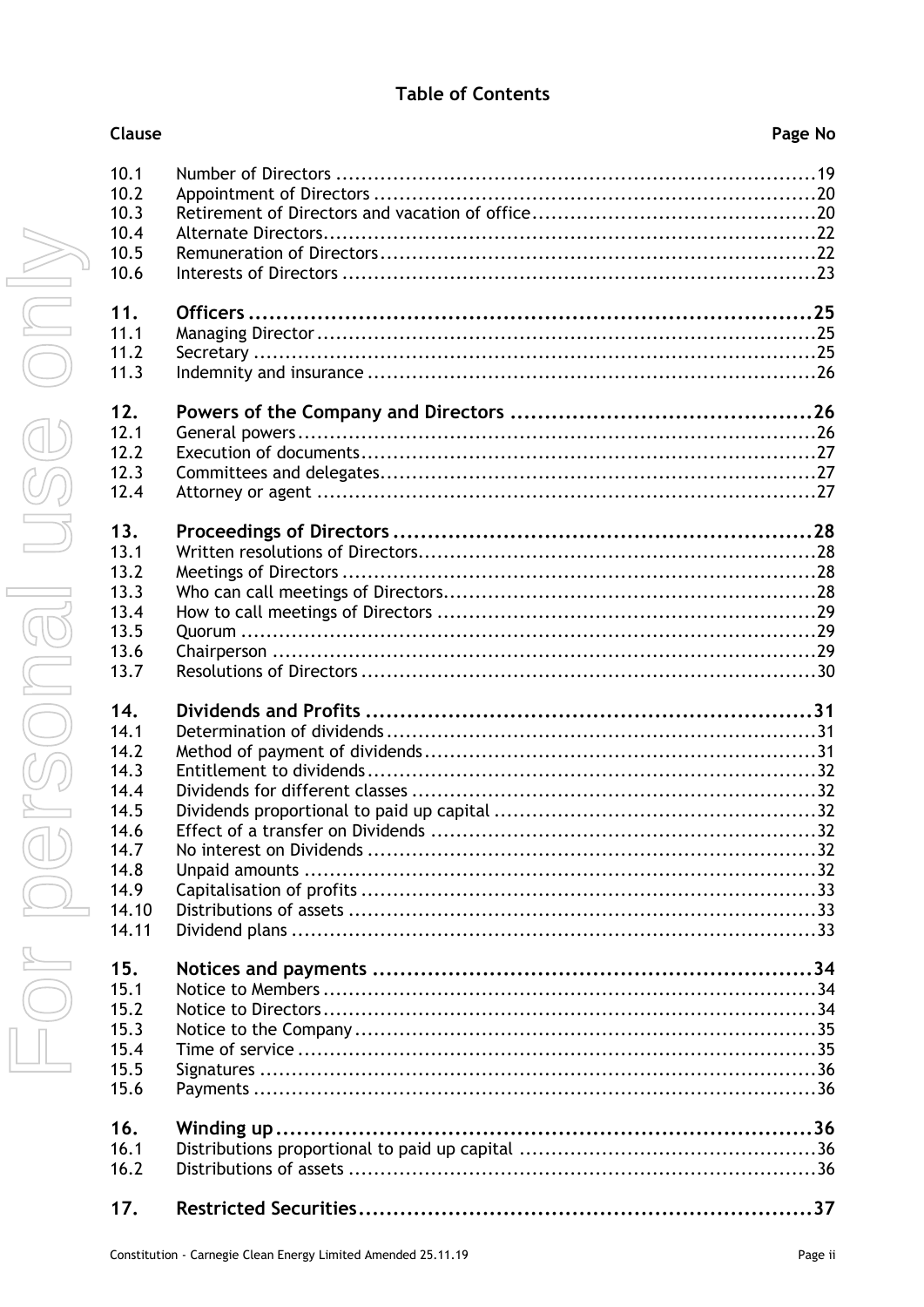## Table of Contents

| Clause | | Page No |
|---|---|---|
| 10.1 | Number of Directors | 19 |
| 10.2 | Appointment of Directors | 20 |
| 10.3 | Retirement of Directors and vacation of office | 20 |
| 10.4 | Alternate Directors | 22 |
| 10.5 | Remuneration of Directors | 22 |
| 10.6 | Interests of Directors | 23 |
| **11.** | **Officers** | **25** |
| 11.1 | Managing Director | 25 |
| 11.2 | Secretary | 25 |
| 11.3 | Indemnity and insurance | 26 |
| **12.** | **Powers of the Company and Directors** | **26** |
| 12.1 | General powers | 26 |
| 12.2 | Execution of documents | 27 |
| 12.3 | Committees and delegates | 27 |
| 12.4 | Attorney or agent | 27 |
| **13.** | **Proceedings of Directors** | **28** |
| 13.1 | Written resolutions of Directors | 28 |
| 13.2 | Meetings of Directors | 28 |
| 13.3 | Who can call meetings of Directors | 28 |
| 13.4 | How to call meetings of Directors | 29 |
| 13.5 | Quorum | 29 |
| 13.6 | Chairperson | 29 |
| 13.7 | Resolutions of Directors | 30 |
| **14.** | **Dividends and Profits** | **31** |
| 14.1 | Determination of dividends | 31 |
| 14.2 | Method of payment of dividends | 31 |
| 14.3 | Entitlement to dividends | 32 |
| 14.4 | Dividends for different classes | 32 |
| 14.5 | Dividends proportional to paid up capital | 32 |
| 14.6 | Effect of a transfer on Dividends | 32 |
| 14.7 | No interest on Dividends | 32 |
| 14.8 | Unpaid amounts | 32 |
| 14.9 | Capitalisation of profits | 33 |
| 14.10 | Distributions of assets | 33 |
| 14.11 | Dividend plans | 33 |
| **15.** | **Notices and payments** | **34** |
| 15.1 | Notice to Members | 34 |
| 15.2 | Notice to Directors | 34 |
| 15.3 | Notice to the Company | 35 |
| 15.4 | Time of service | 35 |
| 15.5 | Signatures | 36 |
| 15.6 | Payments | 36 |
| **16.** | **Winding up** | **36** |
| 16.1 | Distributions proportional to paid up capital | 36 |
| 16.2 | Distributions of assets | 36 |
| **17.** | **Restricted Securities** | **37** |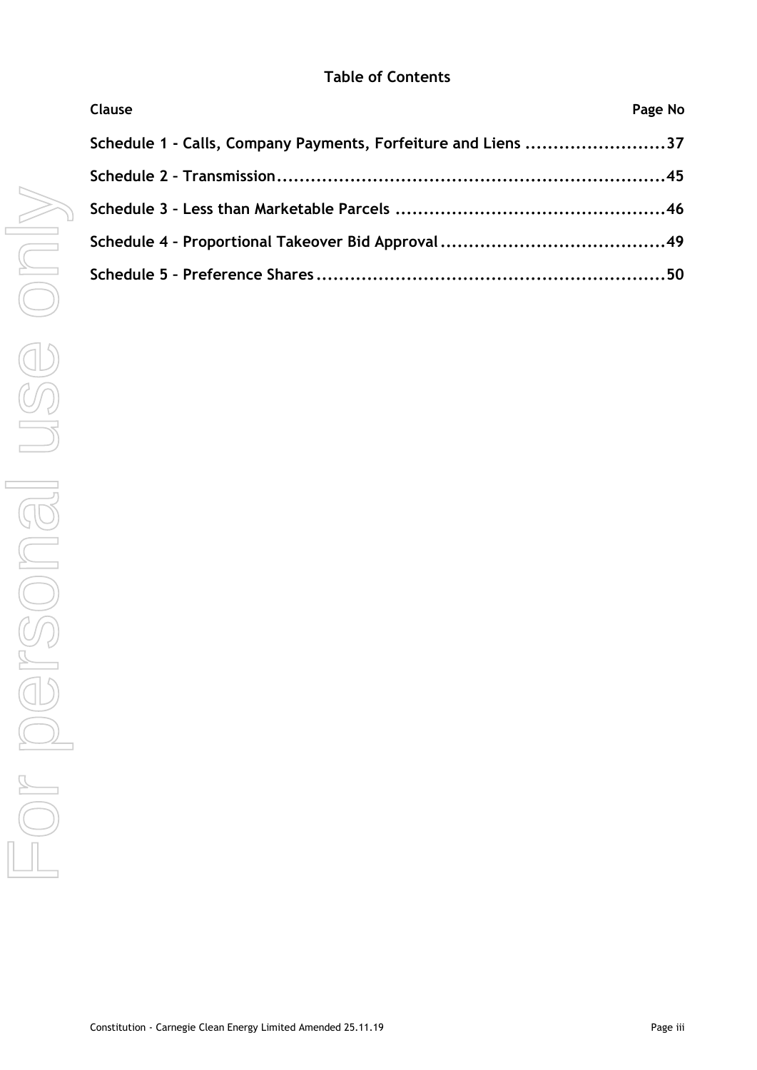## Table of Contents

| Clause | Page No |
| --- | --- |
| Schedule 1 - Calls, Company Payments, Forfeiture and Liens | 37 |
| Schedule 2 – Transmission | 45 |
| Schedule 3 – Less than Marketable Parcels | 46 |
| Schedule 4 – Proportional Takeover Bid Approval | 49 |
| Schedule 5 – Preference Shares | 50 |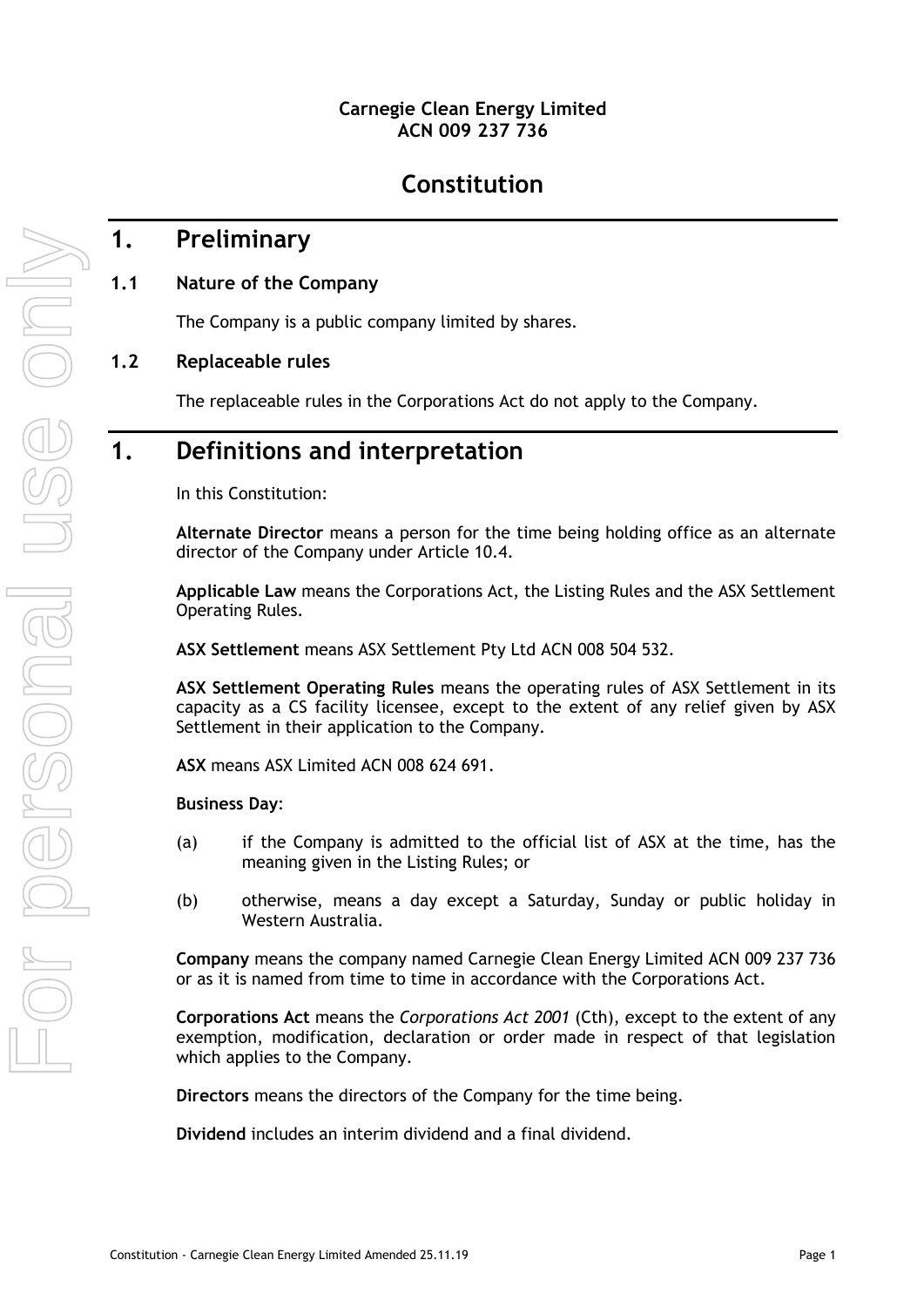**Carnegie Clean Energy Limited**
**ACN 009 237 736**

# Constitution

## 1. Preliminary

### 1.1 Nature of the Company

The Company is a public company limited by shares.

### 1.2 Replaceable rules

The replaceable rules in the Corporations Act do not apply to the Company.

## 1. Definitions and interpretation

In this Constitution:

**Alternate Director** means a person for the time being holding office as an alternate director of the Company under Article 10.4.

**Applicable Law** means the Corporations Act, the Listing Rules and the ASX Settlement Operating Rules.

**ASX Settlement** means ASX Settlement Pty Ltd ACN 008 504 532.

**ASX Settlement Operating Rules** means the operating rules of ASX Settlement in its capacity as a CS facility licensee, except to the extent of any relief given by ASX Settlement in their application to the Company.

**ASX** means ASX Limited ACN 008 624 691.

**Business Day**:

(a) if the Company is admitted to the official list of ASX at the time, has the meaning given in the Listing Rules; or

(b) otherwise, means a day except a Saturday, Sunday or public holiday in Western Australia.

**Company** means the company named Carnegie Clean Energy Limited ACN 009 237 736 or as it is named from time to time in accordance with the Corporations Act.

**Corporations Act** means the *Corporations Act 2001* (Cth), except to the extent of any exemption, modification, declaration or order made in respect of that legislation which applies to the Company.

**Directors** means the directors of the Company for the time being.

**Dividend** includes an interim dividend and a final dividend.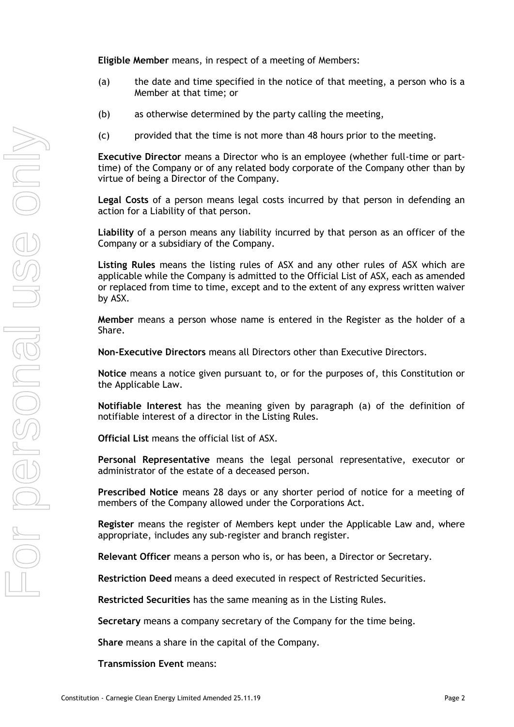**Eligible Member** means, in respect of a meeting of Members:

(a) the date and time specified in the notice of that meeting, a person who is a Member at that time; or

(b) as otherwise determined by the party calling the meeting,

(c) provided that the time is not more than 48 hours prior to the meeting.

**Executive Director** means a Director who is an employee (whether full-time or part-time) of the Company or of any related body corporate of the Company other than by virtue of being a Director of the Company.

**Legal Costs** of a person means legal costs incurred by that person in defending an action for a Liability of that person.

**Liability** of a person means any liability incurred by that person as an officer of the Company or a subsidiary of the Company.

**Listing Rules** means the listing rules of ASX and any other rules of ASX which are applicable while the Company is admitted to the Official List of ASX, each as amended or replaced from time to time, except and to the extent of any express written waiver by ASX.

**Member** means a person whose name is entered in the Register as the holder of a Share.

**Non-Executive Directors** means all Directors other than Executive Directors.

**Notice** means a notice given pursuant to, or for the purposes of, this Constitution or the Applicable Law.

**Notifiable Interest** has the meaning given by paragraph (a) of the definition of notifiable interest of a director in the Listing Rules.

**Official List** means the official list of ASX.

**Personal Representative** means the legal personal representative, executor or administrator of the estate of a deceased person.

**Prescribed Notice** means 28 days or any shorter period of notice for a meeting of members of the Company allowed under the Corporations Act.

**Register** means the register of Members kept under the Applicable Law and, where appropriate, includes any sub-register and branch register.

**Relevant Officer** means a person who is, or has been, a Director or Secretary.

**Restriction Deed** means a deed executed in respect of Restricted Securities.

**Restricted Securities** has the same meaning as in the Listing Rules.

**Secretary** means a company secretary of the Company for the time being.

**Share** means a share in the capital of the Company.

**Transmission Event** means: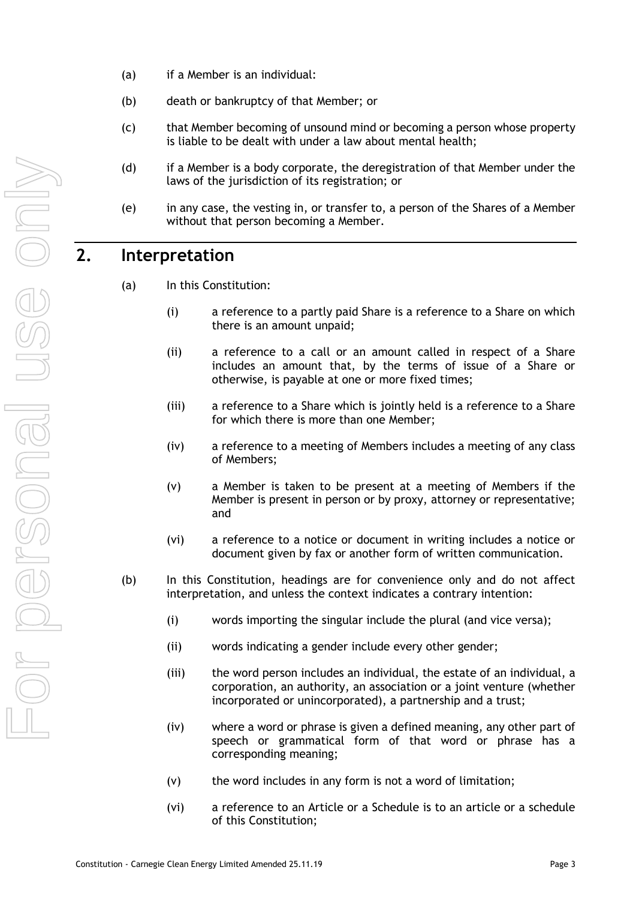(a) if a Member is an individual:

(b) death or bankruptcy of that Member; or

(c) that Member becoming of unsound mind or becoming a person whose property is liable to be dealt with under a law about mental health;

(d) if a Member is a body corporate, the deregistration of that Member under the laws of the jurisdiction of its registration; or

(e) in any case, the vesting in, or transfer to, a person of the Shares of a Member without that person becoming a Member.

## 2. Interpretation

(a) In this Constitution:

   (i) a reference to a partly paid Share is a reference to a Share on which there is an amount unpaid;

   (ii) a reference to a call or an amount called in respect of a Share includes an amount that, by the terms of issue of a Share or otherwise, is payable at one or more fixed times;

   (iii) a reference to a Share which is jointly held is a reference to a Share for which there is more than one Member;

   (iv) a reference to a meeting of Members includes a meeting of any class of Members;

   (v) a Member is taken to be present at a meeting of Members if the Member is present in person or by proxy, attorney or representative; and

   (vi) a reference to a notice or document in writing includes a notice or document given by fax or another form of written communication.

(b) In this Constitution, headings are for convenience only and do not affect interpretation, and unless the context indicates a contrary intention:

   (i) words importing the singular include the plural (and vice versa);

   (ii) words indicating a gender include every other gender;

   (iii) the word person includes an individual, the estate of an individual, a corporation, an authority, an association or a joint venture (whether incorporated or unincorporated), a partnership and a trust;

   (iv) where a word or phrase is given a defined meaning, any other part of speech or grammatical form of that word or phrase has a corresponding meaning;

   (v) the word includes in any form is not a word of limitation;

   (vi) a reference to an Article or a Schedule is to an article or a schedule of this Constitution;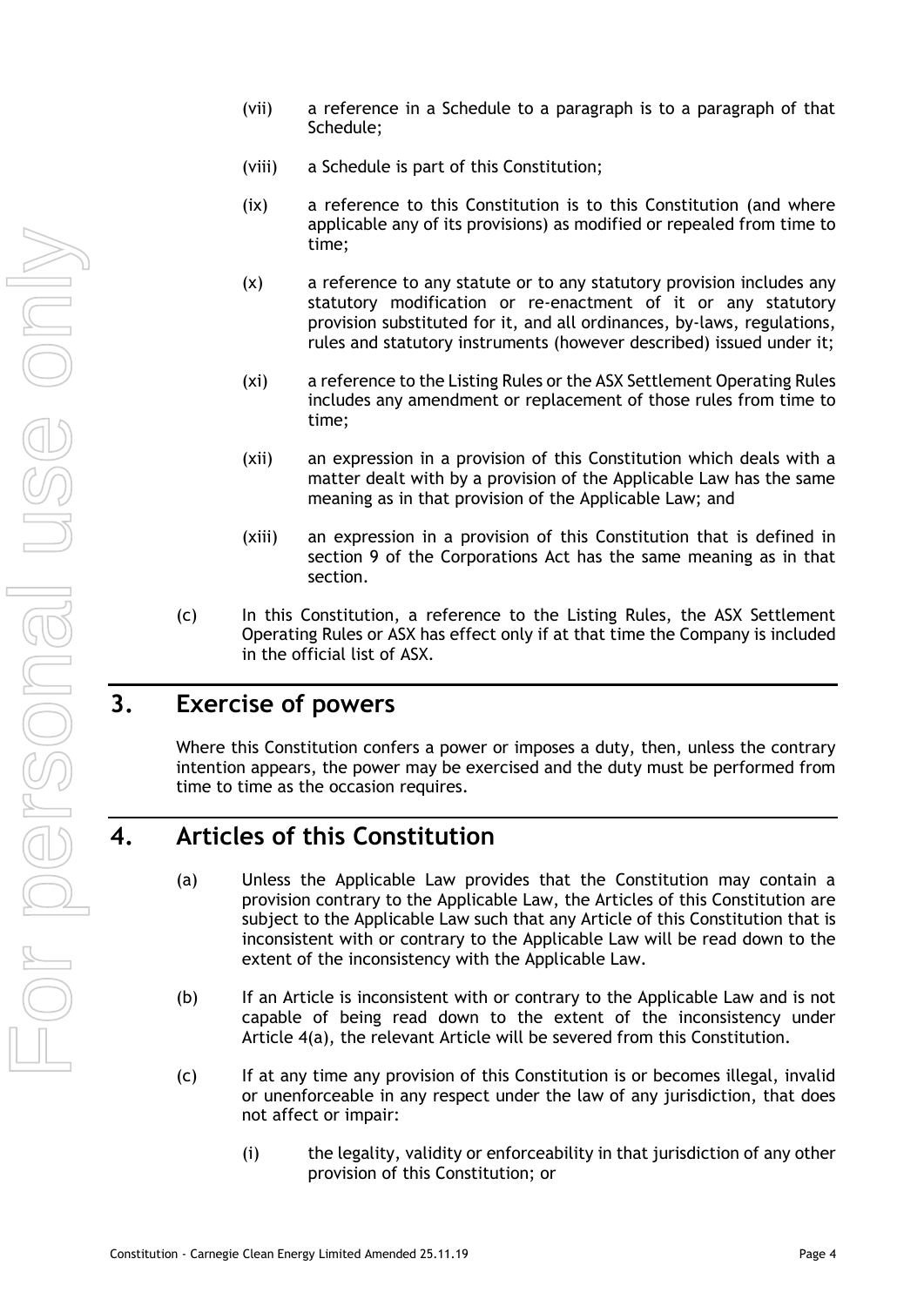(vii) a reference in a Schedule to a paragraph is to a paragraph of that Schedule;

(viii) a Schedule is part of this Constitution;

(ix) a reference to this Constitution is to this Constitution (and where applicable any of its provisions) as modified or repealed from time to time;

(x) a reference to any statute or to any statutory provision includes any statutory modification or re-enactment of it or any statutory provision substituted for it, and all ordinances, by-laws, regulations, rules and statutory instruments (however described) issued under it;

(xi) a reference to the Listing Rules or the ASX Settlement Operating Rules includes any amendment or replacement of those rules from time to time;

(xii) an expression in a provision of this Constitution which deals with a matter dealt with by a provision of the Applicable Law has the same meaning as in that provision of the Applicable Law; and

(xiii) an expression in a provision of this Constitution that is defined in section 9 of the Corporations Act has the same meaning as in that section.

(c) In this Constitution, a reference to the Listing Rules, the ASX Settlement Operating Rules or ASX has effect only if at that time the Company is included in the official list of ASX.

## 3. Exercise of powers

Where this Constitution confers a power or imposes a duty, then, unless the contrary intention appears, the power may be exercised and the duty must be performed from time to time as the occasion requires.

## 4. Articles of this Constitution

(a) Unless the Applicable Law provides that the Constitution may contain a provision contrary to the Applicable Law, the Articles of this Constitution are subject to the Applicable Law such that any Article of this Constitution that is inconsistent with or contrary to the Applicable Law will be read down to the extent of the inconsistency with the Applicable Law.

(b) If an Article is inconsistent with or contrary to the Applicable Law and is not capable of being read down to the extent of the inconsistency under Article 4(a), the relevant Article will be severed from this Constitution.

(c) If at any time any provision of this Constitution is or becomes illegal, invalid or unenforceable in any respect under the law of any jurisdiction, that does not affect or impair:

(i) the legality, validity or enforceability in that jurisdiction of any other provision of this Constitution; or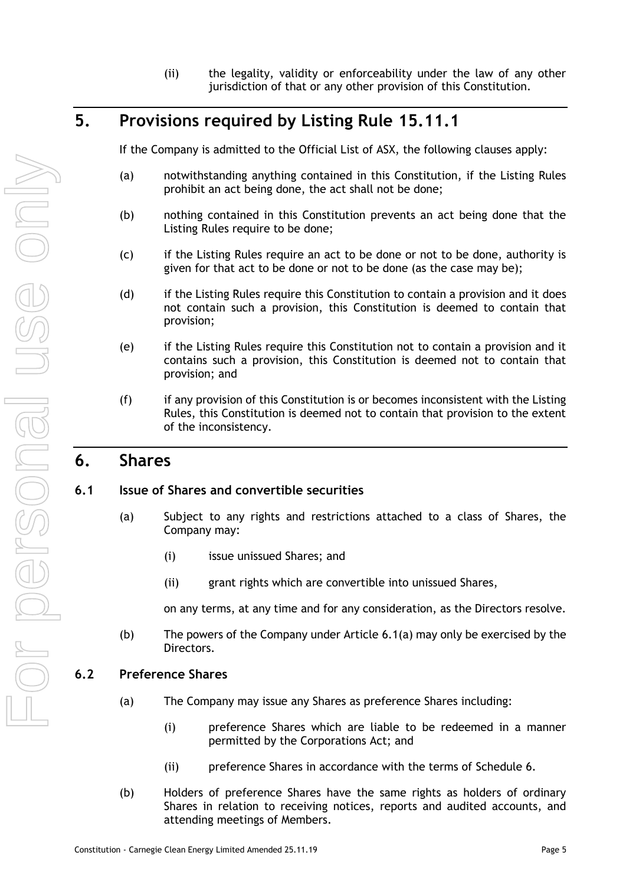(ii) the legality, validity or enforceability under the law of any other jurisdiction of that or any other provision of this Constitution.

# 5. Provisions required by Listing Rule 15.11.1

If the Company is admitted to the Official List of ASX, the following clauses apply:

(a) notwithstanding anything contained in this Constitution, if the Listing Rules prohibit an act being done, the act shall not be done;

(b) nothing contained in this Constitution prevents an act being done that the Listing Rules require to be done;

(c) if the Listing Rules require an act to be done or not to be done, authority is given for that act to be done or not to be done (as the case may be);

(d) if the Listing Rules require this Constitution to contain a provision and it does not contain such a provision, this Constitution is deemed to contain that provision;

(e) if the Listing Rules require this Constitution not to contain a provision and it contains such a provision, this Constitution is deemed not to contain that provision; and

(f) if any provision of this Constitution is or becomes inconsistent with the Listing Rules, this Constitution is deemed not to contain that provision to the extent of the inconsistency.

# 6. Shares

## 6.1 Issue of Shares and convertible securities

(a) Subject to any rights and restrictions attached to a class of Shares, the Company may:

(i) issue unissued Shares; and

(ii) grant rights which are convertible into unissued Shares,

on any terms, at any time and for any consideration, as the Directors resolve.

(b) The powers of the Company under Article 6.1(a) may only be exercised by the Directors.

## 6.2 Preference Shares

(a) The Company may issue any Shares as preference Shares including:

(i) preference Shares which are liable to be redeemed in a manner permitted by the Corporations Act; and

(ii) preference Shares in accordance with the terms of Schedule 6.

(b) Holders of preference Shares have the same rights as holders of ordinary Shares in relation to receiving notices, reports and audited accounts, and attending meetings of Members.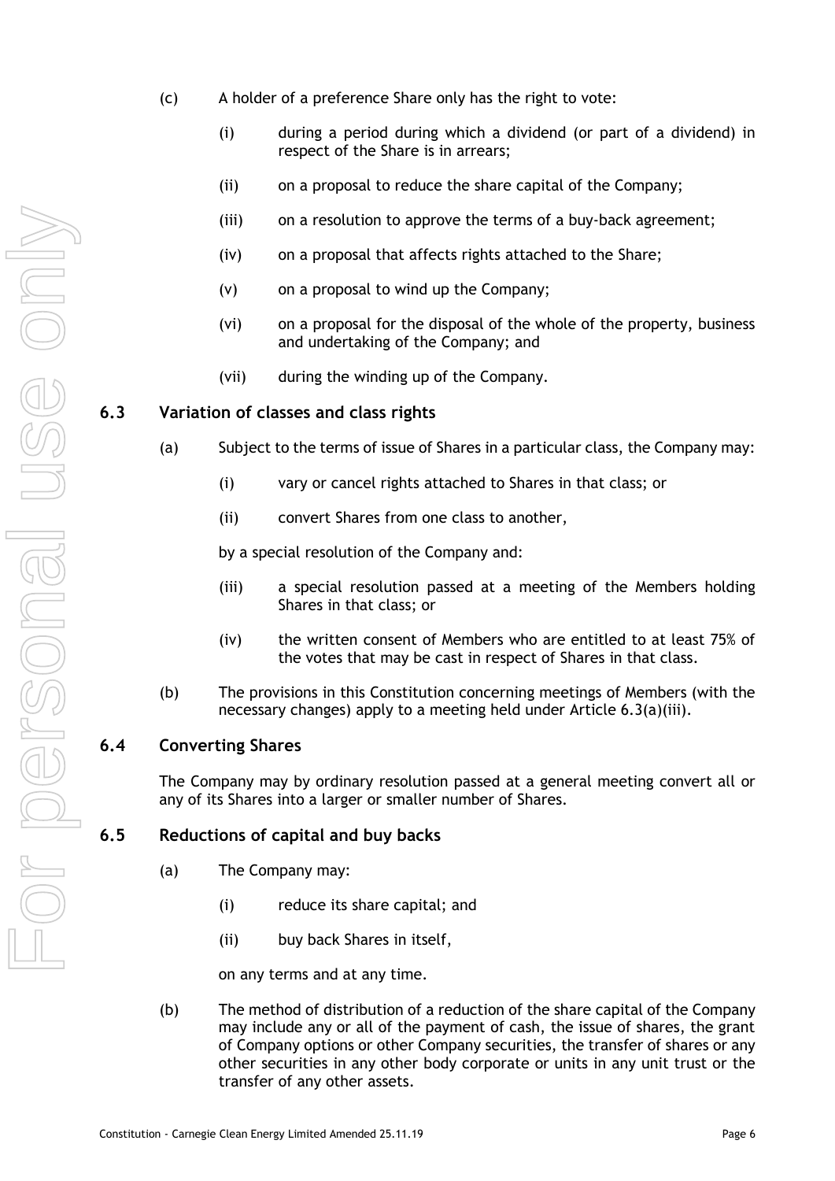(c) A holder of a preference Share only has the right to vote:

  (i) during a period during which a dividend (or part of a dividend) in respect of the Share is in arrears;

  (ii) on a proposal to reduce the share capital of the Company;

  (iii) on a resolution to approve the terms of a buy-back agreement;

  (iv) on a proposal that affects rights attached to the Share;

  (v) on a proposal to wind up the Company;

  (vi) on a proposal for the disposal of the whole of the property, business and undertaking of the Company; and

  (vii) during the winding up of the Company.

### 6.3 Variation of classes and class rights

(a) Subject to the terms of issue of Shares in a particular class, the Company may:

  (i) vary or cancel rights attached to Shares in that class; or

  (ii) convert Shares from one class to another,

  by a special resolution of the Company and:

  (iii) a special resolution passed at a meeting of the Members holding Shares in that class; or

  (iv) the written consent of Members who are entitled to at least 75% of the votes that may be cast in respect of Shares in that class.

(b) The provisions in this Constitution concerning meetings of Members (with the necessary changes) apply to a meeting held under Article 6.3(a)(iii).

### 6.4 Converting Shares

The Company may by ordinary resolution passed at a general meeting convert all or any of its Shares into a larger or smaller number of Shares.

### 6.5 Reductions of capital and buy backs

(a) The Company may:

  (i) reduce its share capital; and

  (ii) buy back Shares in itself,

  on any terms and at any time.

(b) The method of distribution of a reduction of the share capital of the Company may include any or all of the payment of cash, the issue of shares, the grant of Company options or other Company securities, the transfer of shares or any other securities in any other body corporate or units in any unit trust or the transfer of any other assets.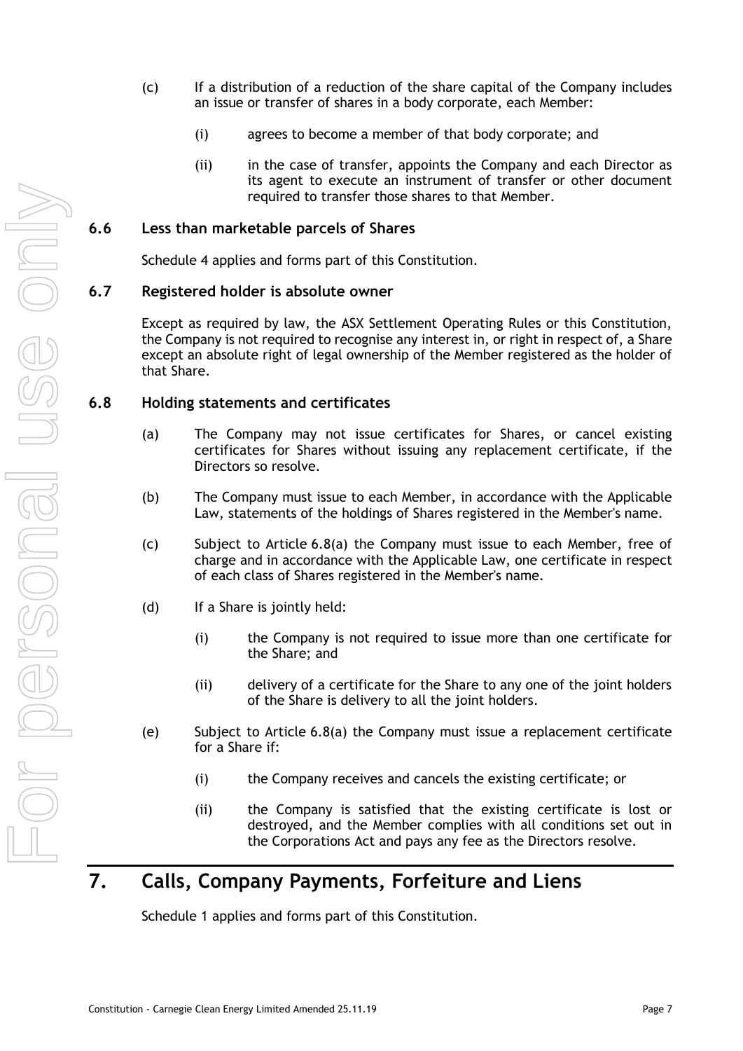(c) If a distribution of a reduction of the share capital of the Company includes an issue or transfer of shares in a body corporate, each Member:

  (i) agrees to become a member of that body corporate; and

  (ii) in the case of transfer, appoints the Company and each Director as its agent to execute an instrument of transfer or other document required to transfer those shares to that Member.

### 6.6 Less than marketable parcels of Shares

Schedule 4 applies and forms part of this Constitution.

### 6.7 Registered holder is absolute owner

Except as required by law, the ASX Settlement Operating Rules or this Constitution, the Company is not required to recognise any interest in, or right in respect of, a Share except an absolute right of legal ownership of the Member registered as the holder of that Share.

### 6.8 Holding statements and certificates

(a) The Company may not issue certificates for Shares, or cancel existing certificates for Shares without issuing any replacement certificate, if the Directors so resolve.

(b) The Company must issue to each Member, in accordance with the Applicable Law, statements of the holdings of Shares registered in the Member's name.

(c) Subject to Article 6.8(a) the Company must issue to each Member, free of charge and in accordance with the Applicable Law, one certificate in respect of each class of Shares registered in the Member's name.

(d) If a Share is jointly held:

  (i) the Company is not required to issue more than one certificate for the Share; and

  (ii) delivery of a certificate for the Share to any one of the joint holders of the Share is delivery to all the joint holders.

(e) Subject to Article 6.8(a) the Company must issue a replacement certificate for a Share if:

  (i) the Company receives and cancels the existing certificate; or

  (ii) the Company is satisfied that the existing certificate is lost or destroyed, and the Member complies with all conditions set out in the Corporations Act and pays any fee as the Directors resolve.

## 7. Calls, Company Payments, Forfeiture and Liens

Schedule 1 applies and forms part of this Constitution.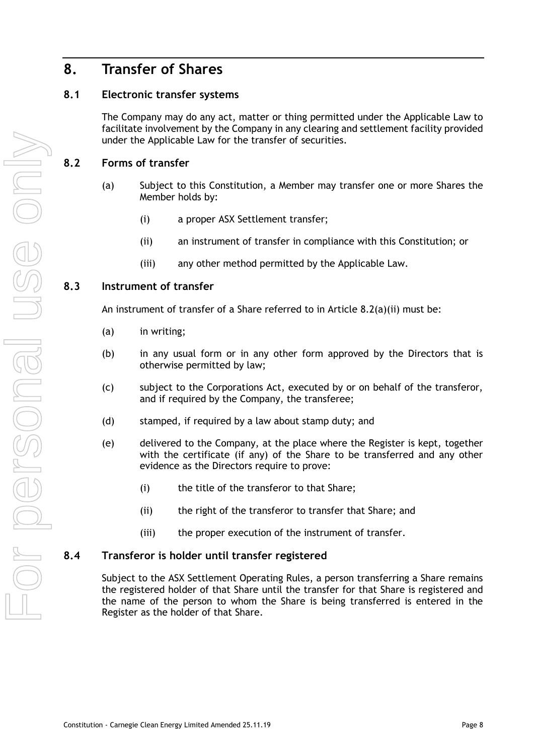# 8. Transfer of Shares

## 8.1 Electronic transfer systems

The Company may do any act, matter or thing permitted under the Applicable Law to facilitate involvement by the Company in any clearing and settlement facility provided under the Applicable Law for the transfer of securities.

## 8.2 Forms of transfer

(a) Subject to this Constitution, a Member may transfer one or more Shares the Member holds by:

- (i) a proper ASX Settlement transfer;
- (ii) an instrument of transfer in compliance with this Constitution; or
- (iii) any other method permitted by the Applicable Law.

## 8.3 Instrument of transfer

An instrument of transfer of a Share referred to in Article 8.2(a)(ii) must be:

(a) in writing;

(b) in any usual form or in any other form approved by the Directors that is otherwise permitted by law;

(c) subject to the Corporations Act, executed by or on behalf of the transferor, and if required by the Company, the transferee;

(d) stamped, if required by a law about stamp duty; and

(e) delivered to the Company, at the place where the Register is kept, together with the certificate (if any) of the Share to be transferred and any other evidence as the Directors require to prove:

- (i) the title of the transferor to that Share;
- (ii) the right of the transferor to transfer that Share; and
- (iii) the proper execution of the instrument of transfer.

## 8.4 Transferor is holder until transfer registered

Subject to the ASX Settlement Operating Rules, a person transferring a Share remains the registered holder of that Share until the transfer for that Share is registered and the name of the person to whom the Share is being transferred is entered in the Register as the holder of that Share.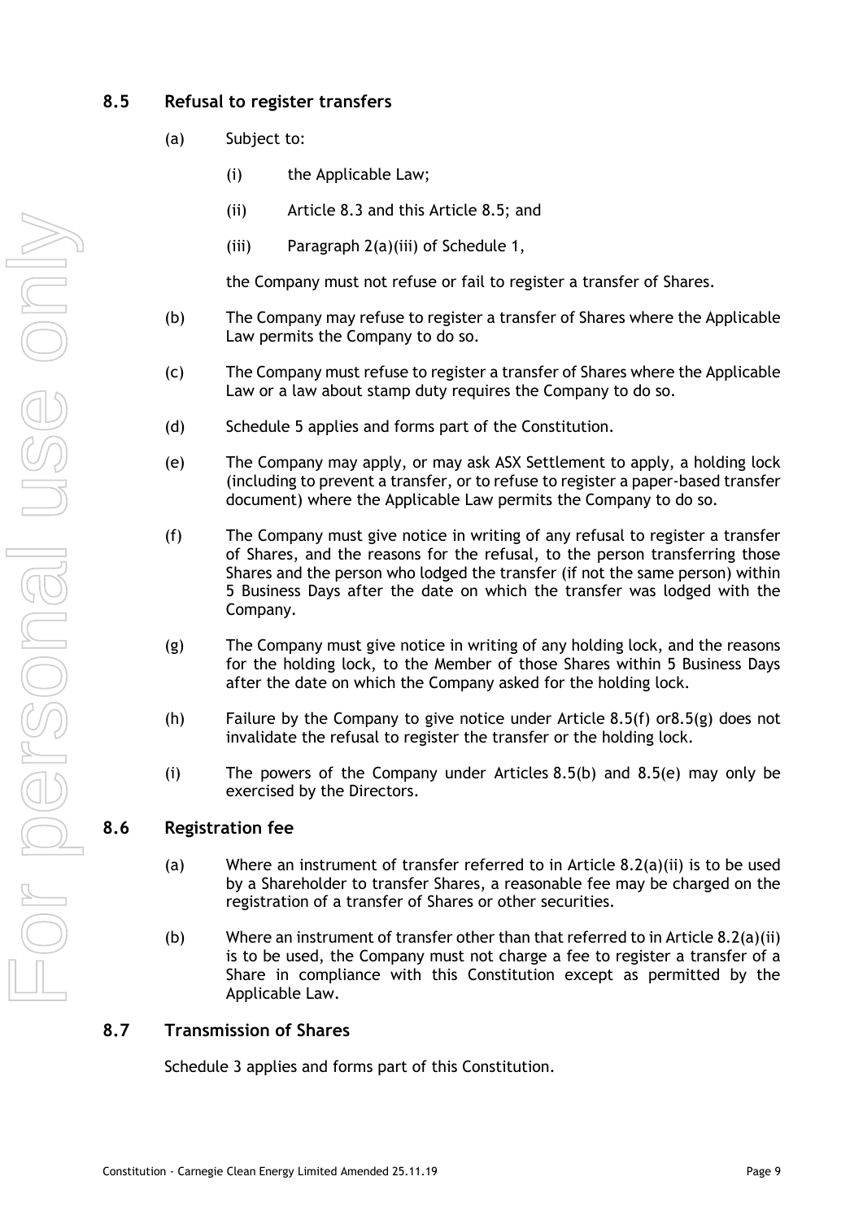## 8.5 Refusal to register transfers

(a) Subject to:

  (i) the Applicable Law;

  (ii) Article 8.3 and this Article 8.5; and

  (iii) Paragraph 2(a)(iii) of Schedule 1,

  the Company must not refuse or fail to register a transfer of Shares.

(b) The Company may refuse to register a transfer of Shares where the Applicable Law permits the Company to do so.

(c) The Company must refuse to register a transfer of Shares where the Applicable Law or a law about stamp duty requires the Company to do so.

(d) Schedule 5 applies and forms part of the Constitution.

(e) The Company may apply, or may ask ASX Settlement to apply, a holding lock (including to prevent a transfer, or to refuse to register a paper-based transfer document) where the Applicable Law permits the Company to do so.

(f) The Company must give notice in writing of any refusal to register a transfer of Shares, and the reasons for the refusal, to the person transferring those Shares and the person who lodged the transfer (if not the same person) within 5 Business Days after the date on which the transfer was lodged with the Company.

(g) The Company must give notice in writing of any holding lock, and the reasons for the holding lock, to the Member of those Shares within 5 Business Days after the date on which the Company asked for the holding lock.

(h) Failure by the Company to give notice under Article 8.5(f) or8.5(g) does not invalidate the refusal to register the transfer or the holding lock.

(i) The powers of the Company under Articles 8.5(b) and 8.5(e) may only be exercised by the Directors.

## 8.6 Registration fee

(a) Where an instrument of transfer referred to in Article 8.2(a)(ii) is to be used by a Shareholder to transfer Shares, a reasonable fee may be charged on the registration of a transfer of Shares or other securities.

(b) Where an instrument of transfer other than that referred to in Article 8.2(a)(ii) is to be used, the Company must not charge a fee to register a transfer of a Share in compliance with this Constitution except as permitted by the Applicable Law.

## 8.7 Transmission of Shares

Schedule 3 applies and forms part of this Constitution.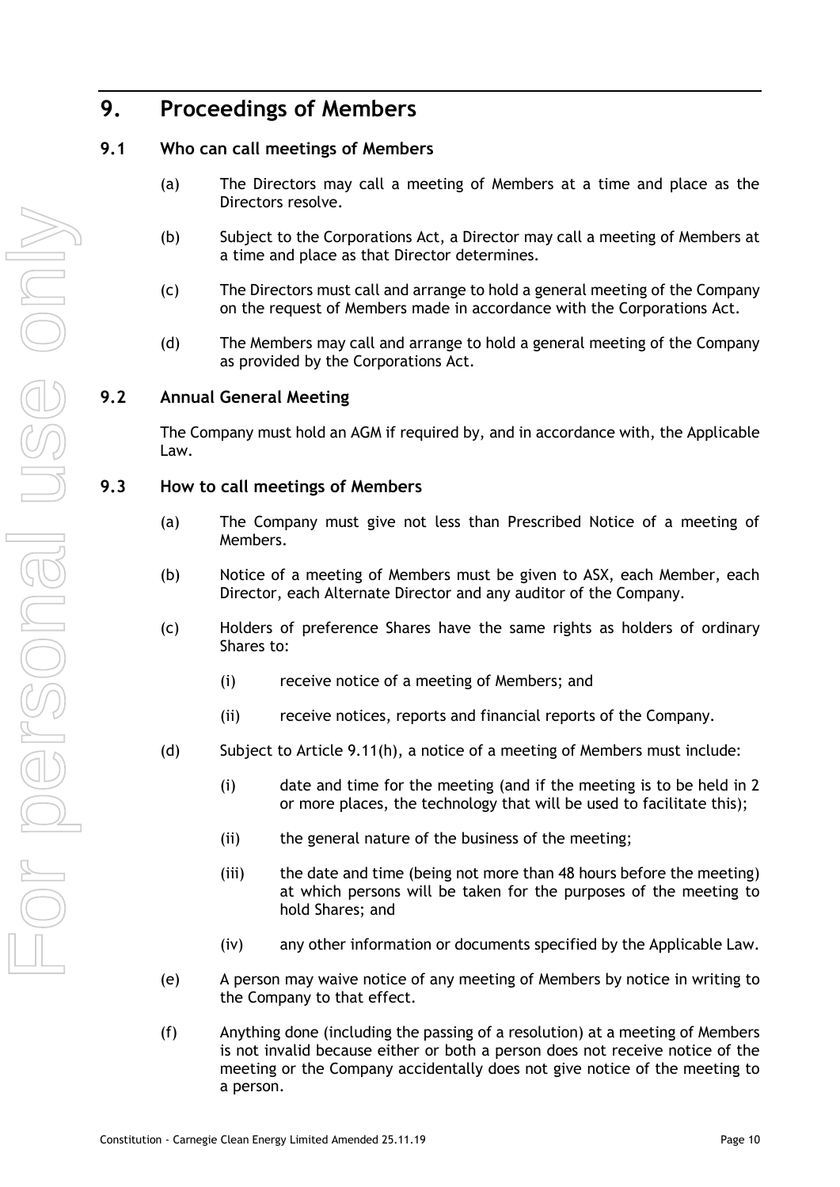# 9. Proceedings of Members

## 9.1 Who can call meetings of Members

(a) The Directors may call a meeting of Members at a time and place as the Directors resolve.

(b) Subject to the Corporations Act, a Director may call a meeting of Members at a time and place as that Director determines.

(c) The Directors must call and arrange to hold a general meeting of the Company on the request of Members made in accordance with the Corporations Act.

(d) The Members may call and arrange to hold a general meeting of the Company as provided by the Corporations Act.

## 9.2 Annual General Meeting

The Company must hold an AGM if required by, and in accordance with, the Applicable Law.

## 9.3 How to call meetings of Members

(a) The Company must give not less than Prescribed Notice of a meeting of Members.

(b) Notice of a meeting of Members must be given to ASX, each Member, each Director, each Alternate Director and any auditor of the Company.

(c) Holders of preference Shares have the same rights as holders of ordinary Shares to:

(i) receive notice of a meeting of Members; and

(ii) receive notices, reports and financial reports of the Company.

(d) Subject to Article 9.11(h), a notice of a meeting of Members must include:

(i) date and time for the meeting (and if the meeting is to be held in 2 or more places, the technology that will be used to facilitate this);

(ii) the general nature of the business of the meeting;

(iii) the date and time (being not more than 48 hours before the meeting) at which persons will be taken for the purposes of the meeting to hold Shares; and

(iv) any other information or documents specified by the Applicable Law.

(e) A person may waive notice of any meeting of Members by notice in writing to the Company to that effect.

(f) Anything done (including the passing of a resolution) at a meeting of Members is not invalid because either or both a person does not receive notice of the meeting or the Company accidentally does not give notice of the meeting to a person.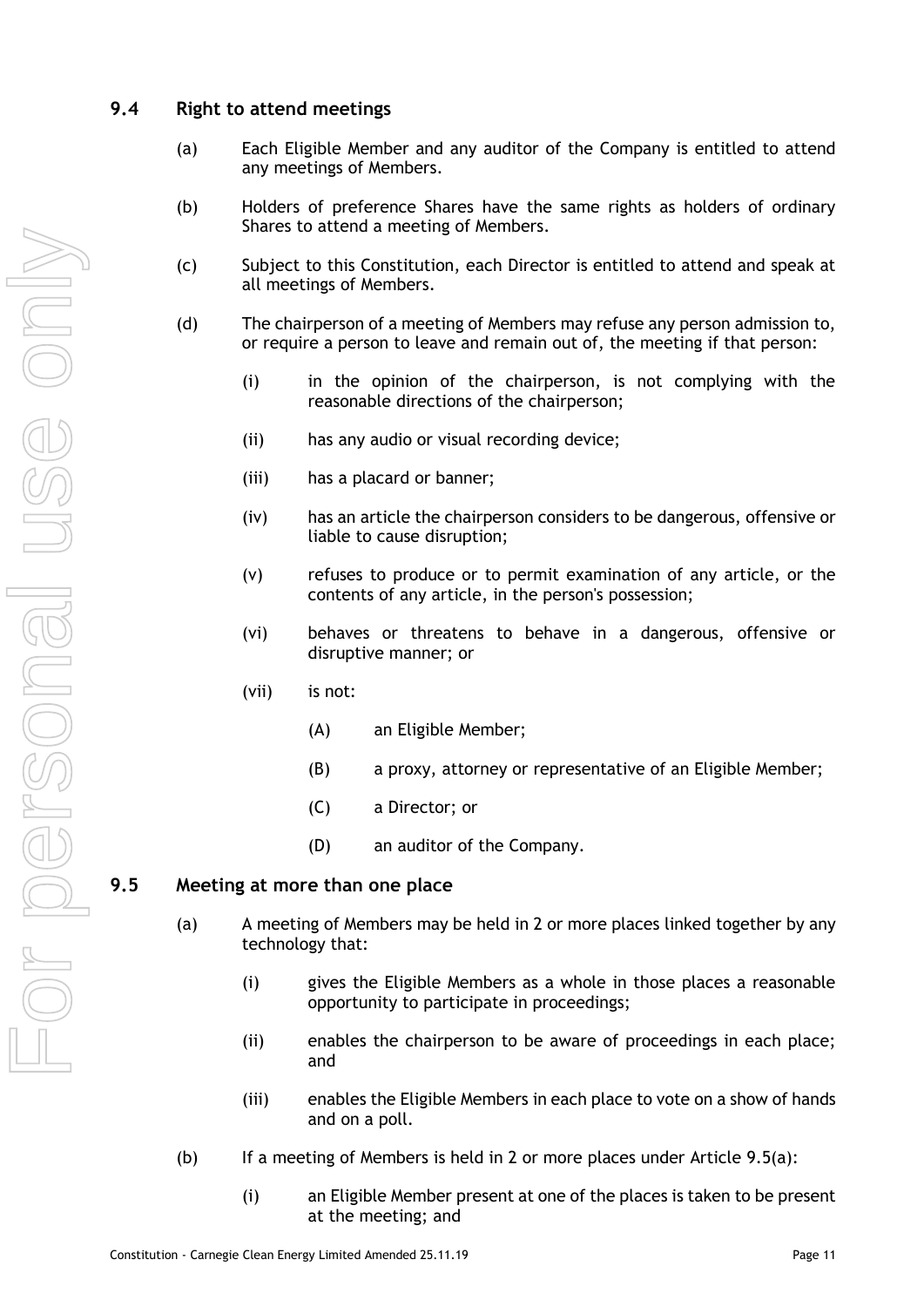### 9.4 Right to attend meetings

(a) Each Eligible Member and any auditor of the Company is entitled to attend any meetings of Members.

(b) Holders of preference Shares have the same rights as holders of ordinary Shares to attend a meeting of Members.

(c) Subject to this Constitution, each Director is entitled to attend and speak at all meetings of Members.

(d) The chairperson of a meeting of Members may refuse any person admission to, or require a person to leave and remain out of, the meeting if that person:

   (i) in the opinion of the chairperson, is not complying with the reasonable directions of the chairperson;

   (ii) has any audio or visual recording device;

   (iii) has a placard or banner;

   (iv) has an article the chairperson considers to be dangerous, offensive or liable to cause disruption;

   (v) refuses to produce or to permit examination of any article, or the contents of any article, in the person's possession;

   (vi) behaves or threatens to behave in a dangerous, offensive or disruptive manner; or

   (vii) is not:

      (A) an Eligible Member;

      (B) a proxy, attorney or representative of an Eligible Member;

      (C) a Director; or

      (D) an auditor of the Company.

### 9.5 Meeting at more than one place

(a) A meeting of Members may be held in 2 or more places linked together by any technology that:

   (i) gives the Eligible Members as a whole in those places a reasonable opportunity to participate in proceedings;

   (ii) enables the chairperson to be aware of proceedings in each place; and

   (iii) enables the Eligible Members in each place to vote on a show of hands and on a poll.

(b) If a meeting of Members is held in 2 or more places under Article 9.5(a):

   (i) an Eligible Member present at one of the places is taken to be present at the meeting; and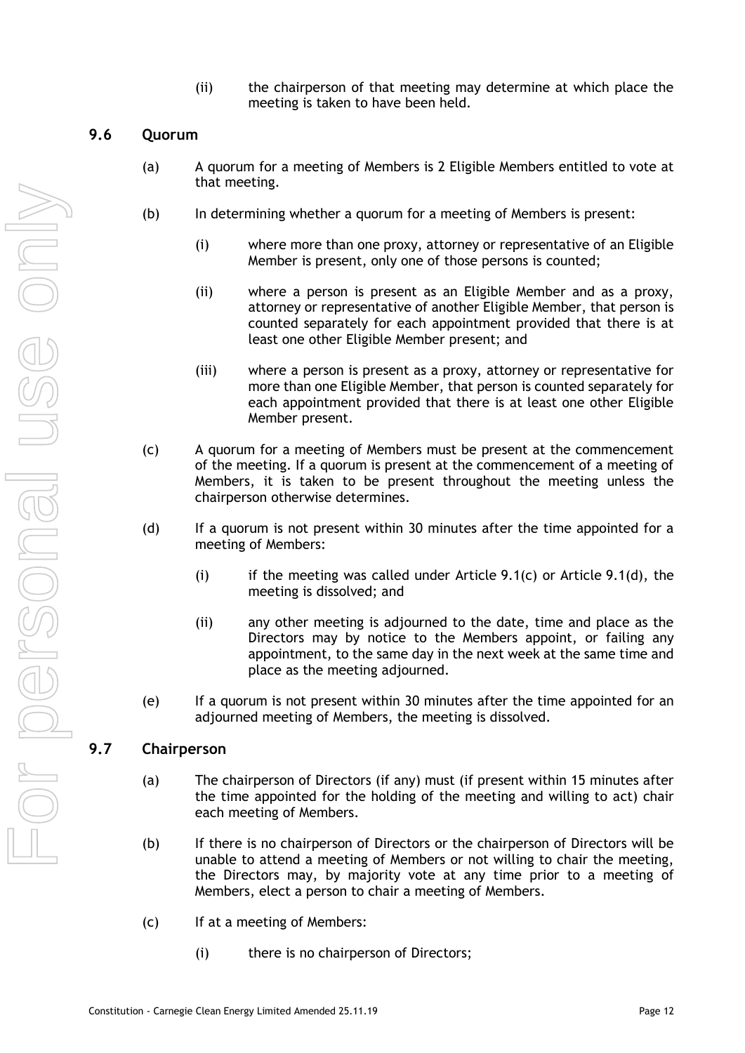(ii) the chairperson of that meeting may determine at which place the meeting is taken to have been held.

### 9.6 Quorum

(a) A quorum for a meeting of Members is 2 Eligible Members entitled to vote at that meeting.

(b) In determining whether a quorum for a meeting of Members is present:

(i) where more than one proxy, attorney or representative of an Eligible Member is present, only one of those persons is counted;

(ii) where a person is present as an Eligible Member and as a proxy, attorney or representative of another Eligible Member, that person is counted separately for each appointment provided that there is at least one other Eligible Member present; and

(iii) where a person is present as a proxy, attorney or representative for more than one Eligible Member, that person is counted separately for each appointment provided that there is at least one other Eligible Member present.

(c) A quorum for a meeting of Members must be present at the commencement of the meeting. If a quorum is present at the commencement of a meeting of Members, it is taken to be present throughout the meeting unless the chairperson otherwise determines.

(d) If a quorum is not present within 30 minutes after the time appointed for a meeting of Members:

(i) if the meeting was called under Article 9.1(c) or Article 9.1(d), the meeting is dissolved; and

(ii) any other meeting is adjourned to the date, time and place as the Directors may by notice to the Members appoint, or failing any appointment, to the same day in the next week at the same time and place as the meeting adjourned.

(e) If a quorum is not present within 30 minutes after the time appointed for an adjourned meeting of Members, the meeting is dissolved.

### 9.7 Chairperson

(a) The chairperson of Directors (if any) must (if present within 15 minutes after the time appointed for the holding of the meeting and willing to act) chair each meeting of Members.

(b) If there is no chairperson of Directors or the chairperson of Directors will be unable to attend a meeting of Members or not willing to chair the meeting, the Directors may, by majority vote at any time prior to a meeting of Members, elect a person to chair a meeting of Members.

(c) If at a meeting of Members:

(i) there is no chairperson of Directors;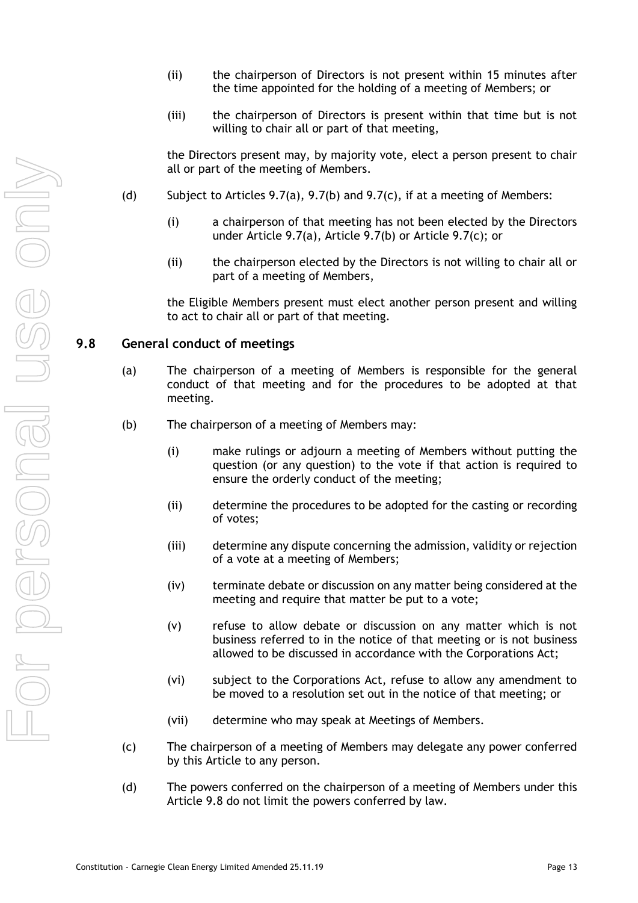(ii) the chairperson of Directors is not present within 15 minutes after the time appointed for the holding of a meeting of Members; or

(iii) the chairperson of Directors is present within that time but is not willing to chair all or part of that meeting,

the Directors present may, by majority vote, elect a person present to chair all or part of the meeting of Members.

(d) Subject to Articles 9.7(a), 9.7(b) and 9.7(c), if at a meeting of Members:

(i) a chairperson of that meeting has not been elected by the Directors under Article 9.7(a), Article 9.7(b) or Article 9.7(c); or

(ii) the chairperson elected by the Directors is not willing to chair all or part of a meeting of Members,

the Eligible Members present must elect another person present and willing to act to chair all or part of that meeting.

## 9.8 General conduct of meetings

(a) The chairperson of a meeting of Members is responsible for the general conduct of that meeting and for the procedures to be adopted at that meeting.

(b) The chairperson of a meeting of Members may:

(i) make rulings or adjourn a meeting of Members without putting the question (or any question) to the vote if that action is required to ensure the orderly conduct of the meeting;

(ii) determine the procedures to be adopted for the casting or recording of votes;

(iii) determine any dispute concerning the admission, validity or rejection of a vote at a meeting of Members;

(iv) terminate debate or discussion on any matter being considered at the meeting and require that matter be put to a vote;

(v) refuse to allow debate or discussion on any matter which is not business referred to in the notice of that meeting or is not business allowed to be discussed in accordance with the Corporations Act;

(vi) subject to the Corporations Act, refuse to allow any amendment to be moved to a resolution set out in the notice of that meeting; or

(vii) determine who may speak at Meetings of Members.

(c) The chairperson of a meeting of Members may delegate any power conferred by this Article to any person.

(d) The powers conferred on the chairperson of a meeting of Members under this Article 9.8 do not limit the powers conferred by law.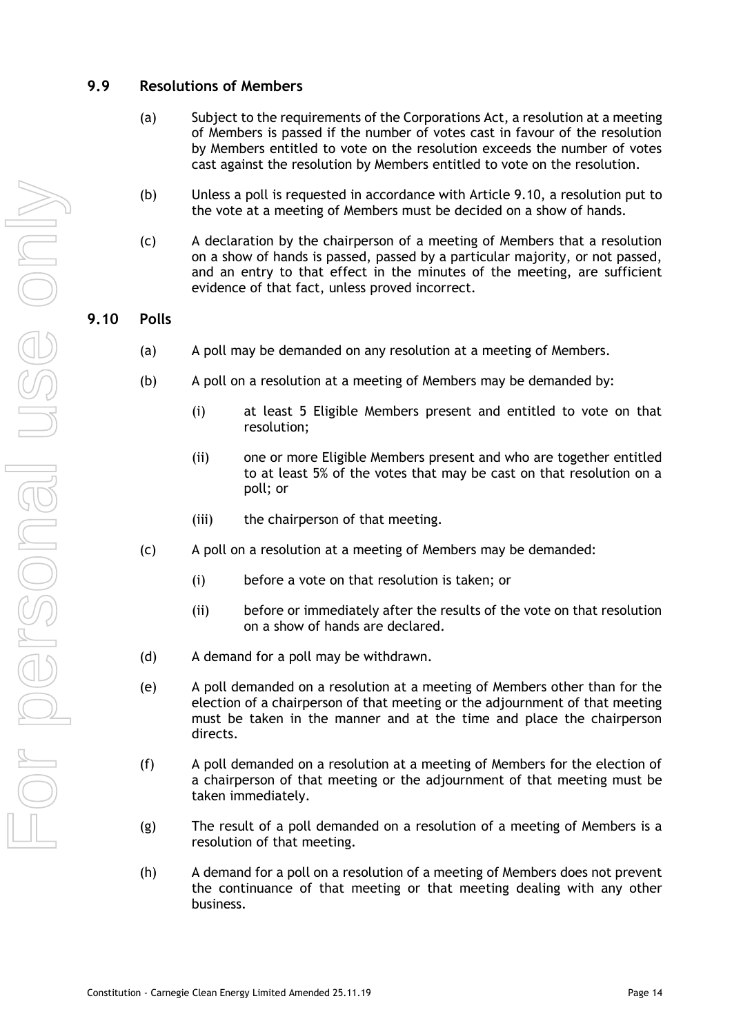## 9.9 Resolutions of Members

(a) Subject to the requirements of the Corporations Act, a resolution at a meeting of Members is passed if the number of votes cast in favour of the resolution by Members entitled to vote on the resolution exceeds the number of votes cast against the resolution by Members entitled to vote on the resolution.

(b) Unless a poll is requested in accordance with Article 9.10, a resolution put to the vote at a meeting of Members must be decided on a show of hands.

(c) A declaration by the chairperson of a meeting of Members that a resolution on a show of hands is passed, passed by a particular majority, or not passed, and an entry to that effect in the minutes of the meeting, are sufficient evidence of that fact, unless proved incorrect.

## 9.10 Polls

(a) A poll may be demanded on any resolution at a meeting of Members.

(b) A poll on a resolution at a meeting of Members may be demanded by:

 (i) at least 5 Eligible Members present and entitled to vote on that resolution;

 (ii) one or more Eligible Members present and who are together entitled to at least 5% of the votes that may be cast on that resolution on a poll; or

 (iii) the chairperson of that meeting.

(c) A poll on a resolution at a meeting of Members may be demanded:

 (i) before a vote on that resolution is taken; or

 (ii) before or immediately after the results of the vote on that resolution on a show of hands are declared.

(d) A demand for a poll may be withdrawn.

(e) A poll demanded on a resolution at a meeting of Members other than for the election of a chairperson of that meeting or the adjournment of that meeting must be taken in the manner and at the time and place the chairperson directs.

(f) A poll demanded on a resolution at a meeting of Members for the election of a chairperson of that meeting or the adjournment of that meeting must be taken immediately.

(g) The result of a poll demanded on a resolution of a meeting of Members is a resolution of that meeting.

(h) A demand for a poll on a resolution of a meeting of Members does not prevent the continuance of that meeting or that meeting dealing with any other business.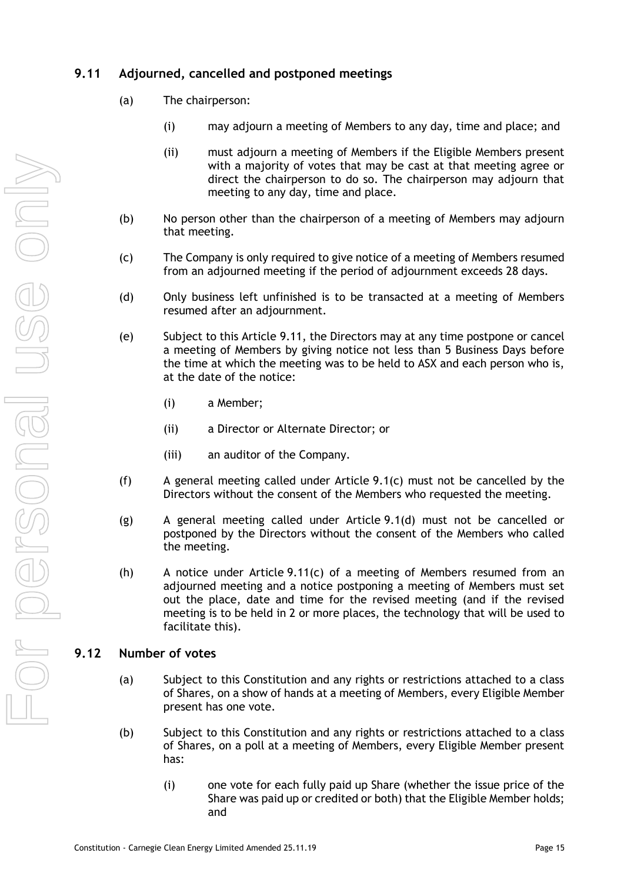## 9.11 Adjourned, cancelled and postponed meetings

(a) The chairperson:

(i) may adjourn a meeting of Members to any day, time and place; and

(ii) must adjourn a meeting of Members if the Eligible Members present with a majority of votes that may be cast at that meeting agree or direct the chairperson to do so. The chairperson may adjourn that meeting to any day, time and place.

(b) No person other than the chairperson of a meeting of Members may adjourn that meeting.

(c) The Company is only required to give notice of a meeting of Members resumed from an adjourned meeting if the period of adjournment exceeds 28 days.

(d) Only business left unfinished is to be transacted at a meeting of Members resumed after an adjournment.

(e) Subject to this Article 9.11, the Directors may at any time postpone or cancel a meeting of Members by giving notice not less than 5 Business Days before the time at which the meeting was to be held to ASX and each person who is, at the date of the notice:

(i) a Member;

(ii) a Director or Alternate Director; or

(iii) an auditor of the Company.

(f) A general meeting called under Article 9.1(c) must not be cancelled by the Directors without the consent of the Members who requested the meeting.

(g) A general meeting called under Article 9.1(d) must not be cancelled or postponed by the Directors without the consent of the Members who called the meeting.

(h) A notice under Article 9.11(c) of a meeting of Members resumed from an adjourned meeting and a notice postponing a meeting of Members must set out the place, date and time for the revised meeting (and if the revised meeting is to be held in 2 or more places, the technology that will be used to facilitate this).

## 9.12 Number of votes

(a) Subject to this Constitution and any rights or restrictions attached to a class of Shares, on a show of hands at a meeting of Members, every Eligible Member present has one vote.

(b) Subject to this Constitution and any rights or restrictions attached to a class of Shares, on a poll at a meeting of Members, every Eligible Member present has:

(i) one vote for each fully paid up Share (whether the issue price of the Share was paid up or credited or both) that the Eligible Member holds; and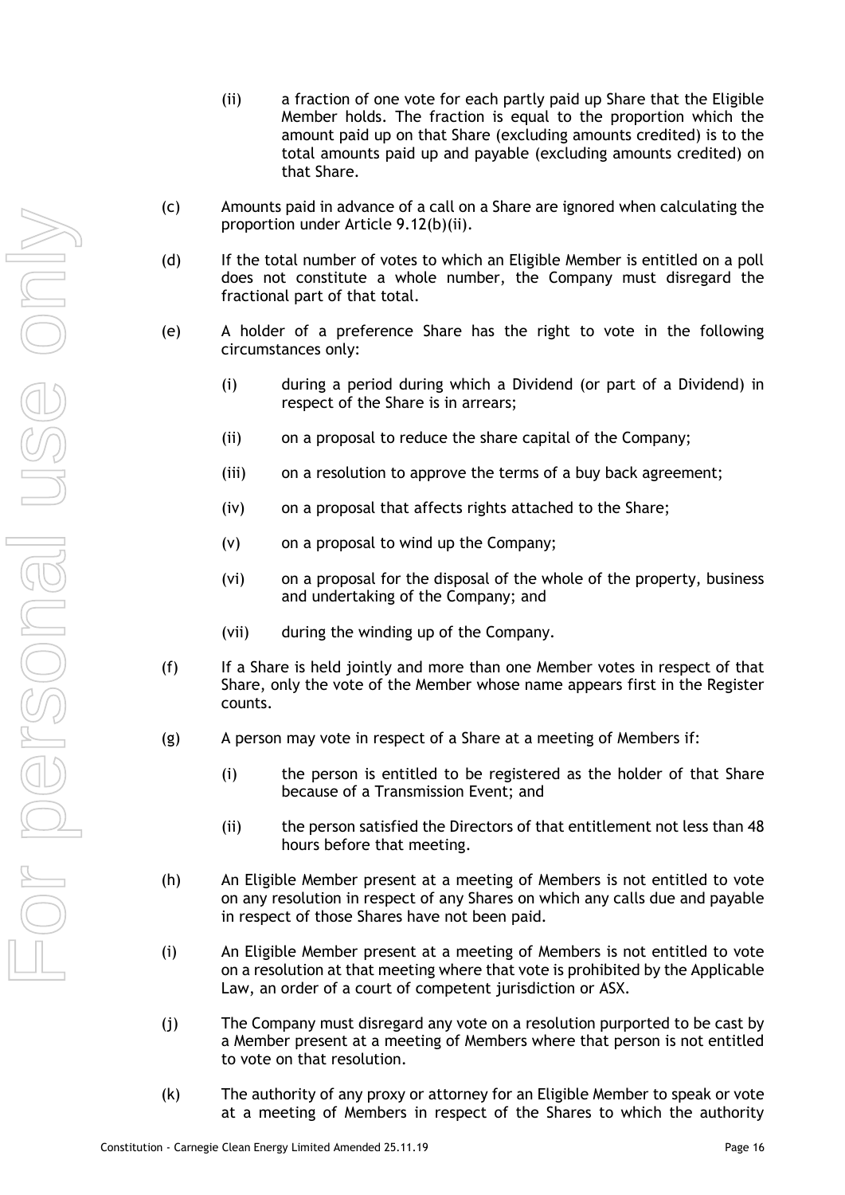(ii) a fraction of one vote for each partly paid up Share that the Eligible Member holds. The fraction is equal to the proportion which the amount paid up on that Share (excluding amounts credited) is to the total amounts paid up and payable (excluding amounts credited) on that Share.

(c) Amounts paid in advance of a call on a Share are ignored when calculating the proportion under Article 9.12(b)(ii).

(d) If the total number of votes to which an Eligible Member is entitled on a poll does not constitute a whole number, the Company must disregard the fractional part of that total.

(e) A holder of a preference Share has the right to vote in the following circumstances only:

(i) during a period during which a Dividend (or part of a Dividend) in respect of the Share is in arrears;

(ii) on a proposal to reduce the share capital of the Company;

(iii) on a resolution to approve the terms of a buy back agreement;

(iv) on a proposal that affects rights attached to the Share;

(v) on a proposal to wind up the Company;

(vi) on a proposal for the disposal of the whole of the property, business and undertaking of the Company; and

(vii) during the winding up of the Company.

(f) If a Share is held jointly and more than one Member votes in respect of that Share, only the vote of the Member whose name appears first in the Register counts.

(g) A person may vote in respect of a Share at a meeting of Members if:

(i) the person is entitled to be registered as the holder of that Share because of a Transmission Event; and

(ii) the person satisfied the Directors of that entitlement not less than 48 hours before that meeting.

(h) An Eligible Member present at a meeting of Members is not entitled to vote on any resolution in respect of any Shares on which any calls due and payable in respect of those Shares have not been paid.

(i) An Eligible Member present at a meeting of Members is not entitled to vote on a resolution at that meeting where that vote is prohibited by the Applicable Law, an order of a court of competent jurisdiction or ASX.

(j) The Company must disregard any vote on a resolution purported to be cast by a Member present at a meeting of Members where that person is not entitled to vote on that resolution.

(k) The authority of any proxy or attorney for an Eligible Member to speak or vote at a meeting of Members in respect of the Shares to which the authority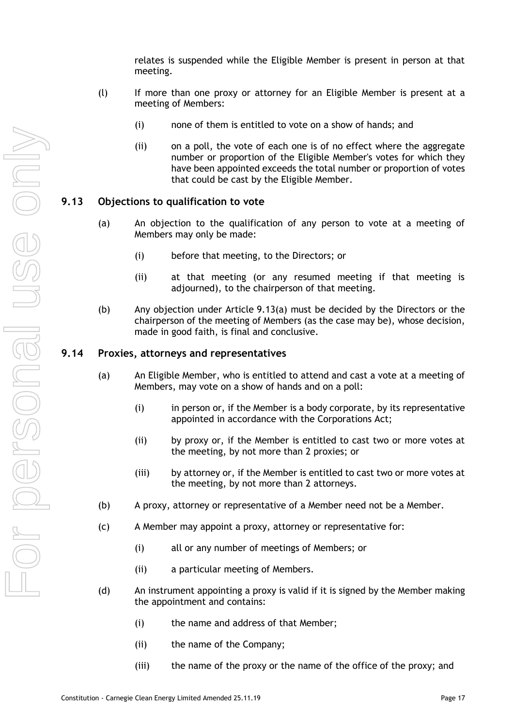relates is suspended while the Eligible Member is present in person at that meeting.

(l) If more than one proxy or attorney for an Eligible Member is present at a meeting of Members:

(i) none of them is entitled to vote on a show of hands; and

(ii) on a poll, the vote of each one is of no effect where the aggregate number or proportion of the Eligible Member's votes for which they have been appointed exceeds the total number or proportion of votes that could be cast by the Eligible Member.

## 9.13 Objections to qualification to vote

(a) An objection to the qualification of any person to vote at a meeting of Members may only be made:

(i) before that meeting, to the Directors; or

(ii) at that meeting (or any resumed meeting if that meeting is adjourned), to the chairperson of that meeting.

(b) Any objection under Article 9.13(a) must be decided by the Directors or the chairperson of the meeting of Members (as the case may be), whose decision, made in good faith, is final and conclusive.

## 9.14 Proxies, attorneys and representatives

(a) An Eligible Member, who is entitled to attend and cast a vote at a meeting of Members, may vote on a show of hands and on a poll:

(i) in person or, if the Member is a body corporate, by its representative appointed in accordance with the Corporations Act;

(ii) by proxy or, if the Member is entitled to cast two or more votes at the meeting, by not more than 2 proxies; or

(iii) by attorney or, if the Member is entitled to cast two or more votes at the meeting, by not more than 2 attorneys.

(b) A proxy, attorney or representative of a Member need not be a Member.

(c) A Member may appoint a proxy, attorney or representative for:

(i) all or any number of meetings of Members; or

(ii) a particular meeting of Members.

(d) An instrument appointing a proxy is valid if it is signed by the Member making the appointment and contains:

(i) the name and address of that Member;

(ii) the name of the Company;

(iii) the name of the proxy or the name of the office of the proxy; and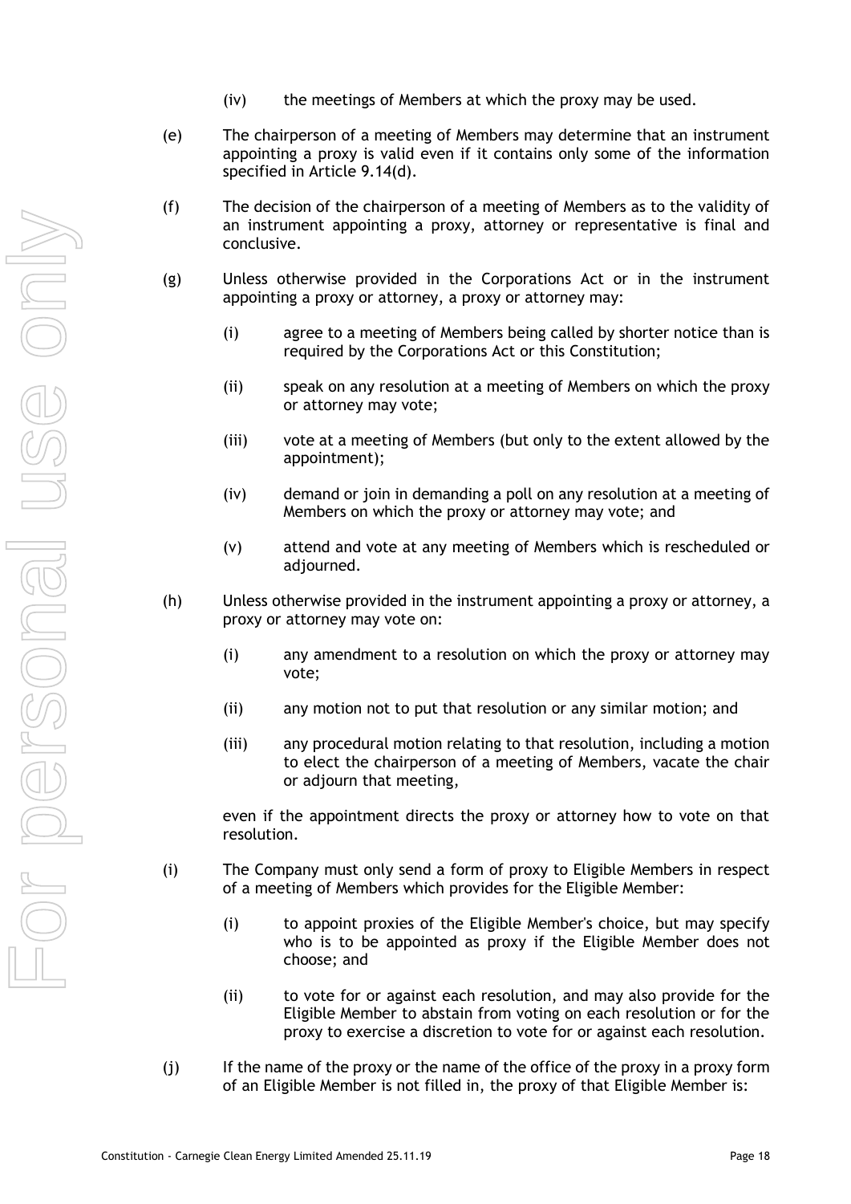(iv) the meetings of Members at which the proxy may be used.

(e) The chairperson of a meeting of Members may determine that an instrument appointing a proxy is valid even if it contains only some of the information specified in Article 9.14(d).

(f) The decision of the chairperson of a meeting of Members as to the validity of an instrument appointing a proxy, attorney or representative is final and conclusive.

(g) Unless otherwise provided in the Corporations Act or in the instrument appointing a proxy or attorney, a proxy or attorney may:

  (i) agree to a meeting of Members being called by shorter notice than is required by the Corporations Act or this Constitution;

  (ii) speak on any resolution at a meeting of Members on which the proxy or attorney may vote;

  (iii) vote at a meeting of Members (but only to the extent allowed by the appointment);

  (iv) demand or join in demanding a poll on any resolution at a meeting of Members on which the proxy or attorney may vote; and

  (v) attend and vote at any meeting of Members which is rescheduled or adjourned.

(h) Unless otherwise provided in the instrument appointing a proxy or attorney, a proxy or attorney may vote on:

  (i) any amendment to a resolution on which the proxy or attorney may vote;

  (ii) any motion not to put that resolution or any similar motion; and

  (iii) any procedural motion relating to that resolution, including a motion to elect the chairperson of a meeting of Members, vacate the chair or adjourn that meeting,

  even if the appointment directs the proxy or attorney how to vote on that resolution.

(i) The Company must only send a form of proxy to Eligible Members in respect of a meeting of Members which provides for the Eligible Member:

  (i) to appoint proxies of the Eligible Member's choice, but may specify who is to be appointed as proxy if the Eligible Member does not choose; and

  (ii) to vote for or against each resolution, and may also provide for the Eligible Member to abstain from voting on each resolution or for the proxy to exercise a discretion to vote for or against each resolution.

(j) If the name of the proxy or the name of the office of the proxy in a proxy form of an Eligible Member is not filled in, the proxy of that Eligible Member is: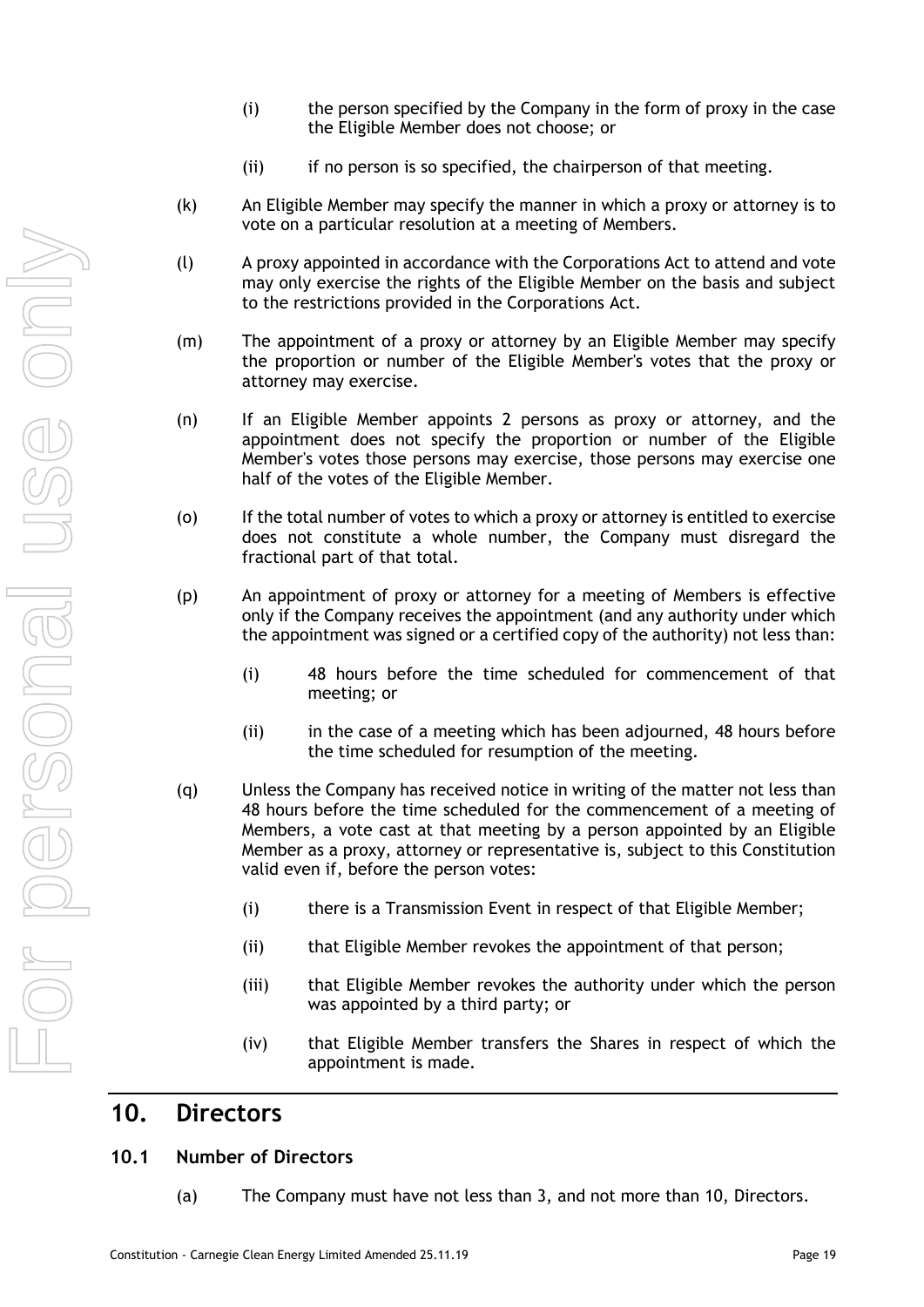(i) the person specified by the Company in the form of proxy in the case the Eligible Member does not choose; or

(ii) if no person is so specified, the chairperson of that meeting.

(k) An Eligible Member may specify the manner in which a proxy or attorney is to vote on a particular resolution at a meeting of Members.

(l) A proxy appointed in accordance with the Corporations Act to attend and vote may only exercise the rights of the Eligible Member on the basis and subject to the restrictions provided in the Corporations Act.

(m) The appointment of a proxy or attorney by an Eligible Member may specify the proportion or number of the Eligible Member's votes that the proxy or attorney may exercise.

(n) If an Eligible Member appoints 2 persons as proxy or attorney, and the appointment does not specify the proportion or number of the Eligible Member's votes those persons may exercise, those persons may exercise one half of the votes of the Eligible Member.

(o) If the total number of votes to which a proxy or attorney is entitled to exercise does not constitute a whole number, the Company must disregard the fractional part of that total.

(p) An appointment of proxy or attorney for a meeting of Members is effective only if the Company receives the appointment (and any authority under which the appointment was signed or a certified copy of the authority) not less than:

(i) 48 hours before the time scheduled for commencement of that meeting; or

(ii) in the case of a meeting which has been adjourned, 48 hours before the time scheduled for resumption of the meeting.

(q) Unless the Company has received notice in writing of the matter not less than 48 hours before the time scheduled for the commencement of a meeting of Members, a vote cast at that meeting by a person appointed by an Eligible Member as a proxy, attorney or representative is, subject to this Constitution valid even if, before the person votes:

(i) there is a Transmission Event in respect of that Eligible Member;

(ii) that Eligible Member revokes the appointment of that person;

(iii) that Eligible Member revokes the authority under which the person was appointed by a third party; or

(iv) that Eligible Member transfers the Shares in respect of which the appointment is made.

# 10. Directors

## 10.1 Number of Directors

(a) The Company must have not less than 3, and not more than 10, Directors.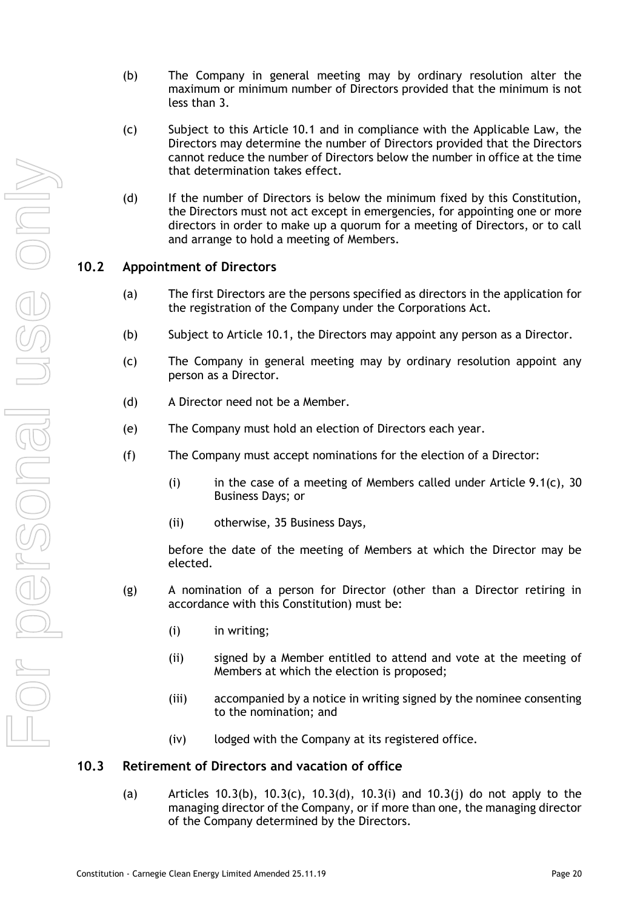(b) The Company in general meeting may by ordinary resolution alter the maximum or minimum number of Directors provided that the minimum is not less than 3.

(c) Subject to this Article 10.1 and in compliance with the Applicable Law, the Directors may determine the number of Directors provided that the Directors cannot reduce the number of Directors below the number in office at the time that determination takes effect.

(d) If the number of Directors is below the minimum fixed by this Constitution, the Directors must not act except in emergencies, for appointing one or more directors in order to make up a quorum for a meeting of Directors, or to call and arrange to hold a meeting of Members.

## 10.2 Appointment of Directors

(a) The first Directors are the persons specified as directors in the application for the registration of the Company under the Corporations Act.

(b) Subject to Article 10.1, the Directors may appoint any person as a Director.

(c) The Company in general meeting may by ordinary resolution appoint any person as a Director.

(d) A Director need not be a Member.

(e) The Company must hold an election of Directors each year.

(f) The Company must accept nominations for the election of a Director:

  (i) in the case of a meeting of Members called under Article 9.1(c), 30 Business Days; or

  (ii) otherwise, 35 Business Days,

  before the date of the meeting of Members at which the Director may be elected.

(g) A nomination of a person for Director (other than a Director retiring in accordance with this Constitution) must be:

  (i) in writing;

  (ii) signed by a Member entitled to attend and vote at the meeting of Members at which the election is proposed;

  (iii) accompanied by a notice in writing signed by the nominee consenting to the nomination; and

  (iv) lodged with the Company at its registered office.

## 10.3 Retirement of Directors and vacation of office

(a) Articles 10.3(b), 10.3(c), 10.3(d), 10.3(i) and 10.3(j) do not apply to the managing director of the Company, or if more than one, the managing director of the Company determined by the Directors.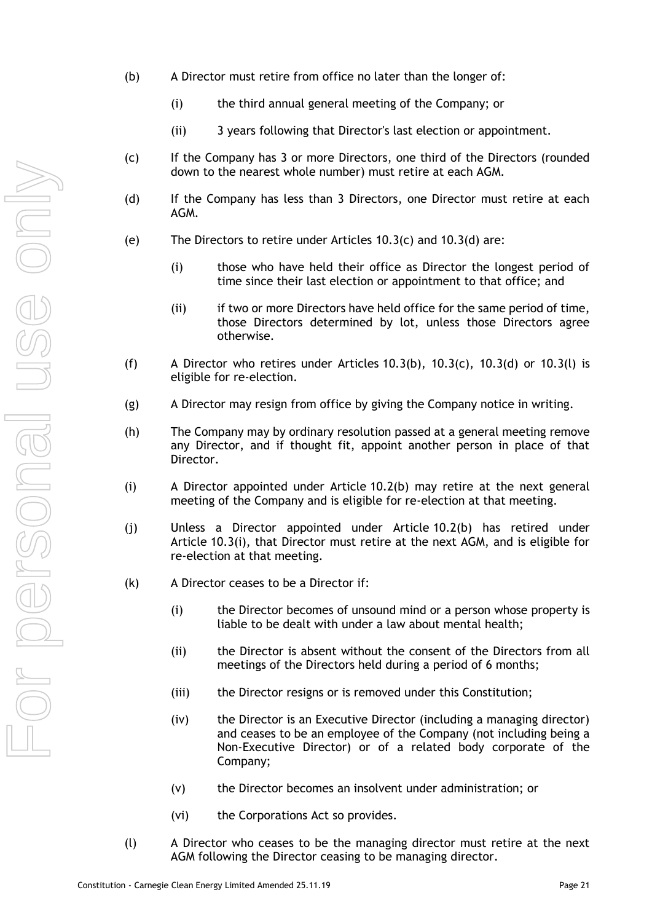(b) A Director must retire from office no later than the longer of:

   (i) the third annual general meeting of the Company; or

   (ii) 3 years following that Director's last election or appointment.

(c) If the Company has 3 or more Directors, one third of the Directors (rounded down to the nearest whole number) must retire at each AGM.

(d) If the Company has less than 3 Directors, one Director must retire at each AGM.

(e) The Directors to retire under Articles 10.3(c) and 10.3(d) are:

   (i) those who have held their office as Director the longest period of time since their last election or appointment to that office; and

   (ii) if two or more Directors have held office for the same period of time, those Directors determined by lot, unless those Directors agree otherwise.

(f) A Director who retires under Articles 10.3(b), 10.3(c), 10.3(d) or 10.3(l) is eligible for re-election.

(g) A Director may resign from office by giving the Company notice in writing.

(h) The Company may by ordinary resolution passed at a general meeting remove any Director, and if thought fit, appoint another person in place of that Director.

(i) A Director appointed under Article 10.2(b) may retire at the next general meeting of the Company and is eligible for re-election at that meeting.

(j) Unless a Director appointed under Article 10.2(b) has retired under Article 10.3(i), that Director must retire at the next AGM, and is eligible for re-election at that meeting.

(k) A Director ceases to be a Director if:

   (i) the Director becomes of unsound mind or a person whose property is liable to be dealt with under a law about mental health;

   (ii) the Director is absent without the consent of the Directors from all meetings of the Directors held during a period of 6 months;

   (iii) the Director resigns or is removed under this Constitution;

   (iv) the Director is an Executive Director (including a managing director) and ceases to be an employee of the Company (not including being a Non-Executive Director) or of a related body corporate of the Company;

   (v) the Director becomes an insolvent under administration; or

   (vi) the Corporations Act so provides.

(l) A Director who ceases to be the managing director must retire at the next AGM following the Director ceasing to be managing director.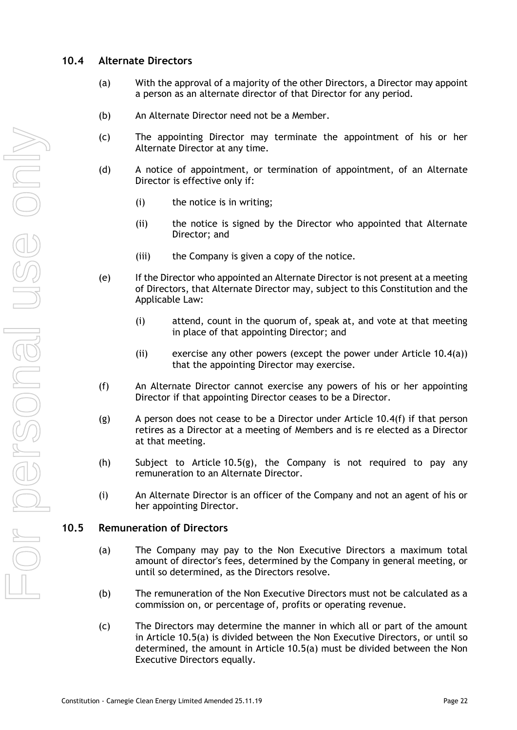## 10.4 Alternate Directors

(a) With the approval of a majority of the other Directors, a Director may appoint a person as an alternate director of that Director for any period.

(b) An Alternate Director need not be a Member.

(c) The appointing Director may terminate the appointment of his or her Alternate Director at any time.

(d) A notice of appointment, or termination of appointment, of an Alternate Director is effective only if:

(i) the notice is in writing;

(ii) the notice is signed by the Director who appointed that Alternate Director; and

(iii) the Company is given a copy of the notice.

(e) If the Director who appointed an Alternate Director is not present at a meeting of Directors, that Alternate Director may, subject to this Constitution and the Applicable Law:

(i) attend, count in the quorum of, speak at, and vote at that meeting in place of that appointing Director; and

(ii) exercise any other powers (except the power under Article 10.4(a)) that the appointing Director may exercise.

(f) An Alternate Director cannot exercise any powers of his or her appointing Director if that appointing Director ceases to be a Director.

(g) A person does not cease to be a Director under Article 10.4(f) if that person retires as a Director at a meeting of Members and is re elected as a Director at that meeting.

(h) Subject to Article 10.5(g), the Company is not required to pay any remuneration to an Alternate Director.

(i) An Alternate Director is an officer of the Company and not an agent of his or her appointing Director.

## 10.5 Remuneration of Directors

(a) The Company may pay to the Non Executive Directors a maximum total amount of director's fees, determined by the Company in general meeting, or until so determined, as the Directors resolve.

(b) The remuneration of the Non Executive Directors must not be calculated as a commission on, or percentage of, profits or operating revenue.

(c) The Directors may determine the manner in which all or part of the amount in Article 10.5(a) is divided between the Non Executive Directors, or until so determined, the amount in Article 10.5(a) must be divided between the Non Executive Directors equally.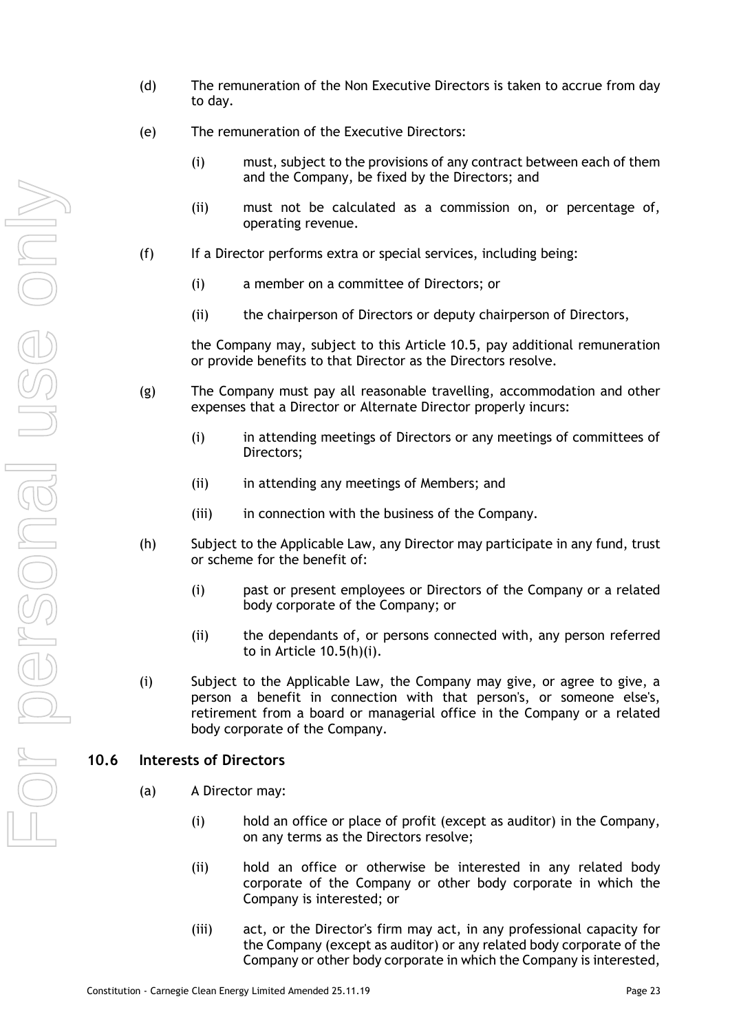(d) The remuneration of the Non Executive Directors is taken to accrue from day to day.

(e) The remuneration of the Executive Directors:

(i) must, subject to the provisions of any contract between each of them and the Company, be fixed by the Directors; and

(ii) must not be calculated as a commission on, or percentage of, operating revenue.

(f) If a Director performs extra or special services, including being:

(i) a member on a committee of Directors; or

(ii) the chairperson of Directors or deputy chairperson of Directors,

the Company may, subject to this Article 10.5, pay additional remuneration or provide benefits to that Director as the Directors resolve.

(g) The Company must pay all reasonable travelling, accommodation and other expenses that a Director or Alternate Director properly incurs:

(i) in attending meetings of Directors or any meetings of committees of Directors;

(ii) in attending any meetings of Members; and

(iii) in connection with the business of the Company.

(h) Subject to the Applicable Law, any Director may participate in any fund, trust or scheme for the benefit of:

(i) past or present employees or Directors of the Company or a related body corporate of the Company; or

(ii) the dependants of, or persons connected with, any person referred to in Article 10.5(h)(i).

(i) Subject to the Applicable Law, the Company may give, or agree to give, a person a benefit in connection with that person's, or someone else's, retirement from a board or managerial office in the Company or a related body corporate of the Company.

## 10.6 Interests of Directors

(a) A Director may:

(i) hold an office or place of profit (except as auditor) in the Company, on any terms as the Directors resolve;

(ii) hold an office or otherwise be interested in any related body corporate of the Company or other body corporate in which the Company is interested; or

(iii) act, or the Director's firm may act, in any professional capacity for the Company (except as auditor) or any related body corporate of the Company or other body corporate in which the Company is interested,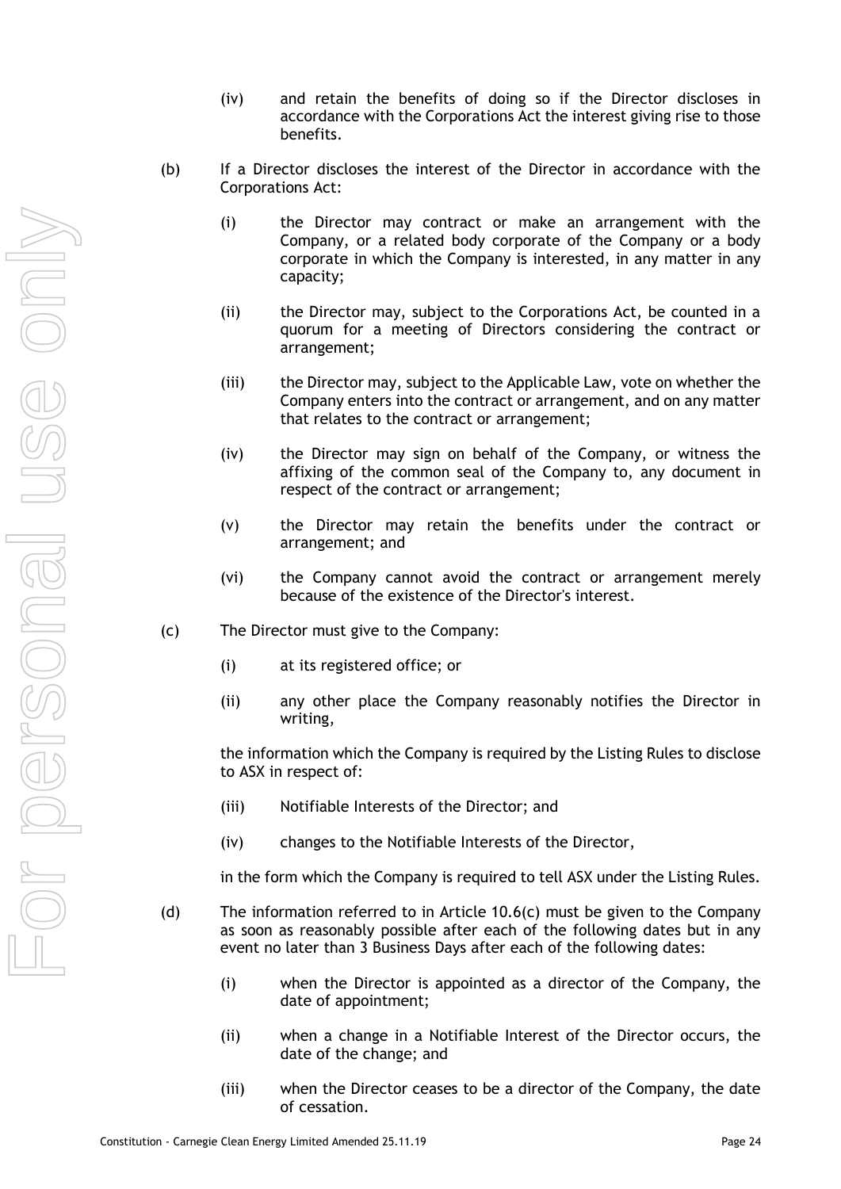(iv) and retain the benefits of doing so if the Director discloses in accordance with the Corporations Act the interest giving rise to those benefits.

(b) If a Director discloses the interest of the Director in accordance with the Corporations Act:

(i) the Director may contract or make an arrangement with the Company, or a related body corporate of the Company or a body corporate in which the Company is interested, in any matter in any capacity;

(ii) the Director may, subject to the Corporations Act, be counted in a quorum for a meeting of Directors considering the contract or arrangement;

(iii) the Director may, subject to the Applicable Law, vote on whether the Company enters into the contract or arrangement, and on any matter that relates to the contract or arrangement;

(iv) the Director may sign on behalf of the Company, or witness the affixing of the common seal of the Company to, any document in respect of the contract or arrangement;

(v) the Director may retain the benefits under the contract or arrangement; and

(vi) the Company cannot avoid the contract or arrangement merely because of the existence of the Director's interest.

(c) The Director must give to the Company:

(i) at its registered office; or

(ii) any other place the Company reasonably notifies the Director in writing,

the information which the Company is required by the Listing Rules to disclose to ASX in respect of:

(iii) Notifiable Interests of the Director; and

(iv) changes to the Notifiable Interests of the Director,

in the form which the Company is required to tell ASX under the Listing Rules.

(d) The information referred to in Article 10.6(c) must be given to the Company as soon as reasonably possible after each of the following dates but in any event no later than 3 Business Days after each of the following dates:

(i) when the Director is appointed as a director of the Company, the date of appointment;

(ii) when a change in a Notifiable Interest of the Director occurs, the date of the change; and

(iii) when the Director ceases to be a director of the Company, the date of cessation.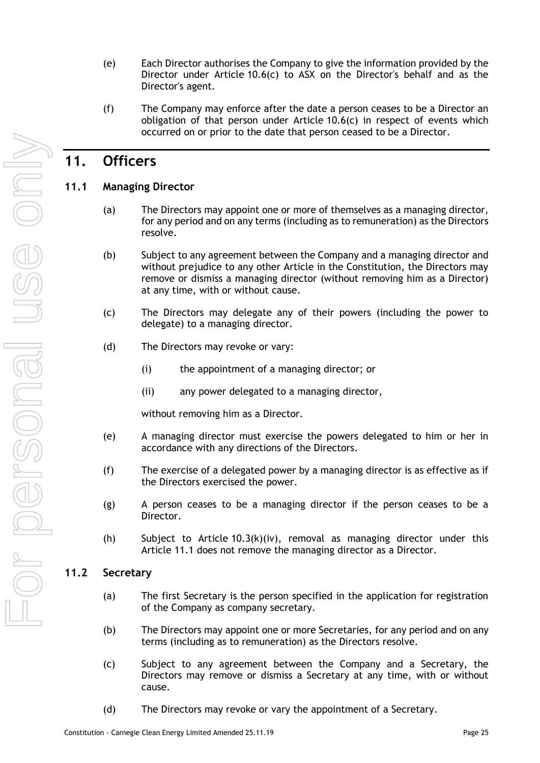(e) Each Director authorises the Company to give the information provided by the Director under Article 10.6(c) to ASX on the Director's behalf and as the Director's agent.

(f) The Company may enforce after the date a person ceases to be a Director an obligation of that person under Article 10.6(c) in respect of events which occurred on or prior to the date that person ceased to be a Director.

# 11. Officers

## 11.1 Managing Director

(a) The Directors may appoint one or more of themselves as a managing director, for any period and on any terms (including as to remuneration) as the Directors resolve.

(b) Subject to any agreement between the Company and a managing director and without prejudice to any other Article in the Constitution, the Directors may remove or dismiss a managing director (without removing him as a Director) at any time, with or without cause.

(c) The Directors may delegate any of their powers (including the power to delegate) to a managing director.

(d) The Directors may revoke or vary:

(i) the appointment of a managing director; or

(ii) any power delegated to a managing director,

without removing him as a Director.

(e) A managing director must exercise the powers delegated to him or her in accordance with any directions of the Directors.

(f) The exercise of a delegated power by a managing director is as effective as if the Directors exercised the power.

(g) A person ceases to be a managing director if the person ceases to be a Director.

(h) Subject to Article 10.3(k)(iv), removal as managing director under this Article 11.1 does not remove the managing director as a Director.

## 11.2 Secretary

(a) The first Secretary is the person specified in the application for registration of the Company as company secretary.

(b) The Directors may appoint one or more Secretaries, for any period and on any terms (including as to remuneration) as the Directors resolve.

(c) Subject to any agreement between the Company and a Secretary, the Directors may remove or dismiss a Secretary at any time, with or without cause.

(d) The Directors may revoke or vary the appointment of a Secretary.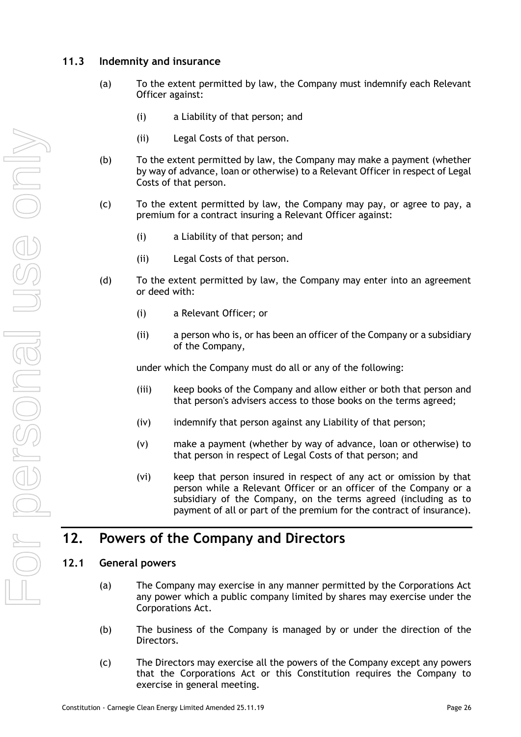### 11.3 Indemnity and insurance

(a) To the extent permitted by law, the Company must indemnify each Relevant Officer against:

(i) a Liability of that person; and

(ii) Legal Costs of that person.

(b) To the extent permitted by law, the Company may make a payment (whether by way of advance, loan or otherwise) to a Relevant Officer in respect of Legal Costs of that person.

(c) To the extent permitted by law, the Company may pay, or agree to pay, a premium for a contract insuring a Relevant Officer against:

(i) a Liability of that person; and

(ii) Legal Costs of that person.

(d) To the extent permitted by law, the Company may enter into an agreement or deed with:

(i) a Relevant Officer; or

(ii) a person who is, or has been an officer of the Company or a subsidiary of the Company,

under which the Company must do all or any of the following:

(iii) keep books of the Company and allow either or both that person and that person's advisers access to those books on the terms agreed;

(iv) indemnify that person against any Liability of that person;

(v) make a payment (whether by way of advance, loan or otherwise) to that person in respect of Legal Costs of that person; and

(vi) keep that person insured in respect of any act or omission by that person while a Relevant Officer or an officer of the Company or a subsidiary of the Company, on the terms agreed (including as to payment of all or part of the premium for the contract of insurance).

## 12. Powers of the Company and Directors

### 12.1 General powers

(a) The Company may exercise in any manner permitted by the Corporations Act any power which a public company limited by shares may exercise under the Corporations Act.

(b) The business of the Company is managed by or under the direction of the Directors.

(c) The Directors may exercise all the powers of the Company except any powers that the Corporations Act or this Constitution requires the Company to exercise in general meeting.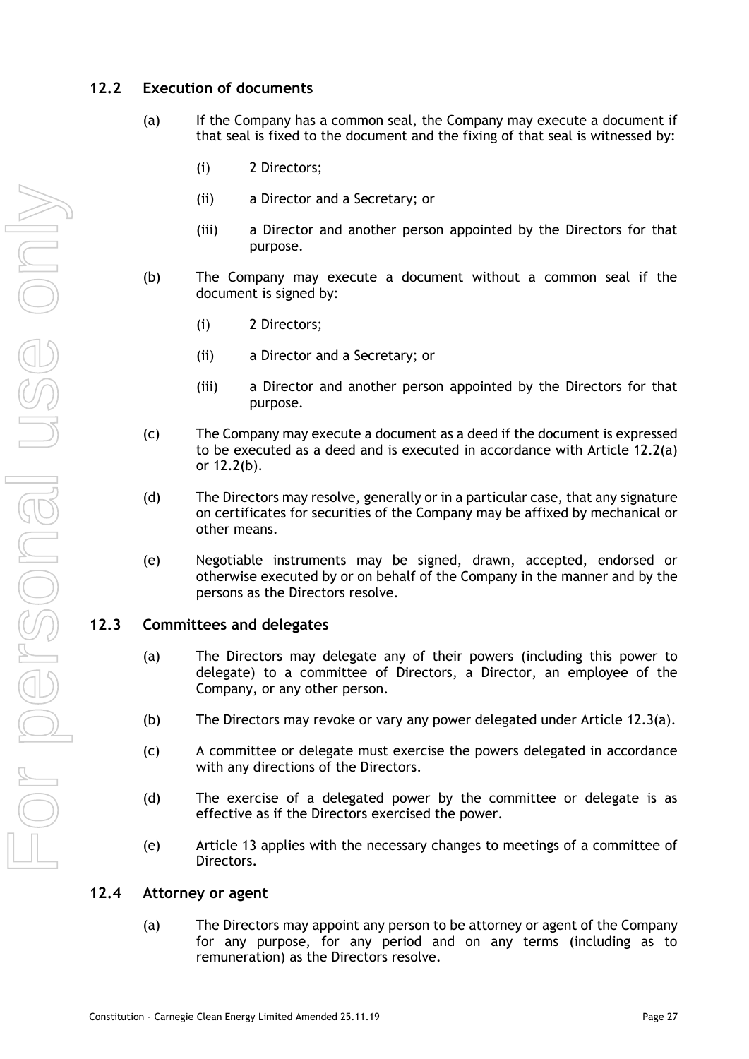## 12.2 Execution of documents

(a) If the Company has a common seal, the Company may execute a document if that seal is fixed to the document and the fixing of that seal is witnessed by:

(i) 2 Directors;

(ii) a Director and a Secretary; or

(iii) a Director and another person appointed by the Directors for that purpose.

(b) The Company may execute a document without a common seal if the document is signed by:

(i) 2 Directors;

(ii) a Director and a Secretary; or

(iii) a Director and another person appointed by the Directors for that purpose.

(c) The Company may execute a document as a deed if the document is expressed to be executed as a deed and is executed in accordance with Article 12.2(a) or 12.2(b).

(d) The Directors may resolve, generally or in a particular case, that any signature on certificates for securities of the Company may be affixed by mechanical or other means.

(e) Negotiable instruments may be signed, drawn, accepted, endorsed or otherwise executed by or on behalf of the Company in the manner and by the persons as the Directors resolve.

## 12.3 Committees and delegates

(a) The Directors may delegate any of their powers (including this power to delegate) to a committee of Directors, a Director, an employee of the Company, or any other person.

(b) The Directors may revoke or vary any power delegated under Article 12.3(a).

(c) A committee or delegate must exercise the powers delegated in accordance with any directions of the Directors.

(d) The exercise of a delegated power by the committee or delegate is as effective as if the Directors exercised the power.

(e) Article 13 applies with the necessary changes to meetings of a committee of Directors.

## 12.4 Attorney or agent

(a) The Directors may appoint any person to be attorney or agent of the Company for any purpose, for any period and on any terms (including as to remuneration) as the Directors resolve.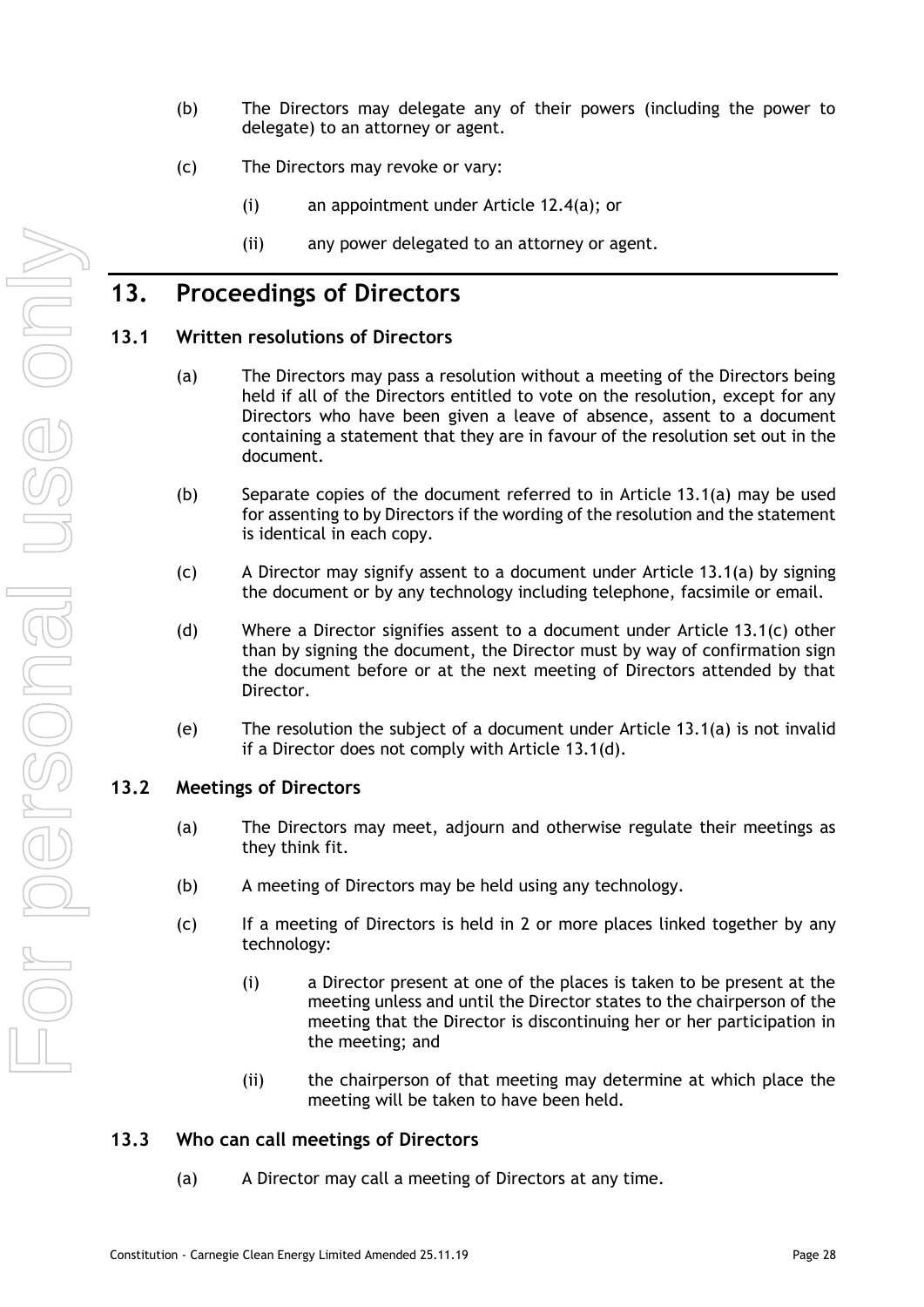(b) The Directors may delegate any of their powers (including the power to delegate) to an attorney or agent.

(c) The Directors may revoke or vary:

  (i) an appointment under Article 12.4(a); or

  (ii) any power delegated to an attorney or agent.

# 13. Proceedings of Directors

## 13.1 Written resolutions of Directors

(a) The Directors may pass a resolution without a meeting of the Directors being held if all of the Directors entitled to vote on the resolution, except for any Directors who have been given a leave of absence, assent to a document containing a statement that they are in favour of the resolution set out in the document.

(b) Separate copies of the document referred to in Article 13.1(a) may be used for assenting to by Directors if the wording of the resolution and the statement is identical in each copy.

(c) A Director may signify assent to a document under Article 13.1(a) by signing the document or by any technology including telephone, facsimile or email.

(d) Where a Director signifies assent to a document under Article 13.1(c) other than by signing the document, the Director must by way of confirmation sign the document before or at the next meeting of Directors attended by that Director.

(e) The resolution the subject of a document under Article 13.1(a) is not invalid if a Director does not comply with Article 13.1(d).

## 13.2 Meetings of Directors

(a) The Directors may meet, adjourn and otherwise regulate their meetings as they think fit.

(b) A meeting of Directors may be held using any technology.

(c) If a meeting of Directors is held in 2 or more places linked together by any technology:

  (i) a Director present at one of the places is taken to be present at the meeting unless and until the Director states to the chairperson of the meeting that the Director is discontinuing her or her participation in the meeting; and

  (ii) the chairperson of that meeting may determine at which place the meeting will be taken to have been held.

## 13.3 Who can call meetings of Directors

(a) A Director may call a meeting of Directors at any time.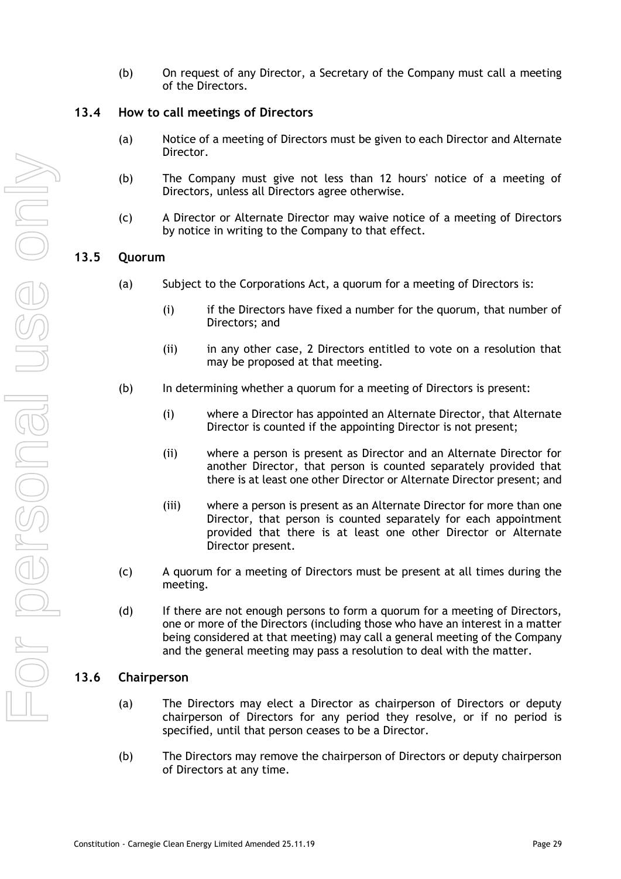(b) On request of any Director, a Secretary of the Company must call a meeting of the Directors.

### 13.4 How to call meetings of Directors

(a) Notice of a meeting of Directors must be given to each Director and Alternate Director.

(b) The Company must give not less than 12 hours' notice of a meeting of Directors, unless all Directors agree otherwise.

(c) A Director or Alternate Director may waive notice of a meeting of Directors by notice in writing to the Company to that effect.

### 13.5 Quorum

(a) Subject to the Corporations Act, a quorum for a meeting of Directors is:

(i) if the Directors have fixed a number for the quorum, that number of Directors; and

(ii) in any other case, 2 Directors entitled to vote on a resolution that may be proposed at that meeting.

(b) In determining whether a quorum for a meeting of Directors is present:

(i) where a Director has appointed an Alternate Director, that Alternate Director is counted if the appointing Director is not present;

(ii) where a person is present as Director and an Alternate Director for another Director, that person is counted separately provided that there is at least one other Director or Alternate Director present; and

(iii) where a person is present as an Alternate Director for more than one Director, that person is counted separately for each appointment provided that there is at least one other Director or Alternate Director present.

(c) A quorum for a meeting of Directors must be present at all times during the meeting.

(d) If there are not enough persons to form a quorum for a meeting of Directors, one or more of the Directors (including those who have an interest in a matter being considered at that meeting) may call a general meeting of the Company and the general meeting may pass a resolution to deal with the matter.

### 13.6 Chairperson

(a) The Directors may elect a Director as chairperson of Directors or deputy chairperson of Directors for any period they resolve, or if no period is specified, until that person ceases to be a Director.

(b) The Directors may remove the chairperson of Directors or deputy chairperson of Directors at any time.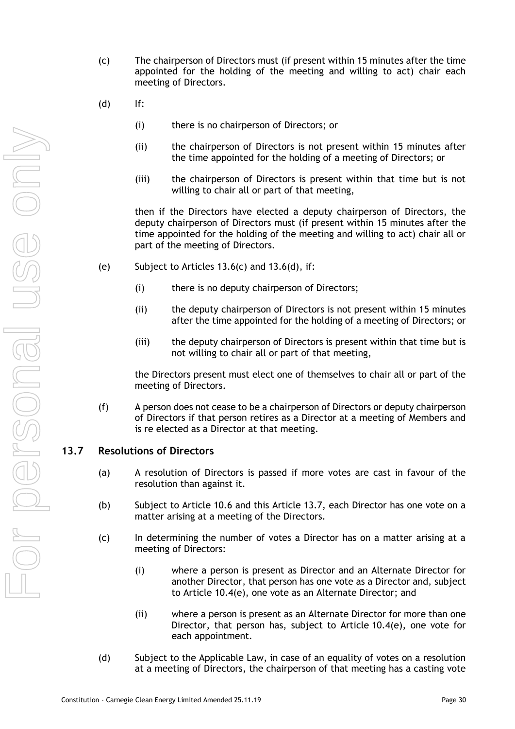(c) The chairperson of Directors must (if present within 15 minutes after the time appointed for the holding of the meeting and willing to act) chair each meeting of Directors.

(d) If:

  (i) there is no chairperson of Directors; or

  (ii) the chairperson of Directors is not present within 15 minutes after the time appointed for the holding of a meeting of Directors; or

  (iii) the chairperson of Directors is present within that time but is not willing to chair all or part of that meeting,

  then if the Directors have elected a deputy chairperson of Directors, the deputy chairperson of Directors must (if present within 15 minutes after the time appointed for the holding of the meeting and willing to act) chair all or part of the meeting of Directors.

(e) Subject to Articles 13.6(c) and 13.6(d), if:

  (i) there is no deputy chairperson of Directors;

  (ii) the deputy chairperson of Directors is not present within 15 minutes after the time appointed for the holding of a meeting of Directors; or

  (iii) the deputy chairperson of Directors is present within that time but is not willing to chair all or part of that meeting,

  the Directors present must elect one of themselves to chair all or part of the meeting of Directors.

(f) A person does not cease to be a chairperson of Directors or deputy chairperson of Directors if that person retires as a Director at a meeting of Members and is re elected as a Director at that meeting.

## 13.7 Resolutions of Directors

(a) A resolution of Directors is passed if more votes are cast in favour of the resolution than against it.

(b) Subject to Article 10.6 and this Article 13.7, each Director has one vote on a matter arising at a meeting of the Directors.

(c) In determining the number of votes a Director has on a matter arising at a meeting of Directors:

  (i) where a person is present as Director and an Alternate Director for another Director, that person has one vote as a Director and, subject to Article 10.4(e), one vote as an Alternate Director; and

  (ii) where a person is present as an Alternate Director for more than one Director, that person has, subject to Article 10.4(e), one vote for each appointment.

(d) Subject to the Applicable Law, in case of an equality of votes on a resolution at a meeting of Directors, the chairperson of that meeting has a casting vote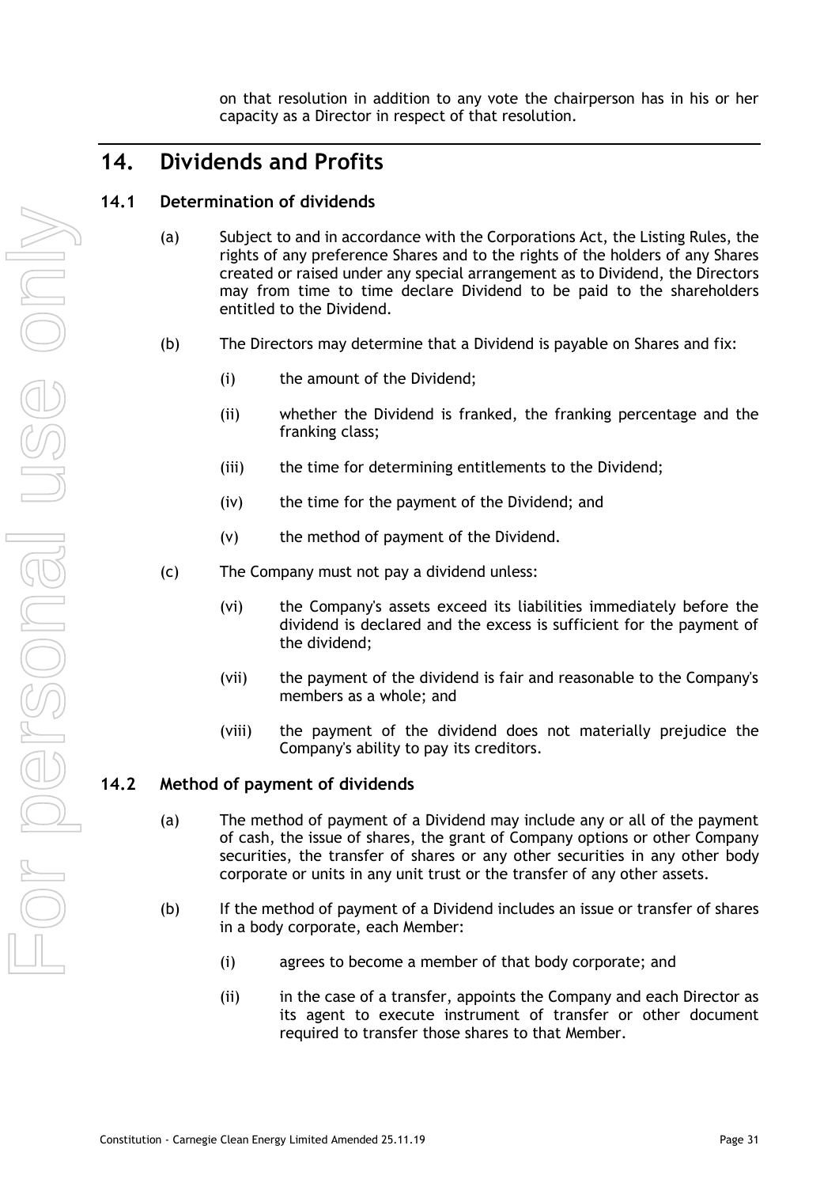on that resolution in addition to any vote the chairperson has in his or her capacity as a Director in respect of that resolution.

## 14. Dividends and Profits

### 14.1 Determination of dividends

(a) Subject to and in accordance with the Corporations Act, the Listing Rules, the rights of any preference Shares and to the rights of the holders of any Shares created or raised under any special arrangement as to Dividend, the Directors may from time to time declare Dividend to be paid to the shareholders entitled to the Dividend.

(b) The Directors may determine that a Dividend is payable on Shares and fix:

(i) the amount of the Dividend;

(ii) whether the Dividend is franked, the franking percentage and the franking class;

(iii) the time for determining entitlements to the Dividend;

(iv) the time for the payment of the Dividend; and

(v) the method of payment of the Dividend.

(c) The Company must not pay a dividend unless:

(vi) the Company's assets exceed its liabilities immediately before the dividend is declared and the excess is sufficient for the payment of the dividend;

(vii) the payment of the dividend is fair and reasonable to the Company's members as a whole; and

(viii) the payment of the dividend does not materially prejudice the Company's ability to pay its creditors.

### 14.2 Method of payment of dividends

(a) The method of payment of a Dividend may include any or all of the payment of cash, the issue of shares, the grant of Company options or other Company securities, the transfer of shares or any other securities in any other body corporate or units in any unit trust or the transfer of any other assets.

(b) If the method of payment of a Dividend includes an issue or transfer of shares in a body corporate, each Member:

(i) agrees to become a member of that body corporate; and

(ii) in the case of a transfer, appoints the Company and each Director as its agent to execute instrument of transfer or other document required to transfer those shares to that Member.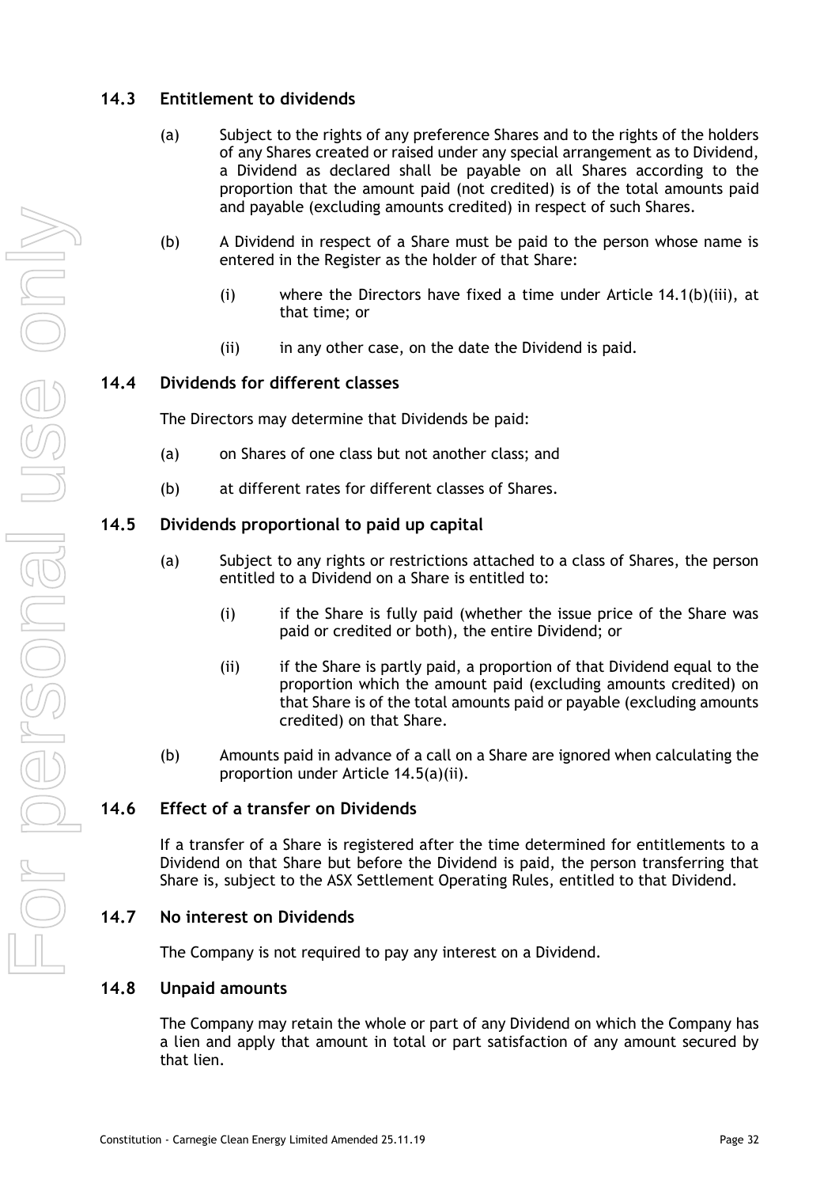## 14.3 Entitlement to dividends

(a) Subject to the rights of any preference Shares and to the rights of the holders of any Shares created or raised under any special arrangement as to Dividend, a Dividend as declared shall be payable on all Shares according to the proportion that the amount paid (not credited) is of the total amounts paid and payable (excluding amounts credited) in respect of such Shares.

(b) A Dividend in respect of a Share must be paid to the person whose name is entered in the Register as the holder of that Share:

(i) where the Directors have fixed a time under Article 14.1(b)(iii), at that time; or

(ii) in any other case, on the date the Dividend is paid.

## 14.4 Dividends for different classes

The Directors may determine that Dividends be paid:

(a) on Shares of one class but not another class; and

(b) at different rates for different classes of Shares.

## 14.5 Dividends proportional to paid up capital

(a) Subject to any rights or restrictions attached to a class of Shares, the person entitled to a Dividend on a Share is entitled to:

(i) if the Share is fully paid (whether the issue price of the Share was paid or credited or both), the entire Dividend; or

(ii) if the Share is partly paid, a proportion of that Dividend equal to the proportion which the amount paid (excluding amounts credited) on that Share is of the total amounts paid or payable (excluding amounts credited) on that Share.

(b) Amounts paid in advance of a call on a Share are ignored when calculating the proportion under Article 14.5(a)(ii).

## 14.6 Effect of a transfer on Dividends

If a transfer of a Share is registered after the time determined for entitlements to a Dividend on that Share but before the Dividend is paid, the person transferring that Share is, subject to the ASX Settlement Operating Rules, entitled to that Dividend.

## 14.7 No interest on Dividends

The Company is not required to pay any interest on a Dividend.

## 14.8 Unpaid amounts

The Company may retain the whole or part of any Dividend on which the Company has a lien and apply that amount in total or part satisfaction of any amount secured by that lien.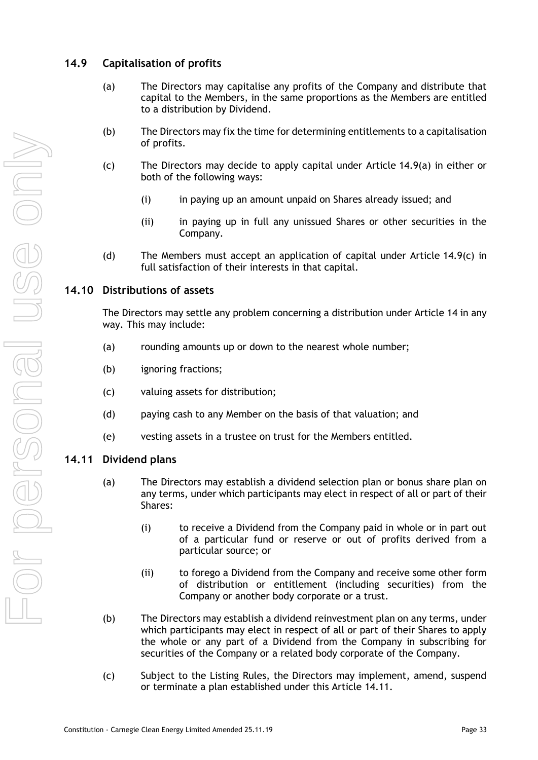## 14.9 Capitalisation of profits

(a) The Directors may capitalise any profits of the Company and distribute that capital to the Members, in the same proportions as the Members are entitled to a distribution by Dividend.

(b) The Directors may fix the time for determining entitlements to a capitalisation of profits.

(c) The Directors may decide to apply capital under Article 14.9(a) in either or both of the following ways:

(i) in paying up an amount unpaid on Shares already issued; and

(ii) in paying up in full any unissued Shares or other securities in the Company.

(d) The Members must accept an application of capital under Article 14.9(c) in full satisfaction of their interests in that capital.

## 14.10 Distributions of assets

The Directors may settle any problem concerning a distribution under Article 14 in any way. This may include:

(a) rounding amounts up or down to the nearest whole number;

(b) ignoring fractions;

(c) valuing assets for distribution;

(d) paying cash to any Member on the basis of that valuation; and

(e) vesting assets in a trustee on trust for the Members entitled.

## 14.11 Dividend plans

(a) The Directors may establish a dividend selection plan or bonus share plan on any terms, under which participants may elect in respect of all or part of their Shares:

(i) to receive a Dividend from the Company paid in whole or in part out of a particular fund or reserve or out of profits derived from a particular source; or

(ii) to forego a Dividend from the Company and receive some other form of distribution or entitlement (including securities) from the Company or another body corporate or a trust.

(b) The Directors may establish a dividend reinvestment plan on any terms, under which participants may elect in respect of all or part of their Shares to apply the whole or any part of a Dividend from the Company in subscribing for securities of the Company or a related body corporate of the Company.

(c) Subject to the Listing Rules, the Directors may implement, amend, suspend or terminate a plan established under this Article 14.11.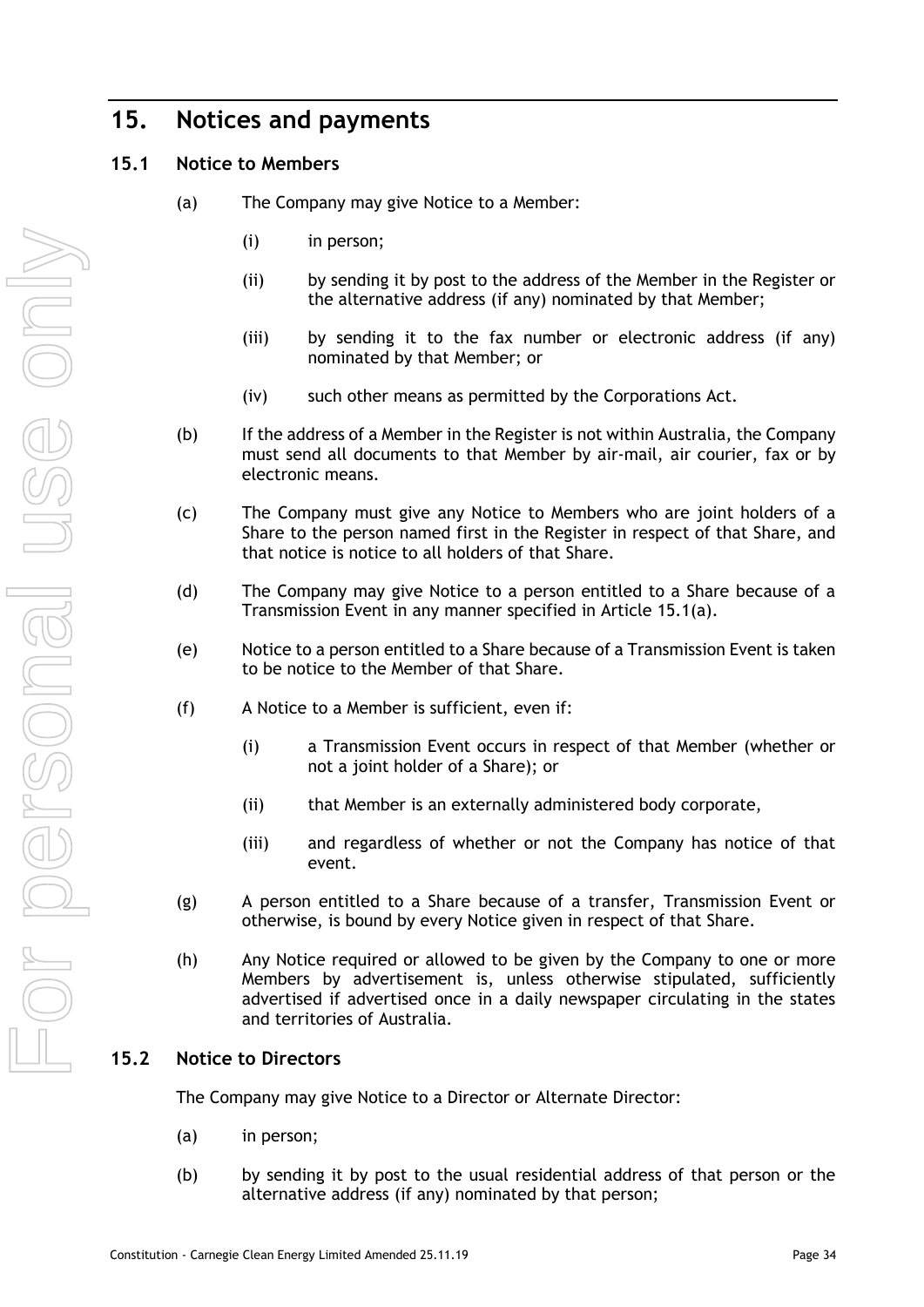## 15. Notices and payments

### 15.1 Notice to Members

(a) The Company may give Notice to a Member:

(i) in person;

(ii) by sending it by post to the address of the Member in the Register or the alternative address (if any) nominated by that Member;

(iii) by sending it to the fax number or electronic address (if any) nominated by that Member; or

(iv) such other means as permitted by the Corporations Act.

(b) If the address of a Member in the Register is not within Australia, the Company must send all documents to that Member by air-mail, air courier, fax or by electronic means.

(c) The Company must give any Notice to Members who are joint holders of a Share to the person named first in the Register in respect of that Share, and that notice is notice to all holders of that Share.

(d) The Company may give Notice to a person entitled to a Share because of a Transmission Event in any manner specified in Article 15.1(a).

(e) Notice to a person entitled to a Share because of a Transmission Event is taken to be notice to the Member of that Share.

(f) A Notice to a Member is sufficient, even if:

(i) a Transmission Event occurs in respect of that Member (whether or not a joint holder of a Share); or

(ii) that Member is an externally administered body corporate,

(iii) and regardless of whether or not the Company has notice of that event.

(g) A person entitled to a Share because of a transfer, Transmission Event or otherwise, is bound by every Notice given in respect of that Share.

(h) Any Notice required or allowed to be given by the Company to one or more Members by advertisement is, unless otherwise stipulated, sufficiently advertised if advertised once in a daily newspaper circulating in the states and territories of Australia.

### 15.2 Notice to Directors

The Company may give Notice to a Director or Alternate Director:

(a) in person;

(b) by sending it by post to the usual residential address of that person or the alternative address (if any) nominated by that person;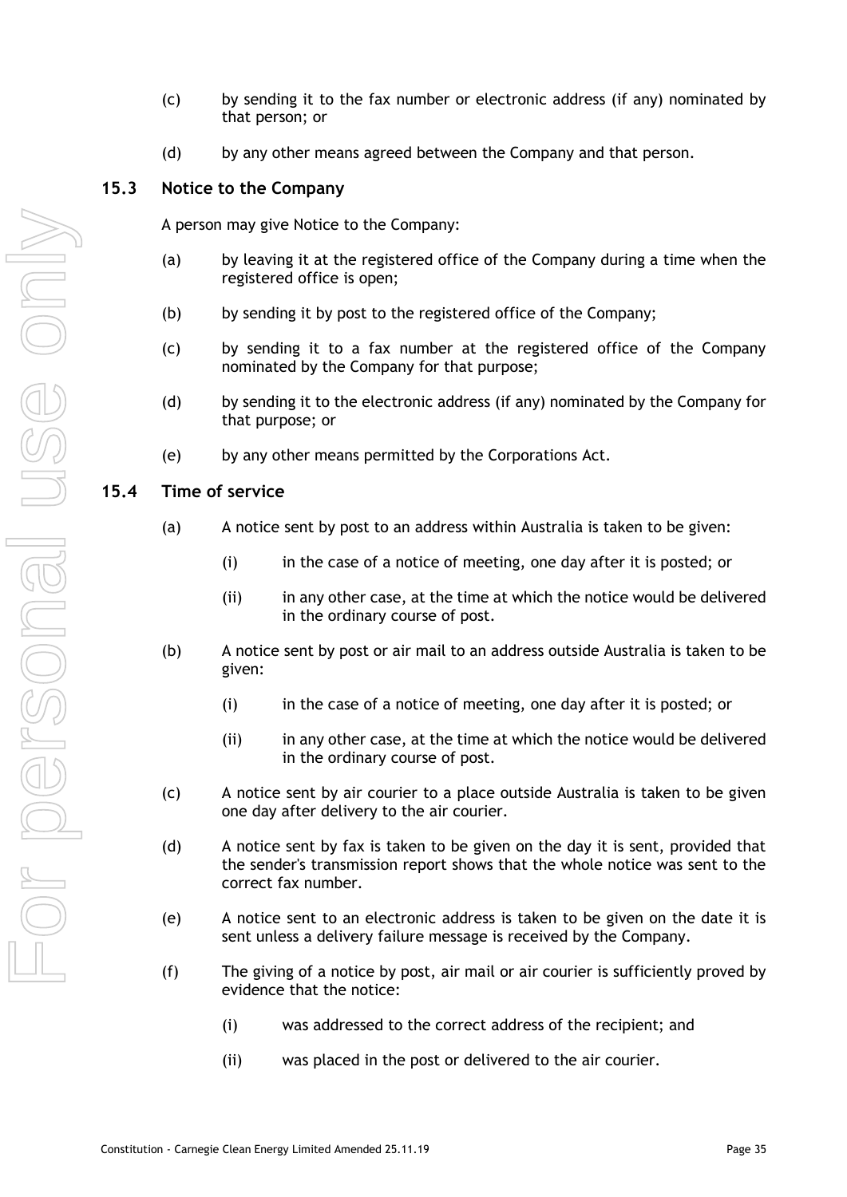(c) by sending it to the fax number or electronic address (if any) nominated by that person; or

(d) by any other means agreed between the Company and that person.

## 15.3 Notice to the Company

A person may give Notice to the Company:

(a) by leaving it at the registered office of the Company during a time when the registered office is open;

(b) by sending it by post to the registered office of the Company;

(c) by sending it to a fax number at the registered office of the Company nominated by the Company for that purpose;

(d) by sending it to the electronic address (if any) nominated by the Company for that purpose; or

(e) by any other means permitted by the Corporations Act.

## 15.4 Time of service

(a) A notice sent by post to an address within Australia is taken to be given:

  (i) in the case of a notice of meeting, one day after it is posted; or

  (ii) in any other case, at the time at which the notice would be delivered in the ordinary course of post.

(b) A notice sent by post or air mail to an address outside Australia is taken to be given:

  (i) in the case of a notice of meeting, one day after it is posted; or

  (ii) in any other case, at the time at which the notice would be delivered in the ordinary course of post.

(c) A notice sent by air courier to a place outside Australia is taken to be given one day after delivery to the air courier.

(d) A notice sent by fax is taken to be given on the day it is sent, provided that the sender's transmission report shows that the whole notice was sent to the correct fax number.

(e) A notice sent to an electronic address is taken to be given on the date it is sent unless a delivery failure message is received by the Company.

(f) The giving of a notice by post, air mail or air courier is sufficiently proved by evidence that the notice:

  (i) was addressed to the correct address of the recipient; and

  (ii) was placed in the post or delivered to the air courier.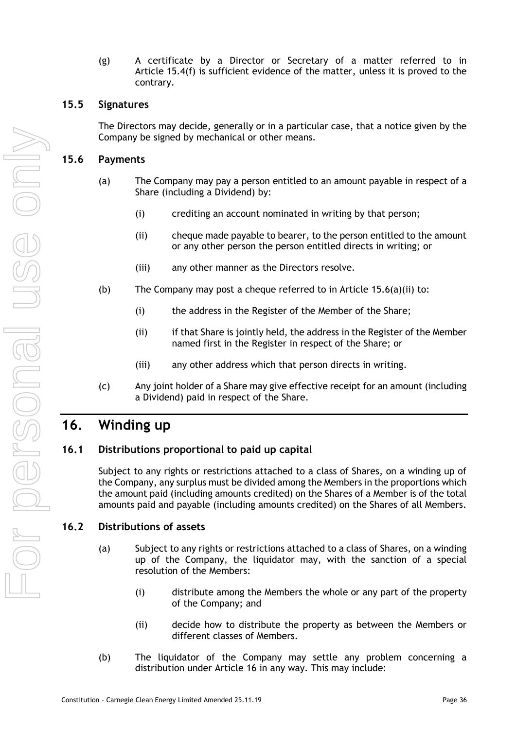(g) A certificate by a Director or Secretary of a matter referred to in Article 15.4(f) is sufficient evidence of the matter, unless it is proved to the contrary.

### 15.5 Signatures

The Directors may decide, generally or in a particular case, that a notice given by the Company be signed by mechanical or other means.

### 15.6 Payments

(a) The Company may pay a person entitled to an amount payable in respect of a Share (including a Dividend) by:

(i) crediting an account nominated in writing by that person;

(ii) cheque made payable to bearer, to the person entitled to the amount or any other person the person entitled directs in writing; or

(iii) any other manner as the Directors resolve.

(b) The Company may post a cheque referred to in Article 15.6(a)(ii) to:

(i) the address in the Register of the Member of the Share;

(ii) if that Share is jointly held, the address in the Register of the Member named first in the Register in respect of the Share; or

(iii) any other address which that person directs in writing.

(c) Any joint holder of a Share may give effective receipt for an amount (including a Dividend) paid in respect of the Share.

## 16. Winding up

### 16.1 Distributions proportional to paid up capital

Subject to any rights or restrictions attached to a class of Shares, on a winding up of the Company, any surplus must be divided among the Members in the proportions which the amount paid (including amounts credited) on the Shares of a Member is of the total amounts paid and payable (including amounts credited) on the Shares of all Members.

### 16.2 Distributions of assets

(a) Subject to any rights or restrictions attached to a class of Shares, on a winding up of the Company, the liquidator may, with the sanction of a special resolution of the Members:

(i) distribute among the Members the whole or any part of the property of the Company; and

(ii) decide how to distribute the property as between the Members or different classes of Members.

(b) The liquidator of the Company may settle any problem concerning a distribution under Article 16 in any way. This may include: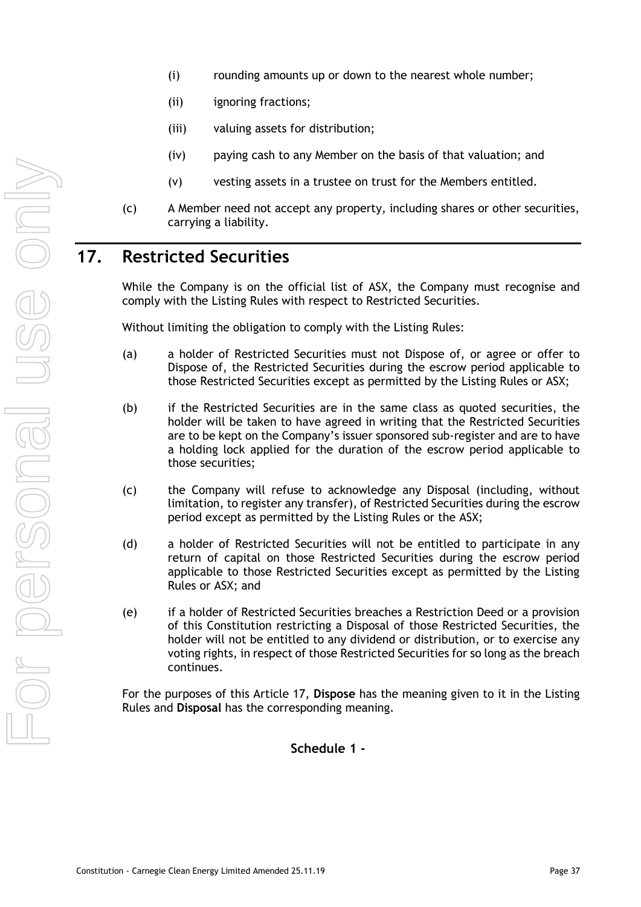(i) rounding amounts up or down to the nearest whole number;

(ii) ignoring fractions;

(iii) valuing assets for distribution;

(iv) paying cash to any Member on the basis of that valuation; and

(v) vesting assets in a trustee on trust for the Members entitled.

(c) A Member need not accept any property, including shares or other securities, carrying a liability.

# 17. Restricted Securities

While the Company is on the official list of ASX, the Company must recognise and comply with the Listing Rules with respect to Restricted Securities.

Without limiting the obligation to comply with the Listing Rules:

(a) a holder of Restricted Securities must not Dispose of, or agree or offer to Dispose of, the Restricted Securities during the escrow period applicable to those Restricted Securities except as permitted by the Listing Rules or ASX;

(b) if the Restricted Securities are in the same class as quoted securities, the holder will be taken to have agreed in writing that the Restricted Securities are to be kept on the Company's issuer sponsored sub-register and are to have a holding lock applied for the duration of the escrow period applicable to those securities;

(c) the Company will refuse to acknowledge any Disposal (including, without limitation, to register any transfer), of Restricted Securities during the escrow period except as permitted by the Listing Rules or the ASX;

(d) a holder of Restricted Securities will not be entitled to participate in any return of capital on those Restricted Securities during the escrow period applicable to those Restricted Securities except as permitted by the Listing Rules or ASX; and

(e) if a holder of Restricted Securities breaches a Restriction Deed or a provision of this Constitution restricting a Disposal of those Restricted Securities, the holder will not be entitled to any dividend or distribution, or to exercise any voting rights, in respect of those Restricted Securities for so long as the breach continues.

For the purposes of this Article 17, **Dispose** has the meaning given to it in the Listing Rules and **Disposal** has the corresponding meaning.

**Schedule 1 -**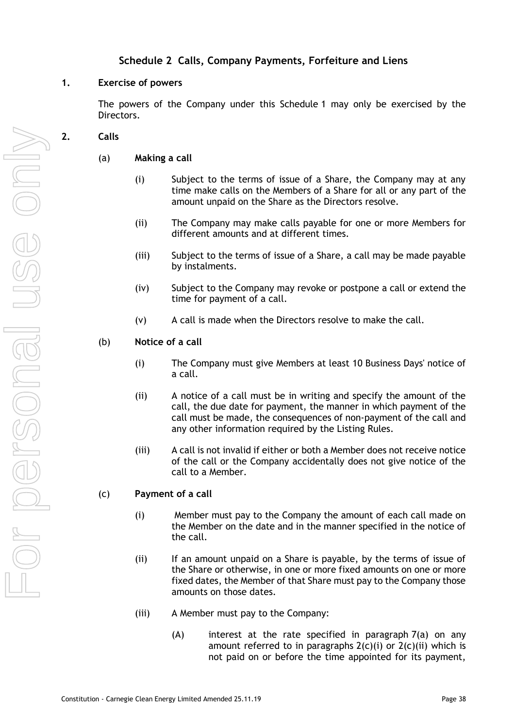## Schedule 2 Calls, Company Payments, Forfeiture and Liens

### 1. Exercise of powers

The powers of the Company under this Schedule 1 may only be exercised by the Directors.

### 2. Calls

(a) **Making a call**

(i) Subject to the terms of issue of a Share, the Company may at any time make calls on the Members of a Share for all or any part of the amount unpaid on the Share as the Directors resolve.

(ii) The Company may make calls payable for one or more Members for different amounts and at different times.

(iii) Subject to the terms of issue of a Share, a call may be made payable by instalments.

(iv) Subject to the Company may revoke or postpone a call or extend the time for payment of a call.

(v) A call is made when the Directors resolve to make the call.

(b) **Notice of a call**

(i) The Company must give Members at least 10 Business Days' notice of a call.

(ii) A notice of a call must be in writing and specify the amount of the call, the due date for payment, the manner in which payment of the call must be made, the consequences of non-payment of the call and any other information required by the Listing Rules.

(iii) A call is not invalid if either or both a Member does not receive notice of the call or the Company accidentally does not give notice of the call to a Member.

(c) **Payment of a call**

(i) Member must pay to the Company the amount of each call made on the Member on the date and in the manner specified in the notice of the call.

(ii) If an amount unpaid on a Share is payable, by the terms of issue of the Share or otherwise, in one or more fixed amounts on one or more fixed dates, the Member of that Share must pay to the Company those amounts on those dates.

(iii) A Member must pay to the Company:

(A) interest at the rate specified in paragraph 7(a) on any amount referred to in paragraphs 2(c)(i) or 2(c)(ii) which is not paid on or before the time appointed for its payment,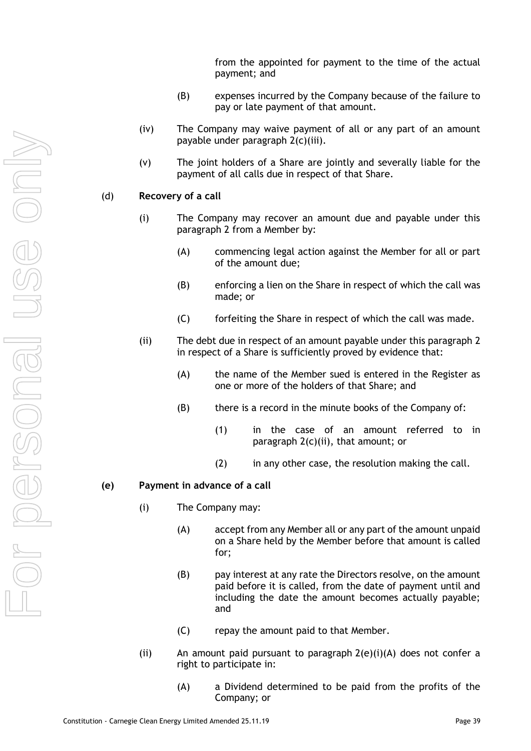from the appointed for payment to the time of the actual payment; and

(B) expenses incurred by the Company because of the failure to pay or late payment of that amount.

(iv) The Company may waive payment of all or any part of an amount payable under paragraph 2(c)(iii).

(v) The joint holders of a Share are jointly and severally liable for the payment of all calls due in respect of that Share.

(d) **Recovery of a call**

(i) The Company may recover an amount due and payable under this paragraph 2 from a Member by:

(A) commencing legal action against the Member for all or part of the amount due;

(B) enforcing a lien on the Share in respect of which the call was made; or

(C) forfeiting the Share in respect of which the call was made.

(ii) The debt due in respect of an amount payable under this paragraph 2 in respect of a Share is sufficiently proved by evidence that:

(A) the name of the Member sued is entered in the Register as one or more of the holders of that Share; and

(B) there is a record in the minute books of the Company of:

(1) in the case of an amount referred to in paragraph 2(c)(ii), that amount; or

(2) in any other case, the resolution making the call.

**(e) Payment in advance of a call**

(i) The Company may:

(A) accept from any Member all or any part of the amount unpaid on a Share held by the Member before that amount is called for;

(B) pay interest at any rate the Directors resolve, on the amount paid before it is called, from the date of payment until and including the date the amount becomes actually payable; and

(C) repay the amount paid to that Member.

(ii) An amount paid pursuant to paragraph 2(e)(i)(A) does not confer a right to participate in:

(A) a Dividend determined to be paid from the profits of the Company; or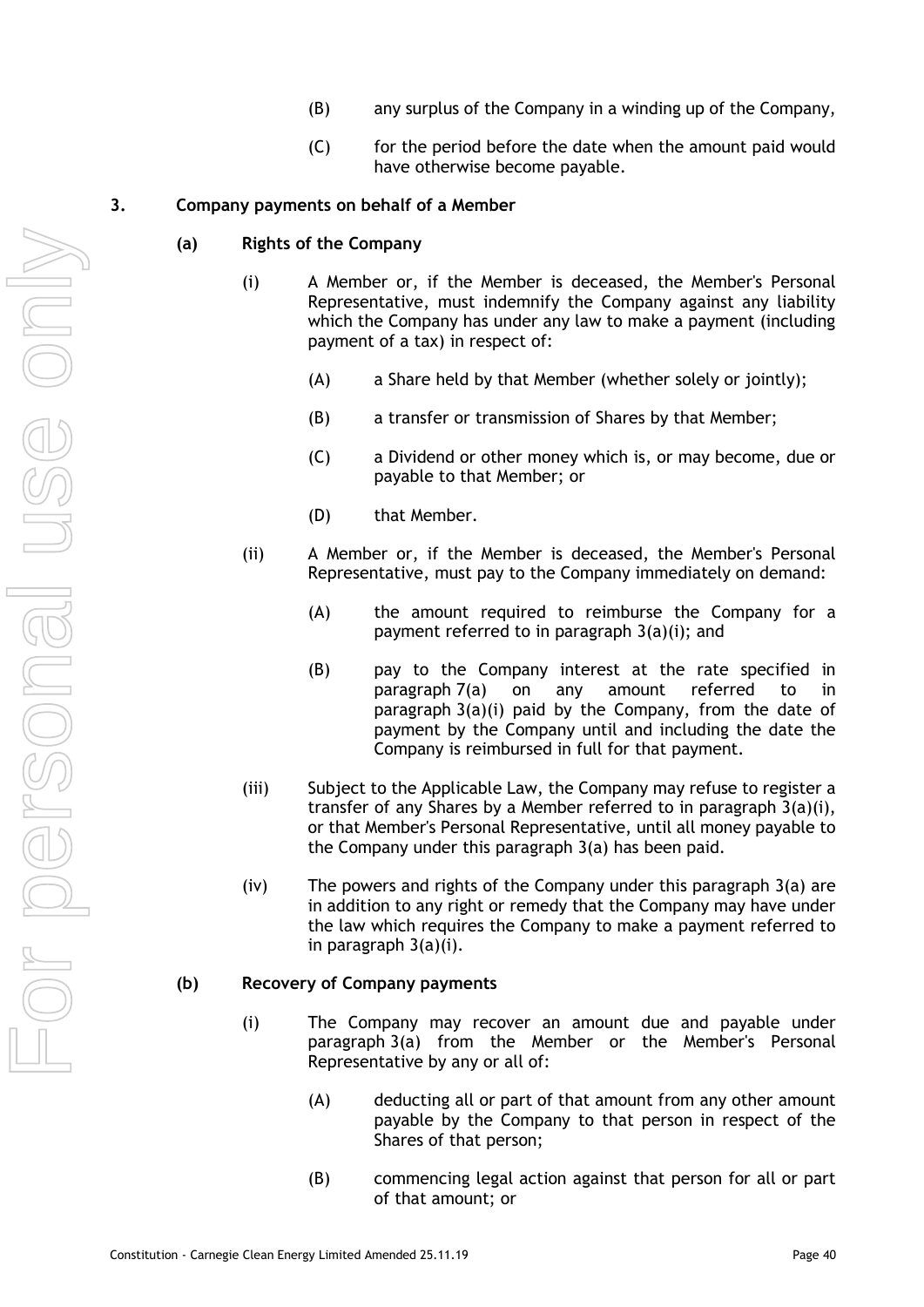(B) any surplus of the Company in a winding up of the Company,

(C) for the period before the date when the amount paid would have otherwise become payable.

**3. Company payments on behalf of a Member**

**(a) Rights of the Company**

(i) A Member or, if the Member is deceased, the Member's Personal Representative, must indemnify the Company against any liability which the Company has under any law to make a payment (including payment of a tax) in respect of:

(A) a Share held by that Member (whether solely or jointly);

(B) a transfer or transmission of Shares by that Member;

(C) a Dividend or other money which is, or may become, due or payable to that Member; or

(D) that Member.

(ii) A Member or, if the Member is deceased, the Member's Personal Representative, must pay to the Company immediately on demand:

(A) the amount required to reimburse the Company for a payment referred to in paragraph 3(a)(i); and

(B) pay to the Company interest at the rate specified in paragraph 7(a) on any amount referred to in paragraph 3(a)(i) paid by the Company, from the date of payment by the Company until and including the date the Company is reimbursed in full for that payment.

(iii) Subject to the Applicable Law, the Company may refuse to register a transfer of any Shares by a Member referred to in paragraph 3(a)(i), or that Member's Personal Representative, until all money payable to the Company under this paragraph 3(a) has been paid.

(iv) The powers and rights of the Company under this paragraph 3(a) are in addition to any right or remedy that the Company may have under the law which requires the Company to make a payment referred to in paragraph 3(a)(i).

**(b) Recovery of Company payments**

(i) The Company may recover an amount due and payable under paragraph 3(a) from the Member or the Member's Personal Representative by any or all of:

(A) deducting all or part of that amount from any other amount payable by the Company to that person in respect of the Shares of that person;

(B) commencing legal action against that person for all or part of that amount; or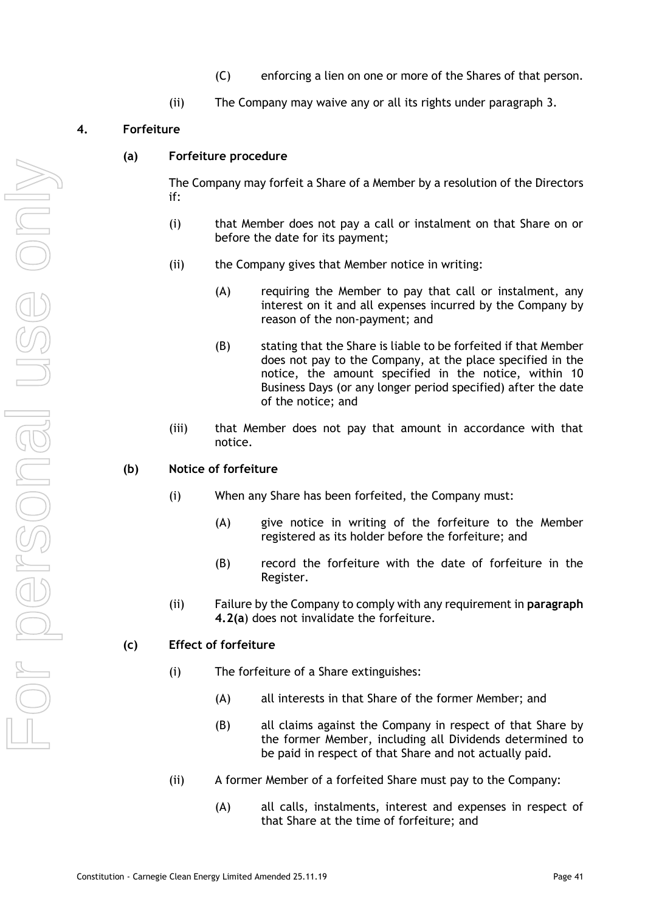(C) enforcing a lien on one or more of the Shares of that person.

(ii) The Company may waive any or all its rights under paragraph 3.

## 4. Forfeiture

### (a) Forfeiture procedure

The Company may forfeit a Share of a Member by a resolution of the Directors if:

(i) that Member does not pay a call or instalment on that Share on or before the date for its payment;

(ii) the Company gives that Member notice in writing:

(A) requiring the Member to pay that call or instalment, any interest on it and all expenses incurred by the Company by reason of the non-payment; and

(B) stating that the Share is liable to be forfeited if that Member does not pay to the Company, at the place specified in the notice, the amount specified in the notice, within 10 Business Days (or any longer period specified) after the date of the notice; and

(iii) that Member does not pay that amount in accordance with that notice.

### (b) Notice of forfeiture

(i) When any Share has been forfeited, the Company must:

(A) give notice in writing of the forfeiture to the Member registered as its holder before the forfeiture; and

(B) record the forfeiture with the date of forfeiture in the Register.

(ii) Failure by the Company to comply with any requirement in **paragraph 4.2(a)** does not invalidate the forfeiture.

### (c) Effect of forfeiture

(i) The forfeiture of a Share extinguishes:

(A) all interests in that Share of the former Member; and

(B) all claims against the Company in respect of that Share by the former Member, including all Dividends determined to be paid in respect of that Share and not actually paid.

(ii) A former Member of a forfeited Share must pay to the Company:

(A) all calls, instalments, interest and expenses in respect of that Share at the time of forfeiture; and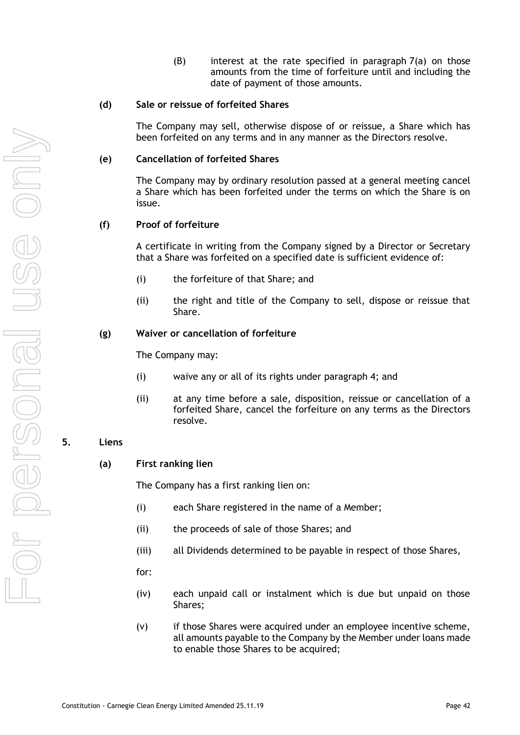(B) interest at the rate specified in paragraph 7(a) on those amounts from the time of forfeiture until and including the date of payment of those amounts.

**(d) Sale or reissue of forfeited Shares**

The Company may sell, otherwise dispose of or reissue, a Share which has been forfeited on any terms and in any manner as the Directors resolve.

**(e) Cancellation of forfeited Shares**

The Company may by ordinary resolution passed at a general meeting cancel a Share which has been forfeited under the terms on which the Share is on issue.

**(f) Proof of forfeiture**

A certificate in writing from the Company signed by a Director or Secretary that a Share was forfeited on a specified date is sufficient evidence of:

(i) the forfeiture of that Share; and

(ii) the right and title of the Company to sell, dispose or reissue that Share.

**(g) Waiver or cancellation of forfeiture**

The Company may:

(i) waive any or all of its rights under paragraph 4; and

(ii) at any time before a sale, disposition, reissue or cancellation of a forfeited Share, cancel the forfeiture on any terms as the Directors resolve.

## 5. Liens

**(a) First ranking lien**

The Company has a first ranking lien on:

(i) each Share registered in the name of a Member;

(ii) the proceeds of sale of those Shares; and

(iii) all Dividends determined to be payable in respect of those Shares,

for:

(iv) each unpaid call or instalment which is due but unpaid on those Shares;

(v) if those Shares were acquired under an employee incentive scheme, all amounts payable to the Company by the Member under loans made to enable those Shares to be acquired;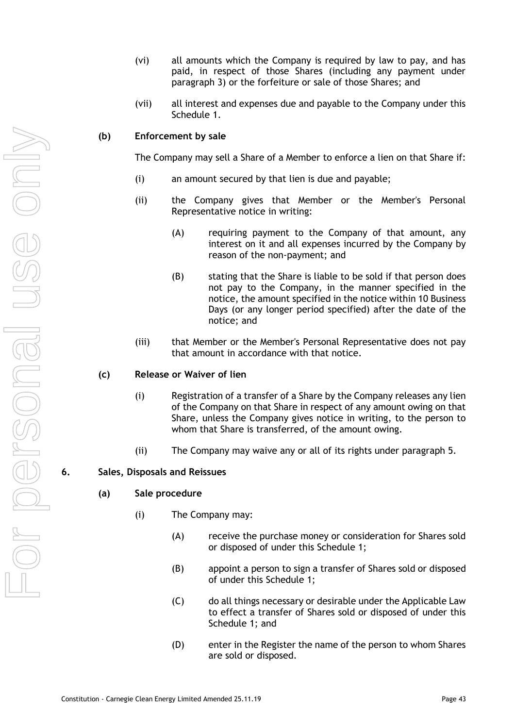(vi) all amounts which the Company is required by law to pay, and has paid, in respect of those Shares (including any payment under paragraph 3) or the forfeiture or sale of those Shares; and

(vii) all interest and expenses due and payable to the Company under this Schedule 1.

**(b) Enforcement by sale**

The Company may sell a Share of a Member to enforce a lien on that Share if:

(i) an amount secured by that lien is due and payable;

(ii) the Company gives that Member or the Member's Personal Representative notice in writing:

(A) requiring payment to the Company of that amount, any interest on it and all expenses incurred by the Company by reason of the non-payment; and

(B) stating that the Share is liable to be sold if that person does not pay to the Company, in the manner specified in the notice, the amount specified in the notice within 10 Business Days (or any longer period specified) after the date of the notice; and

(iii) that Member or the Member's Personal Representative does not pay that amount in accordance with that notice.

**(c) Release or Waiver of lien**

(i) Registration of a transfer of a Share by the Company releases any lien of the Company on that Share in respect of any amount owing on that Share, unless the Company gives notice in writing, to the person to whom that Share is transferred, of the amount owing.

(ii) The Company may waive any or all of its rights under paragraph 5.

## 6. Sales, Disposals and Reissues

**(a) Sale procedure**

(i) The Company may:

(A) receive the purchase money or consideration for Shares sold or disposed of under this Schedule 1;

(B) appoint a person to sign a transfer of Shares sold or disposed of under this Schedule 1;

(C) do all things necessary or desirable under the Applicable Law to effect a transfer of Shares sold or disposed of under this Schedule 1; and

(D) enter in the Register the name of the person to whom Shares are sold or disposed.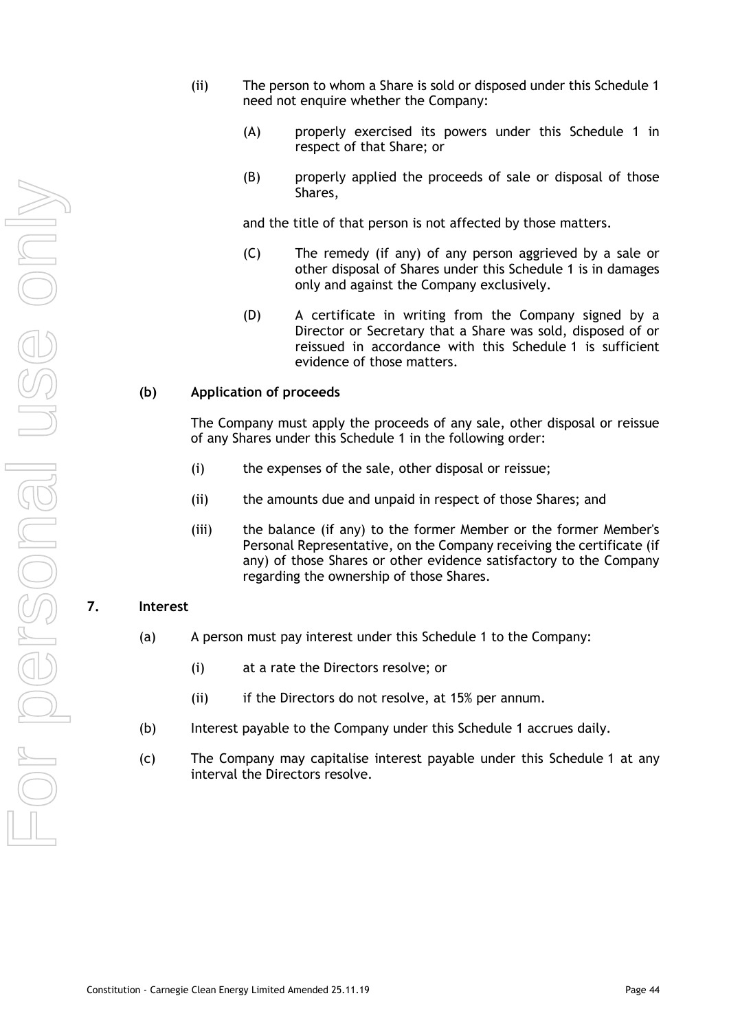(ii) The person to whom a Share is sold or disposed under this Schedule 1 need not enquire whether the Company:

   (A) properly exercised its powers under this Schedule 1 in respect of that Share; or

   (B) properly applied the proceeds of sale or disposal of those Shares,

   and the title of that person is not affected by those matters.

   (C) The remedy (if any) of any person aggrieved by a sale or other disposal of Shares under this Schedule 1 is in damages only and against the Company exclusively.

   (D) A certificate in writing from the Company signed by a Director or Secretary that a Share was sold, disposed of or reissued in accordance with this Schedule 1 is sufficient evidence of those matters.

**(b) Application of proceeds**

The Company must apply the proceeds of any sale, other disposal or reissue of any Shares under this Schedule 1 in the following order:

(i) the expenses of the sale, other disposal or reissue;

(ii) the amounts due and unpaid in respect of those Shares; and

(iii) the balance (if any) to the former Member or the former Member's Personal Representative, on the Company receiving the certificate (if any) of those Shares or other evidence satisfactory to the Company regarding the ownership of those Shares.

**7. Interest**

(a) A person must pay interest under this Schedule 1 to the Company:

   (i) at a rate the Directors resolve; or

   (ii) if the Directors do not resolve, at 15% per annum.

(b) Interest payable to the Company under this Schedule 1 accrues daily.

(c) The Company may capitalise interest payable under this Schedule 1 at any interval the Directors resolve.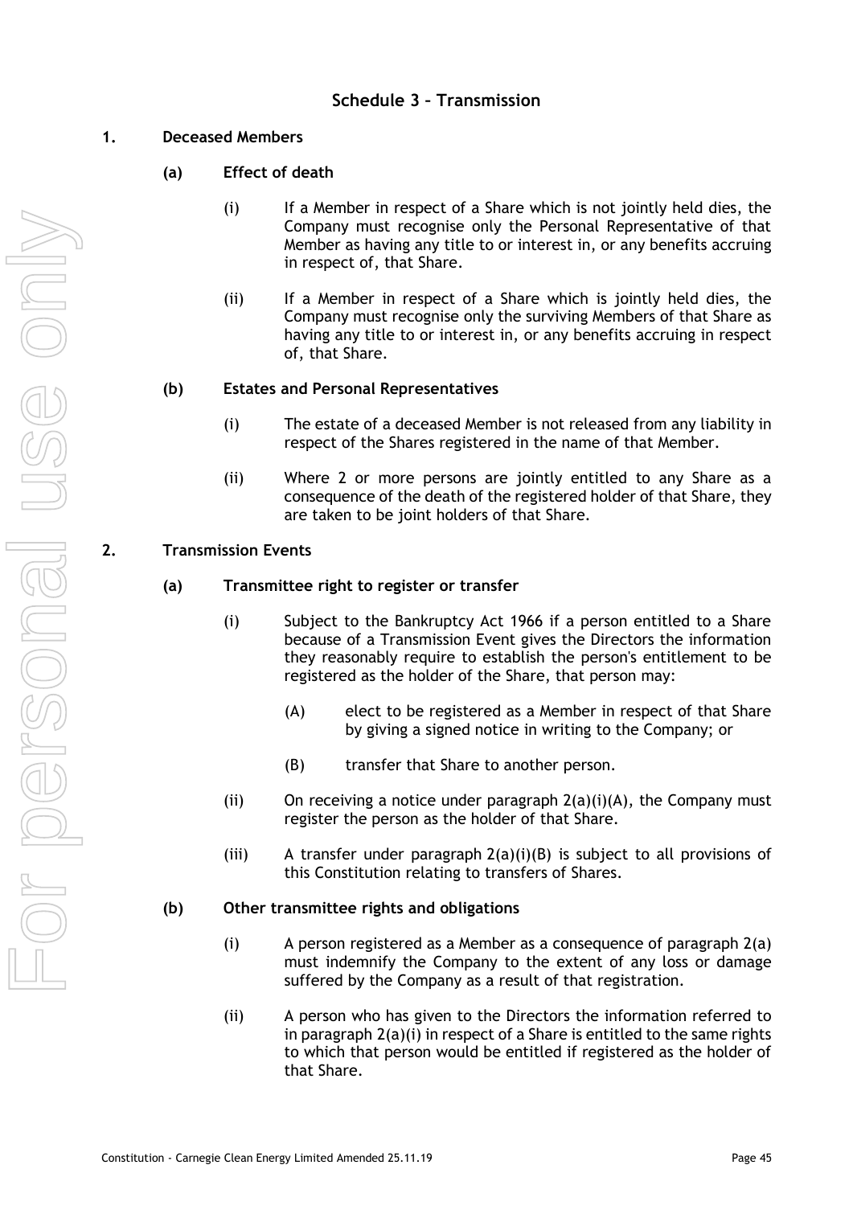# Schedule 3 – Transmission

## 1. Deceased Members

### (a) Effect of death

(i) If a Member in respect of a Share which is not jointly held dies, the Company must recognise only the Personal Representative of that Member as having any title to or interest in, or any benefits accruing in respect of, that Share.

(ii) If a Member in respect of a Share which is jointly held dies, the Company must recognise only the surviving Members of that Share as having any title to or interest in, or any benefits accruing in respect of, that Share.

### (b) Estates and Personal Representatives

(i) The estate of a deceased Member is not released from any liability in respect of the Shares registered in the name of that Member.

(ii) Where 2 or more persons are jointly entitled to any Share as a consequence of the death of the registered holder of that Share, they are taken to be joint holders of that Share.

## 2. Transmission Events

### (a) Transmittee right to register or transfer

(i) Subject to the Bankruptcy Act 1966 if a person entitled to a Share because of a Transmission Event gives the Directors the information they reasonably require to establish the person's entitlement to be registered as the holder of the Share, that person may:

(A) elect to be registered as a Member in respect of that Share by giving a signed notice in writing to the Company; or

(B) transfer that Share to another person.

(ii) On receiving a notice under paragraph 2(a)(i)(A), the Company must register the person as the holder of that Share.

(iii) A transfer under paragraph 2(a)(i)(B) is subject to all provisions of this Constitution relating to transfers of Shares.

### (b) Other transmittee rights and obligations

(i) A person registered as a Member as a consequence of paragraph 2(a) must indemnify the Company to the extent of any loss or damage suffered by the Company as a result of that registration.

(ii) A person who has given to the Directors the information referred to in paragraph 2(a)(i) in respect of a Share is entitled to the same rights to which that person would be entitled if registered as the holder of that Share.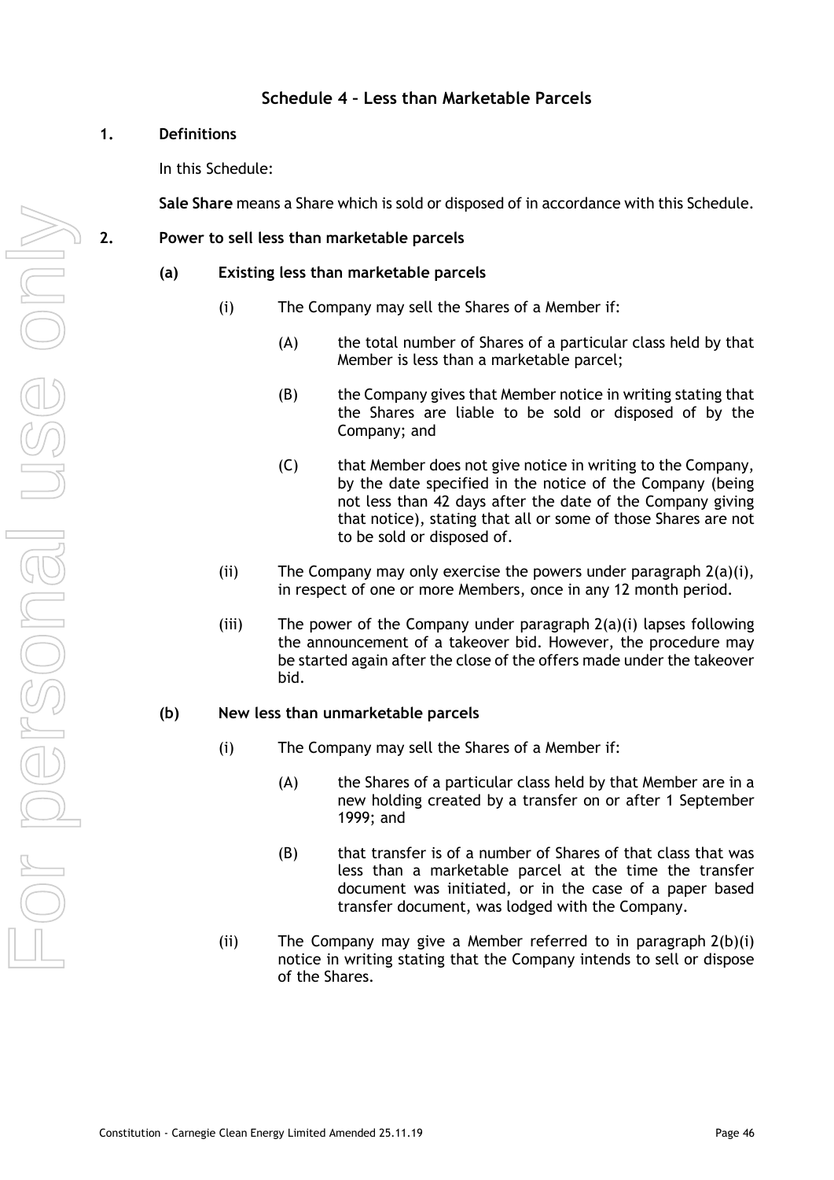# Schedule 4 – Less than Marketable Parcels

**1. Definitions**

In this Schedule:

**Sale Share** means a Share which is sold or disposed of in accordance with this Schedule.

**2. Power to sell less than marketable parcels**

**(a) Existing less than marketable parcels**

(i) The Company may sell the Shares of a Member if:

(A) the total number of Shares of a particular class held by that Member is less than a marketable parcel;

(B) the Company gives that Member notice in writing stating that the Shares are liable to be sold or disposed of by the Company; and

(C) that Member does not give notice in writing to the Company, by the date specified in the notice of the Company (being not less than 42 days after the date of the Company giving that notice), stating that all or some of those Shares are not to be sold or disposed of.

(ii) The Company may only exercise the powers under paragraph 2(a)(i), in respect of one or more Members, once in any 12 month period.

(iii) The power of the Company under paragraph 2(a)(i) lapses following the announcement of a takeover bid. However, the procedure may be started again after the close of the offers made under the takeover bid.

**(b) New less than unmarketable parcels**

(i) The Company may sell the Shares of a Member if:

(A) the Shares of a particular class held by that Member are in a new holding created by a transfer on or after 1 September 1999; and

(B) that transfer is of a number of Shares of that class that was less than a marketable parcel at the time the transfer document was initiated, or in the case of a paper based transfer document, was lodged with the Company.

(ii) The Company may give a Member referred to in paragraph 2(b)(i) notice in writing stating that the Company intends to sell or dispose of the Shares.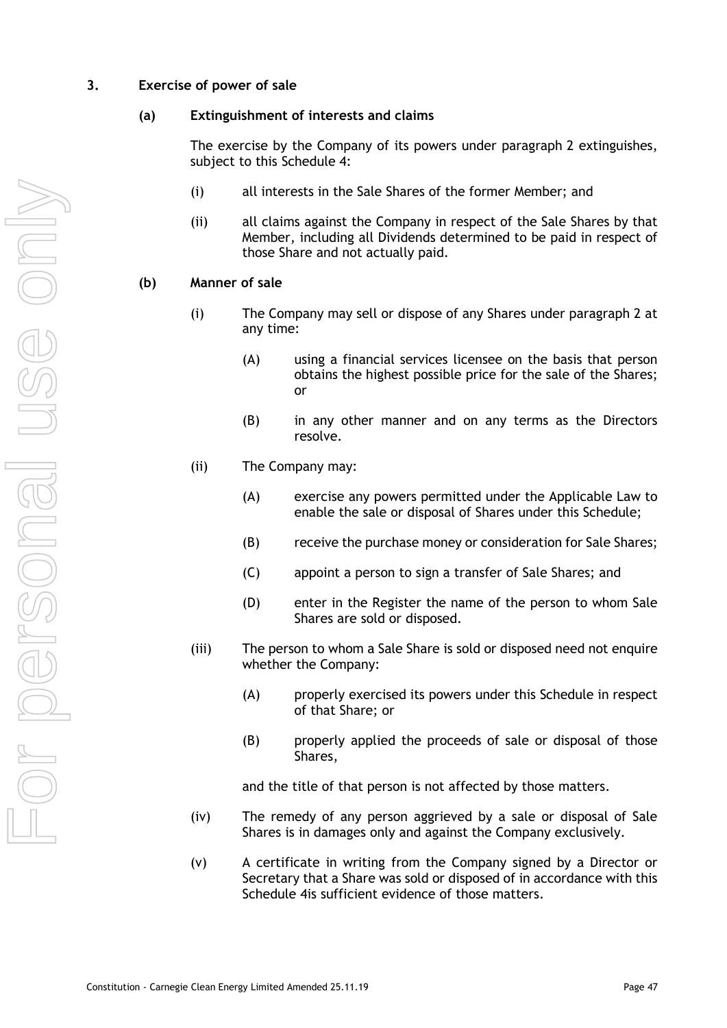**3. Exercise of power of sale**

**(a) Extinguishment of interests and claims**

The exercise by the Company of its powers under paragraph 2 extinguishes, subject to this Schedule 4:

(i) all interests in the Sale Shares of the former Member; and

(ii) all claims against the Company in respect of the Sale Shares by that Member, including all Dividends determined to be paid in respect of those Share and not actually paid.

**(b) Manner of sale**

(i) The Company may sell or dispose of any Shares under paragraph 2 at any time:

(A) using a financial services licensee on the basis that person obtains the highest possible price for the sale of the Shares; or

(B) in any other manner and on any terms as the Directors resolve.

(ii) The Company may:

(A) exercise any powers permitted under the Applicable Law to enable the sale or disposal of Shares under this Schedule;

(B) receive the purchase money or consideration for Sale Shares;

(C) appoint a person to sign a transfer of Sale Shares; and

(D) enter in the Register the name of the person to whom Sale Shares are sold or disposed.

(iii) The person to whom a Sale Share is sold or disposed need not enquire whether the Company:

(A) properly exercised its powers under this Schedule in respect of that Share; or

(B) properly applied the proceeds of sale or disposal of those Shares,

and the title of that person is not affected by those matters.

(iv) The remedy of any person aggrieved by a sale or disposal of Sale Shares is in damages only and against the Company exclusively.

(v) A certificate in writing from the Company signed by a Director or Secretary that a Share was sold or disposed of in accordance with this Schedule 4is sufficient evidence of those matters.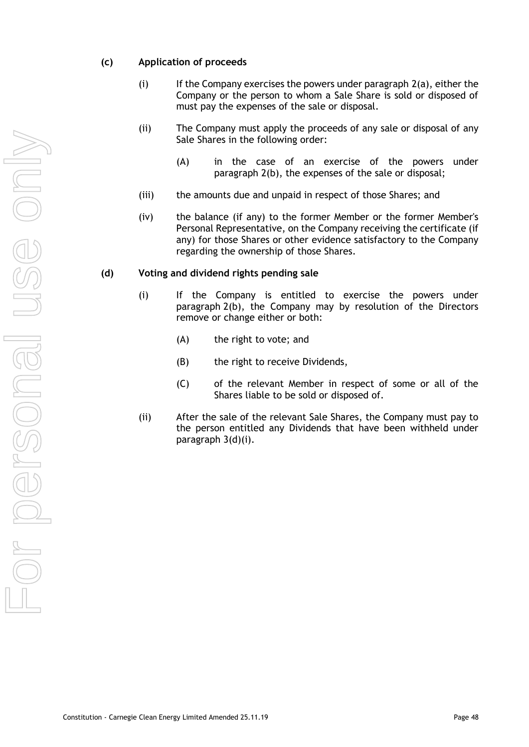**(c) Application of proceeds**

(i) If the Company exercises the powers under paragraph 2(a), either the Company or the person to whom a Sale Share is sold or disposed of must pay the expenses of the sale or disposal.

(ii) The Company must apply the proceeds of any sale or disposal of any Sale Shares in the following order:

(A) in the case of an exercise of the powers under paragraph 2(b), the expenses of the sale or disposal;

(iii) the amounts due and unpaid in respect of those Shares; and

(iv) the balance (if any) to the former Member or the former Member's Personal Representative, on the Company receiving the certificate (if any) for those Shares or other evidence satisfactory to the Company regarding the ownership of those Shares.

**(d) Voting and dividend rights pending sale**

(i) If the Company is entitled to exercise the powers under paragraph 2(b), the Company may by resolution of the Directors remove or change either or both:

(A) the right to vote; and

(B) the right to receive Dividends,

(C) of the relevant Member in respect of some or all of the Shares liable to be sold or disposed of.

(ii) After the sale of the relevant Sale Shares, the Company must pay to the person entitled any Dividends that have been withheld under paragraph 3(d)(i).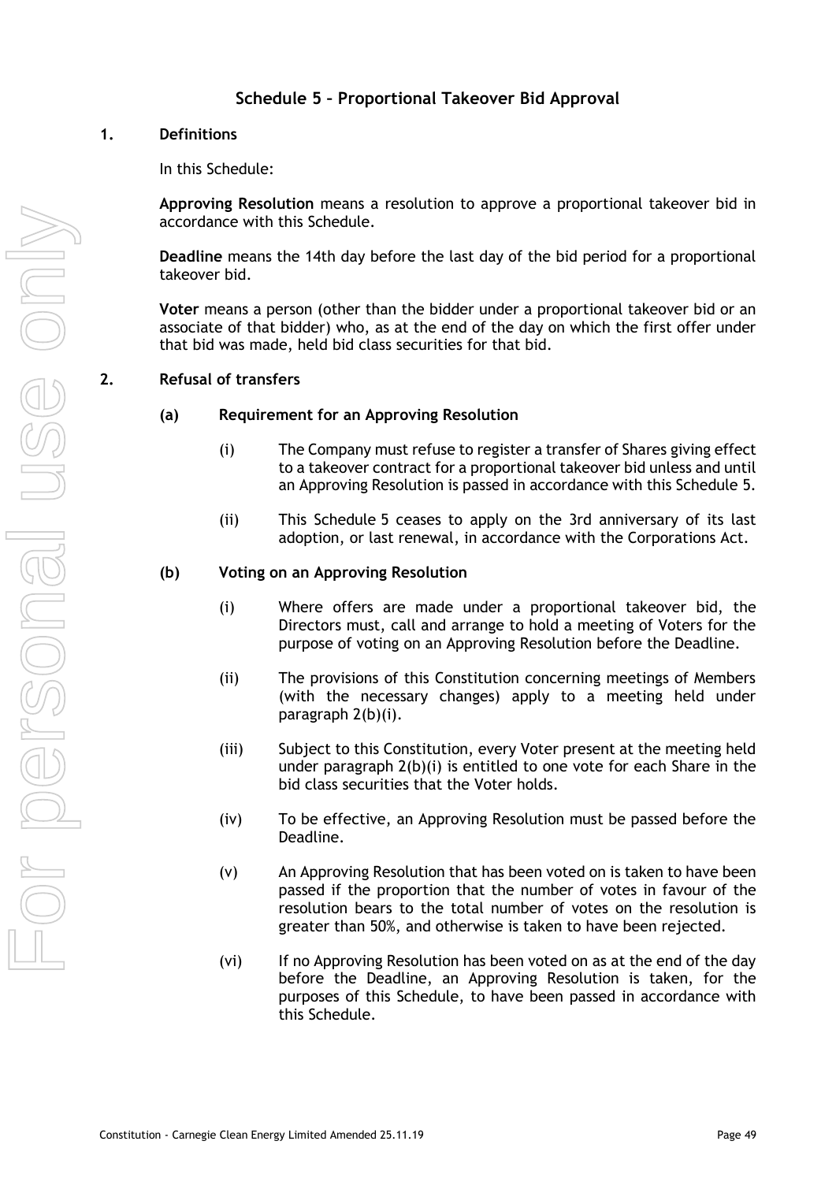# Schedule 5 – Proportional Takeover Bid Approval

## 1. Definitions

In this Schedule:

**Approving Resolution** means a resolution to approve a proportional takeover bid in accordance with this Schedule.

**Deadline** means the 14th day before the last day of the bid period for a proportional takeover bid.

**Voter** means a person (other than the bidder under a proportional takeover bid or an associate of that bidder) who, as at the end of the day on which the first offer under that bid was made, held bid class securities for that bid.

## 2. Refusal of transfers

### (a) Requirement for an Approving Resolution

(i) The Company must refuse to register a transfer of Shares giving effect to a takeover contract for a proportional takeover bid unless and until an Approving Resolution is passed in accordance with this Schedule 5.

(ii) This Schedule 5 ceases to apply on the 3rd anniversary of its last adoption, or last renewal, in accordance with the Corporations Act.

### (b) Voting on an Approving Resolution

(i) Where offers are made under a proportional takeover bid, the Directors must, call and arrange to hold a meeting of Voters for the purpose of voting on an Approving Resolution before the Deadline.

(ii) The provisions of this Constitution concerning meetings of Members (with the necessary changes) apply to a meeting held under paragraph 2(b)(i).

(iii) Subject to this Constitution, every Voter present at the meeting held under paragraph 2(b)(i) is entitled to one vote for each Share in the bid class securities that the Voter holds.

(iv) To be effective, an Approving Resolution must be passed before the Deadline.

(v) An Approving Resolution that has been voted on is taken to have been passed if the proportion that the number of votes in favour of the resolution bears to the total number of votes on the resolution is greater than 50%, and otherwise is taken to have been rejected.

(vi) If no Approving Resolution has been voted on as at the end of the day before the Deadline, an Approving Resolution is taken, for the purposes of this Schedule, to have been passed in accordance with this Schedule.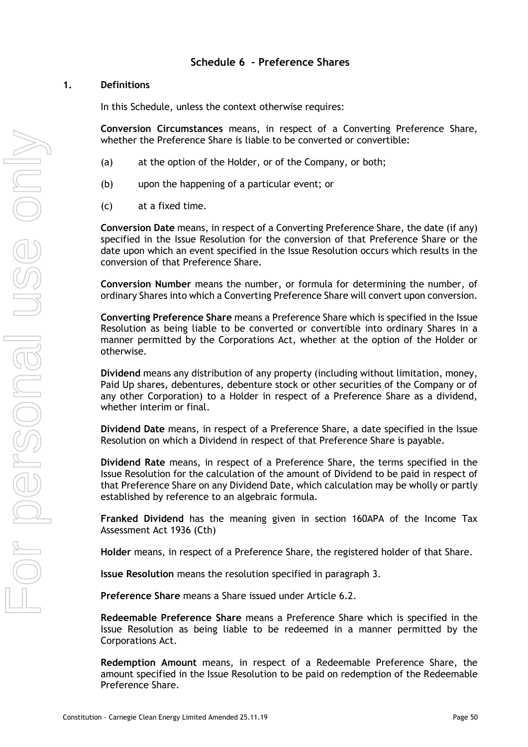## Schedule 6 – Preference Shares

### 1. Definitions

In this Schedule, unless the context otherwise requires:

**Conversion Circumstances** means, in respect of a Converting Preference Share, whether the Preference Share is liable to be converted or convertible:

(a) at the option of the Holder, or of the Company, or both;

(b) upon the happening of a particular event; or

(c) at a fixed time.

**Conversion Date** means, in respect of a Converting Preference Share, the date (if any) specified in the Issue Resolution for the conversion of that Preference Share or the date upon which an event specified in the Issue Resolution occurs which results in the conversion of that Preference Share.

**Conversion Number** means the number, or formula for determining the number, of ordinary Shares into which a Converting Preference Share will convert upon conversion.

**Converting Preference Share** means a Preference Share which is specified in the Issue Resolution as being liable to be converted or convertible into ordinary Shares in a manner permitted by the Corporations Act, whether at the option of the Holder or otherwise.

**Dividend** means any distribution of any property (including without limitation, money, Paid Up shares, debentures, debenture stock or other securities of the Company or of any other Corporation) to a Holder in respect of a Preference Share as a dividend, whether interim or final.

**Dividend Date** means, in respect of a Preference Share, a date specified in the Issue Resolution on which a Dividend in respect of that Preference Share is payable.

**Dividend Rate** means, in respect of a Preference Share, the terms specified in the Issue Resolution for the calculation of the amount of Dividend to be paid in respect of that Preference Share on any Dividend Date, which calculation may be wholly or partly established by reference to an algebraic formula.

**Franked Dividend** has the meaning given in section 160APA of the Income Tax Assessment Act 1936 (Cth)

**Holder** means, in respect of a Preference Share, the registered holder of that Share.

**Issue Resolution** means the resolution specified in paragraph 3.

**Preference Share** means a Share issued under Article 6.2.

**Redeemable Preference Share** means a Preference Share which is specified in the Issue Resolution as being liable to be redeemed in a manner permitted by the Corporations Act.

**Redemption Amount** means, in respect of a Redeemable Preference Share, the amount specified in the Issue Resolution to be paid on redemption of the Redeemable Preference Share.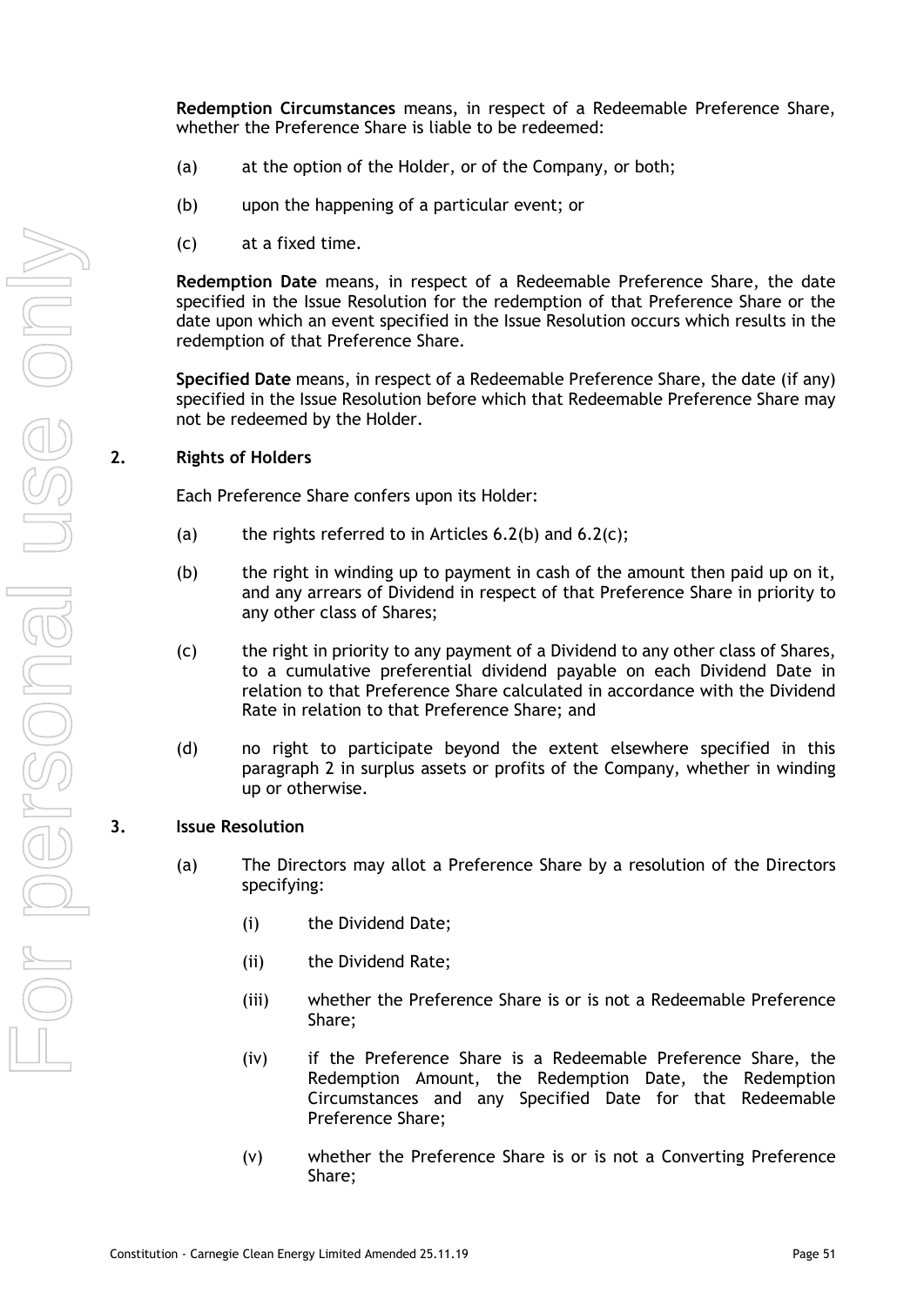**Redemption Circumstances** means, in respect of a Redeemable Preference Share, whether the Preference Share is liable to be redeemed:

(a) at the option of the Holder, or of the Company, or both;

(b) upon the happening of a particular event; or

(c) at a fixed time.

**Redemption Date** means, in respect of a Redeemable Preference Share, the date specified in the Issue Resolution for the redemption of that Preference Share or the date upon which an event specified in the Issue Resolution occurs which results in the redemption of that Preference Share.

**Specified Date** means, in respect of a Redeemable Preference Share, the date (if any) specified in the Issue Resolution before which that Redeemable Preference Share may not be redeemed by the Holder.

## 2. Rights of Holders

Each Preference Share confers upon its Holder:

(a) the rights referred to in Articles 6.2(b) and 6.2(c);

(b) the right in winding up to payment in cash of the amount then paid up on it, and any arrears of Dividend in respect of that Preference Share in priority to any other class of Shares;

(c) the right in priority to any payment of a Dividend to any other class of Shares, to a cumulative preferential dividend payable on each Dividend Date in relation to that Preference Share calculated in accordance with the Dividend Rate in relation to that Preference Share; and

(d) no right to participate beyond the extent elsewhere specified in this paragraph 2 in surplus assets or profits of the Company, whether in winding up or otherwise.

## 3. Issue Resolution

(a) The Directors may allot a Preference Share by a resolution of the Directors specifying:

  (i) the Dividend Date;

  (ii) the Dividend Rate;

  (iii) whether the Preference Share is or is not a Redeemable Preference Share;

  (iv) if the Preference Share is a Redeemable Preference Share, the Redemption Amount, the Redemption Date, the Redemption Circumstances and any Specified Date for that Redeemable Preference Share;

  (v) whether the Preference Share is or is not a Converting Preference Share;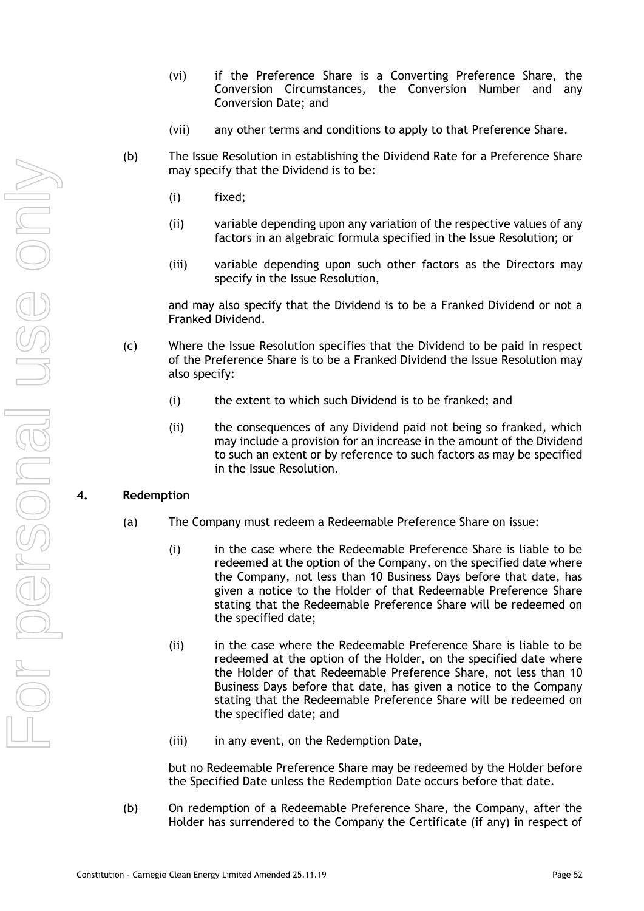(vi) if the Preference Share is a Converting Preference Share, the Conversion Circumstances, the Conversion Number and any Conversion Date; and

(vii) any other terms and conditions to apply to that Preference Share.

(b) The Issue Resolution in establishing the Dividend Rate for a Preference Share may specify that the Dividend is to be:

(i) fixed;

(ii) variable depending upon any variation of the respective values of any factors in an algebraic formula specified in the Issue Resolution; or

(iii) variable depending upon such other factors as the Directors may specify in the Issue Resolution,

and may also specify that the Dividend is to be a Franked Dividend or not a Franked Dividend.

(c) Where the Issue Resolution specifies that the Dividend to be paid in respect of the Preference Share is to be a Franked Dividend the Issue Resolution may also specify:

(i) the extent to which such Dividend is to be franked; and

(ii) the consequences of any Dividend paid not being so franked, which may include a provision for an increase in the amount of the Dividend to such an extent or by reference to such factors as may be specified in the Issue Resolution.

## 4. Redemption

(a) The Company must redeem a Redeemable Preference Share on issue:

(i) in the case where the Redeemable Preference Share is liable to be redeemed at the option of the Company, on the specified date where the Company, not less than 10 Business Days before that date, has given a notice to the Holder of that Redeemable Preference Share stating that the Redeemable Preference Share will be redeemed on the specified date;

(ii) in the case where the Redeemable Preference Share is liable to be redeemed at the option of the Holder, on the specified date where the Holder of that Redeemable Preference Share, not less than 10 Business Days before that date, has given a notice to the Company stating that the Redeemable Preference Share will be redeemed on the specified date; and

(iii) in any event, on the Redemption Date,

but no Redeemable Preference Share may be redeemed by the Holder before the Specified Date unless the Redemption Date occurs before that date.

(b) On redemption of a Redeemable Preference Share, the Company, after the Holder has surrendered to the Company the Certificate (if any) in respect of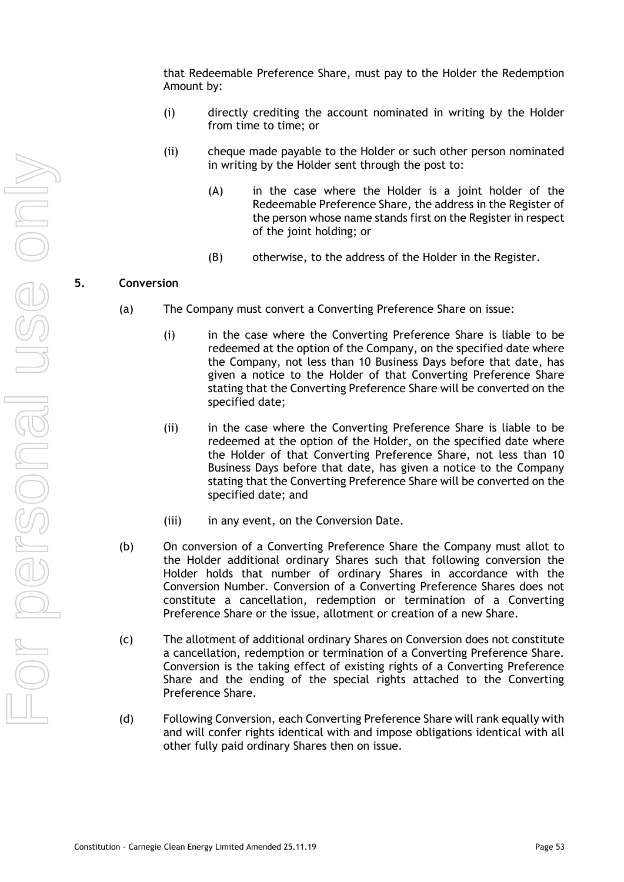that Redeemable Preference Share, must pay to the Holder the Redemption Amount by:

(i) directly crediting the account nominated in writing by the Holder from time to time; or

(ii) cheque made payable to the Holder or such other person nominated in writing by the Holder sent through the post to:

(A) in the case where the Holder is a joint holder of the Redeemable Preference Share, the address in the Register of the person whose name stands first on the Register in respect of the joint holding; or

(B) otherwise, to the address of the Holder in the Register.

## 5. Conversion

(a) The Company must convert a Converting Preference Share on issue:

(i) in the case where the Converting Preference Share is liable to be redeemed at the option of the Company, on the specified date where the Company, not less than 10 Business Days before that date, has given a notice to the Holder of that Converting Preference Share stating that the Converting Preference Share will be converted on the specified date;

(ii) in the case where the Converting Preference Share is liable to be redeemed at the option of the Holder, on the specified date where the Holder of that Converting Preference Share, not less than 10 Business Days before that date, has given a notice to the Company stating that the Converting Preference Share will be converted on the specified date; and

(iii) in any event, on the Conversion Date.

(b) On conversion of a Converting Preference Share the Company must allot to the Holder additional ordinary Shares such that following conversion the Holder holds that number of ordinary Shares in accordance with the Conversion Number. Conversion of a Converting Preference Shares does not constitute a cancellation, redemption or termination of a Converting Preference Share or the issue, allotment or creation of a new Share.

(c) The allotment of additional ordinary Shares on Conversion does not constitute a cancellation, redemption or termination of a Converting Preference Share. Conversion is the taking effect of existing rights of a Converting Preference Share and the ending of the special rights attached to the Converting Preference Share.

(d) Following Conversion, each Converting Preference Share will rank equally with and will confer rights identical with and impose obligations identical with all other fully paid ordinary Shares then on issue.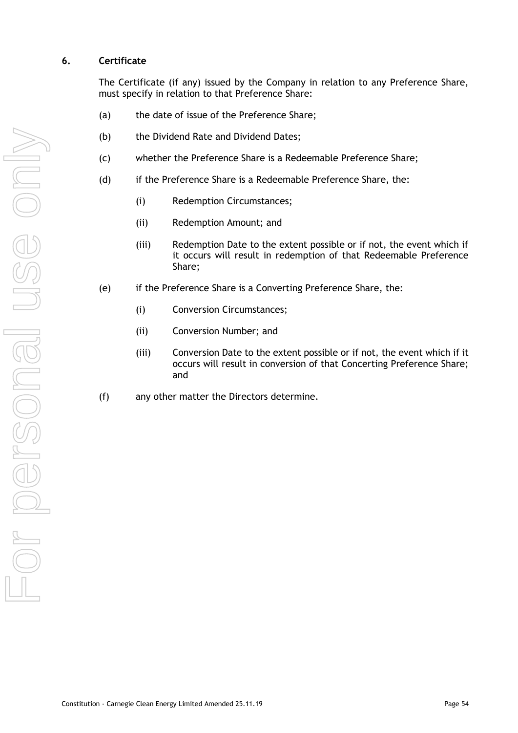## 6. Certificate

The Certificate (if any) issued by the Company in relation to any Preference Share, must specify in relation to that Preference Share:

(a) the date of issue of the Preference Share;

(b) the Dividend Rate and Dividend Dates;

(c) whether the Preference Share is a Redeemable Preference Share;

(d) if the Preference Share is a Redeemable Preference Share, the:

  (i) Redemption Circumstances;

  (ii) Redemption Amount; and

  (iii) Redemption Date to the extent possible or if not, the event which if it occurs will result in redemption of that Redeemable Preference Share;

(e) if the Preference Share is a Converting Preference Share, the:

  (i) Conversion Circumstances;

  (ii) Conversion Number; and

  (iii) Conversion Date to the extent possible or if not, the event which if it occurs will result in conversion of that Concerting Preference Share; and

(f) any other matter the Directors determine.